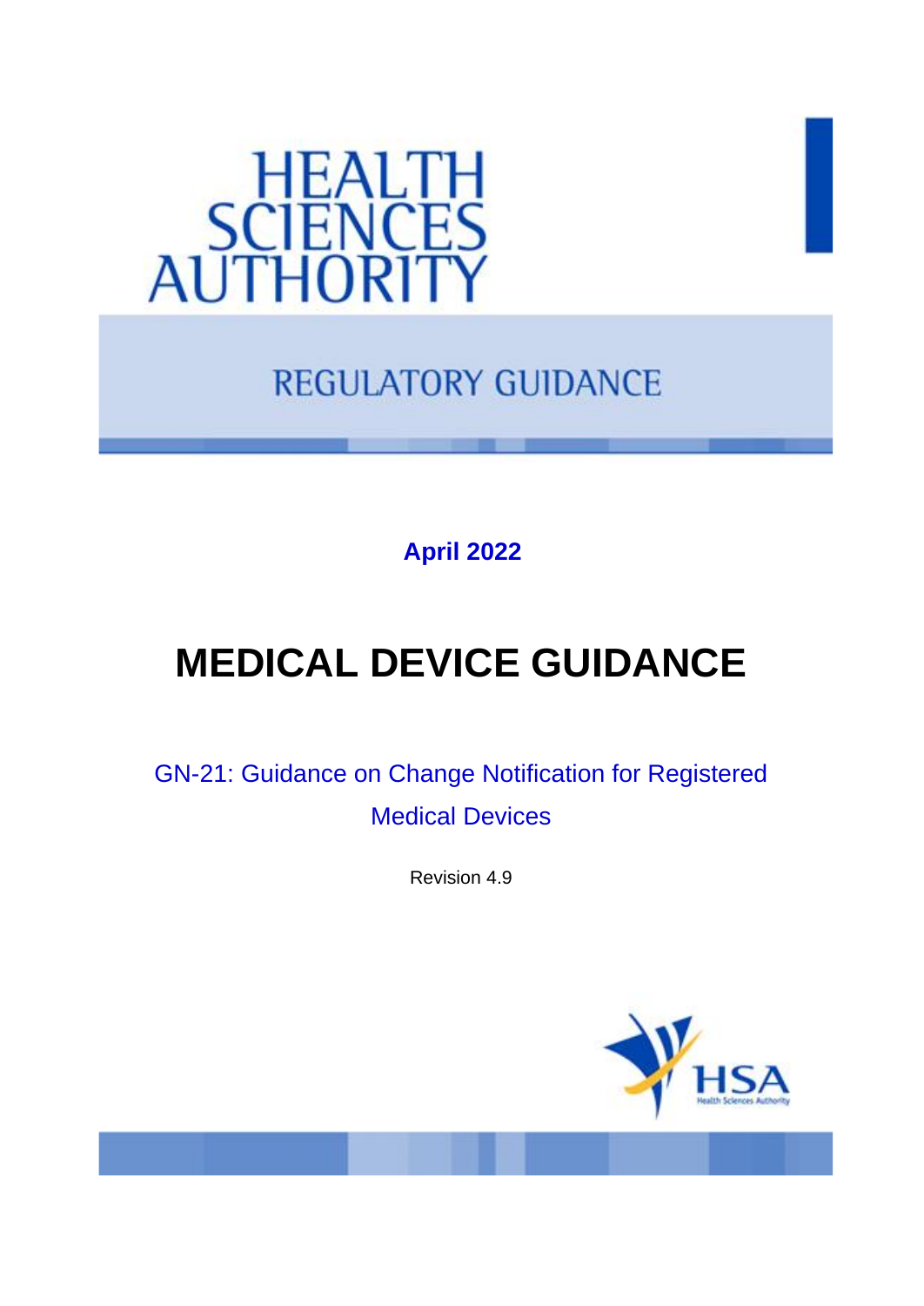HEALTH SCIENCES AUTHORITY

REGULATORY GUIDANCE

**April 2022**

# MEDICAL DEVICE GUIDANCE

## GN-21: Guidance on Change Notification for Registered Medical Devices

Revision 4.9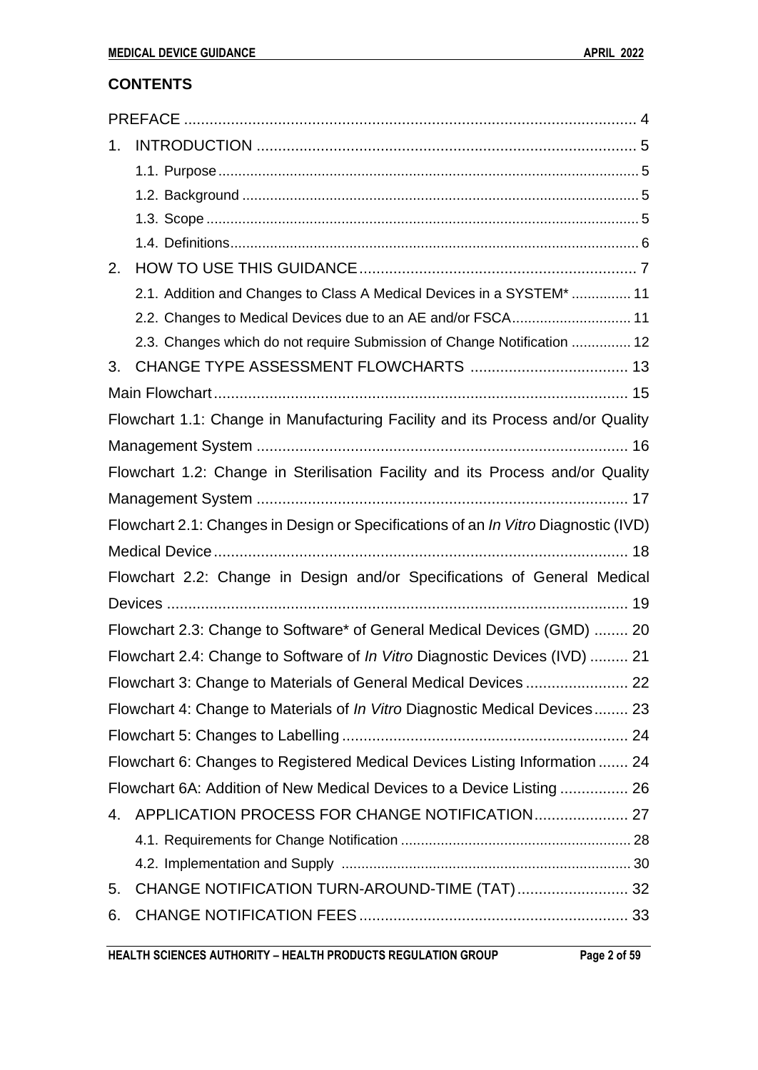## CONTENTS

PREFACE .......... 4

1. INTRODUCTION .......... 5
   - 1.1. Purpose .......... 5
   - 1.2. Background .......... 5
   - 1.3. Scope .......... 5
   - 1.4. Definitions .......... 6
2. HOW TO USE THIS GUIDANCE .......... 7
   - 2.1. Addition and Changes to Class A Medical Devices in a SYSTEM* .......... 11
   - 2.2. Changes to Medical Devices due to an AE and/or FSCA .......... 11
   - 2.3. Changes which do not require Submission of Change Notification .......... 12
3. CHANGE TYPE ASSESSMENT FLOWCHARTS .......... 13

Main Flowchart .......... 15

Flowchart 1.1: Change in Manufacturing Facility and its Process and/or Quality Management System .......... 16

Flowchart 1.2: Change in Sterilisation Facility and its Process and/or Quality Management System .......... 17

Flowchart 2.1: Changes in Design or Specifications of an *In Vitro* Diagnostic (IVD) Medical Device .......... 18

Flowchart 2.2: Change in Design and/or Specifications of General Medical Devices .......... 19

Flowchart 2.3: Change to Software* of General Medical Devices (GMD) .......... 20

Flowchart 2.4: Change to Software of *In Vitro* Diagnostic Devices (IVD) .......... 21

Flowchart 3: Change to Materials of General Medical Devices .......... 22

Flowchart 4: Change to Materials of *In Vitro* Diagnostic Medical Devices .......... 23

Flowchart 5: Changes to Labelling .......... 24

Flowchart 6: Changes to Registered Medical Devices Listing Information .......... 24

Flowchart 6A: Addition of New Medical Devices to a Device Listing .......... 26

4. APPLICATION PROCESS FOR CHANGE NOTIFICATION .......... 27
   - 4.1. Requirements for Change Notification .......... 28
   - 4.2. Implementation and Supply .......... 30
5. CHANGE NOTIFICATION TURN-AROUND-TIME (TAT) .......... 32
6. CHANGE NOTIFICATION FEES .......... 33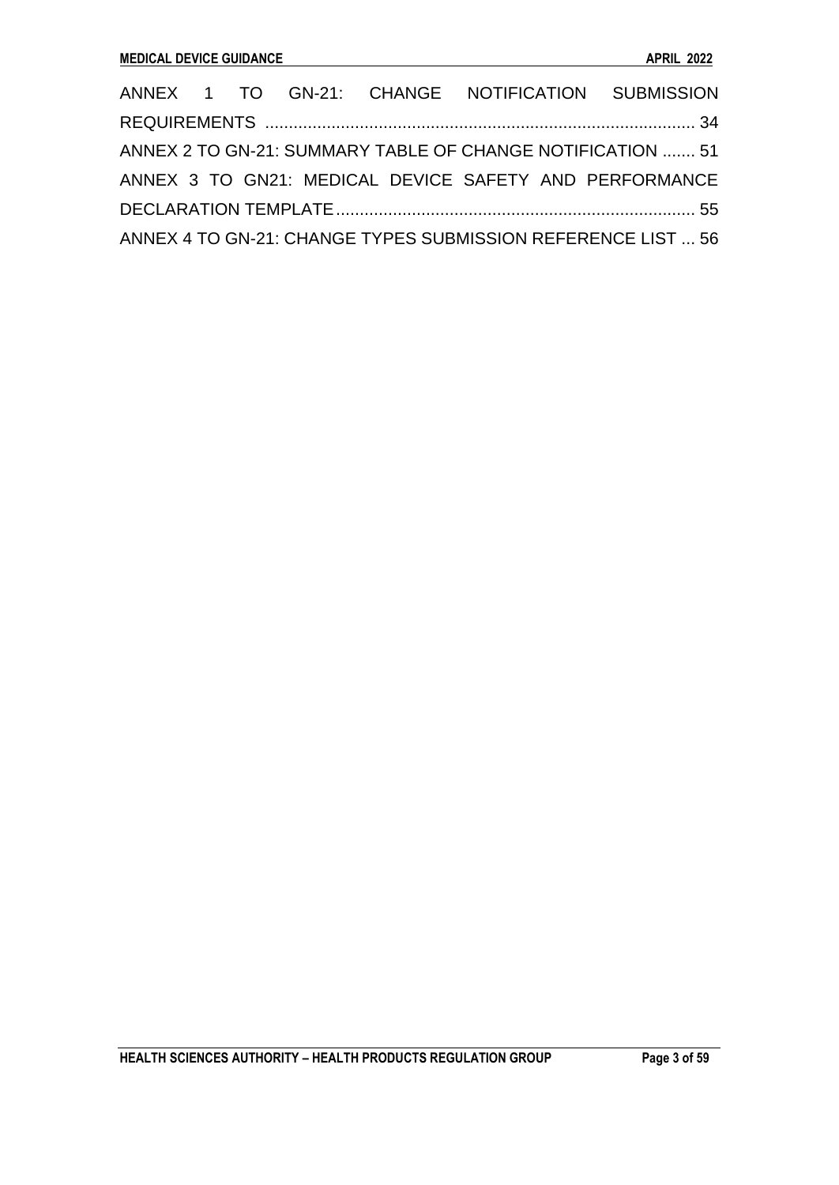ANNEX 1 TO GN-21: CHANGE NOTIFICATION SUBMISSION REQUIREMENTS ........................................................................................ 34

ANNEX 2 TO GN-21: SUMMARY TABLE OF CHANGE NOTIFICATION ....... 51

ANNEX 3 TO GN21: MEDICAL DEVICE SAFETY AND PERFORMANCE DECLARATION TEMPLATE........................................................................... 55

ANNEX 4 TO GN-21: CHANGE TYPES SUBMISSION REFERENCE LIST ... 56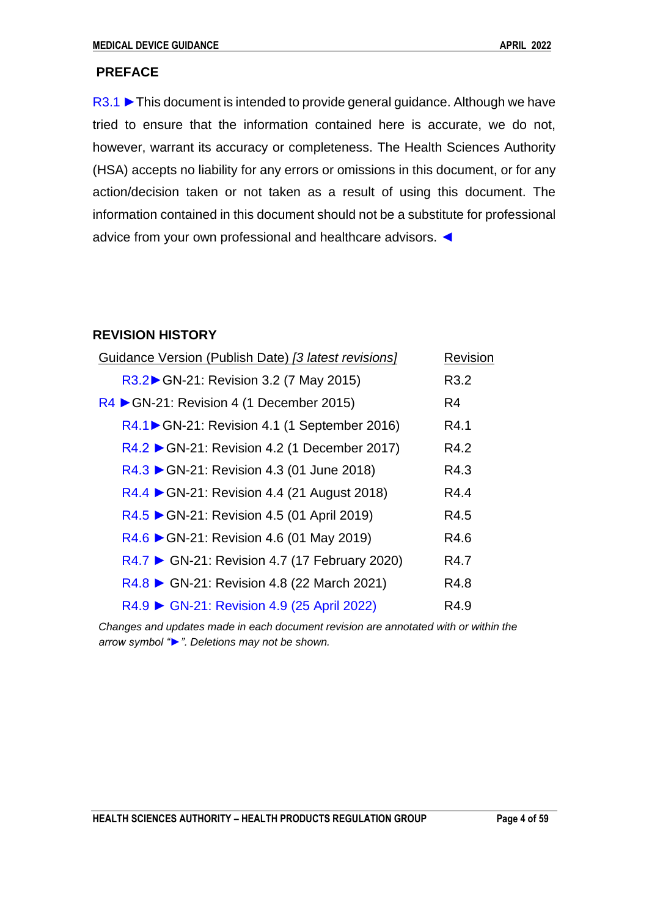## PREFACE

R3.1 ►This document is intended to provide general guidance. Although we have tried to ensure that the information contained here is accurate, we do not, however, warrant its accuracy or completeness. The Health Sciences Authority (HSA) accepts no liability for any errors or omissions in this document, or for any action/decision taken or not taken as a result of using this document. The information contained in this document should not be a substitute for professional advice from your own professional and healthcare advisors. ◄

## REVISION HISTORY

| Guidance Version (Publish Date) *[3 latest revisions]* | Revision |
|---|---|
| R3.2►GN-21: Revision 3.2 (7 May 2015) | R3.2 |
| R4 ►GN-21: Revision 4 (1 December 2015) | R4 |
| R4.1►GN-21: Revision 4.1 (1 September 2016) | R4.1 |
| R4.2 ►GN-21: Revision 4.2 (1 December 2017) | R4.2 |
| R4.3 ►GN-21: Revision 4.3 (01 June 2018) | R4.3 |
| R4.4 ►GN-21: Revision 4.4 (21 August 2018) | R4.4 |
| R4.5 ►GN-21: Revision 4.5 (01 April 2019) | R4.5 |
| R4.6 ►GN-21: Revision 4.6 (01 May 2019) | R4.6 |
| R4.7 ► GN-21: Revision 4.7 (17 February 2020) | R4.7 |
| R4.8 ► GN-21: Revision 4.8 (22 March 2021) | R4.8 |
| R4.9 ► GN-21: Revision 4.9 (25 April 2022) | R4.9 |

*Changes and updates made in each document revision are annotated with or within the arrow symbol "►". Deletions may not be shown.*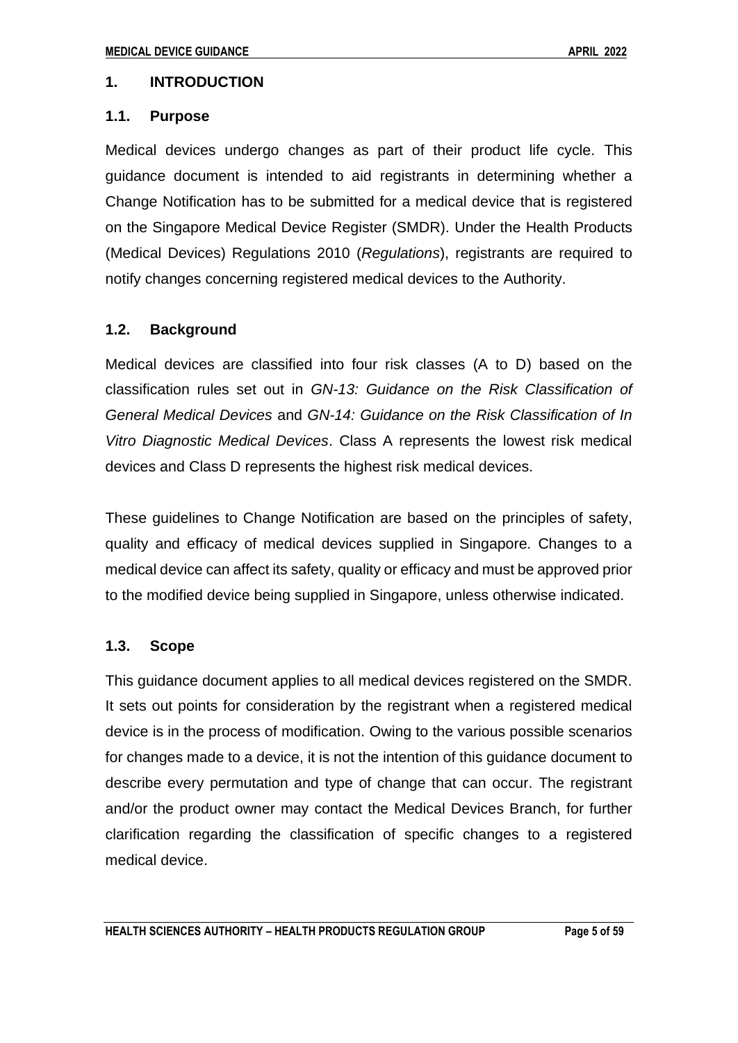# 1. INTRODUCTION

## 1.1. Purpose

Medical devices undergo changes as part of their product life cycle. This guidance document is intended to aid registrants in determining whether a Change Notification has to be submitted for a medical device that is registered on the Singapore Medical Device Register (SMDR). Under the Health Products (Medical Devices) Regulations 2010 (*Regulations*), registrants are required to notify changes concerning registered medical devices to the Authority.

## 1.2. Background

Medical devices are classified into four risk classes (A to D) based on the classification rules set out in *GN-13: Guidance on the Risk Classification of General Medical Devices* and *GN-14: Guidance on the Risk Classification of In Vitro Diagnostic Medical Devices*. Class A represents the lowest risk medical devices and Class D represents the highest risk medical devices.

These guidelines to Change Notification are based on the principles of safety, quality and efficacy of medical devices supplied in Singapore. Changes to a medical device can affect its safety, quality or efficacy and must be approved prior to the modified device being supplied in Singapore, unless otherwise indicated.

## 1.3. Scope

This guidance document applies to all medical devices registered on the SMDR. It sets out points for consideration by the registrant when a registered medical device is in the process of modification. Owing to the various possible scenarios for changes made to a device, it is not the intention of this guidance document to describe every permutation and type of change that can occur. The registrant and/or the product owner may contact the Medical Devices Branch, for further clarification regarding the classification of specific changes to a registered medical device.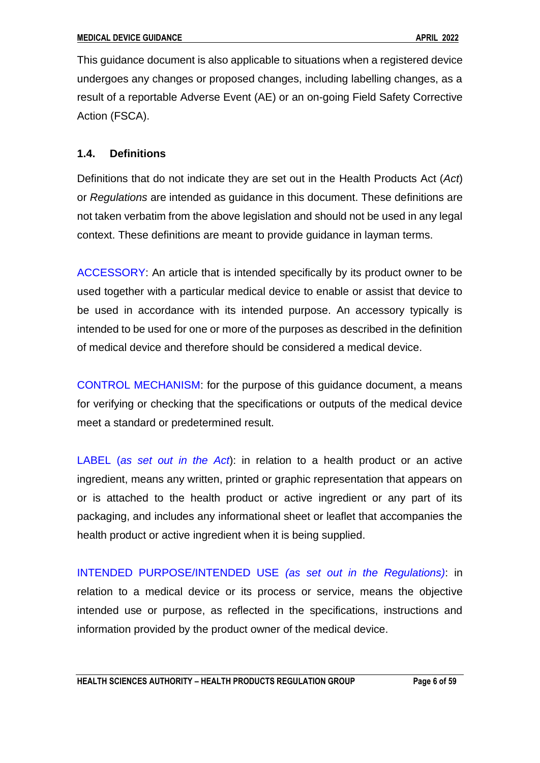This guidance document is also applicable to situations when a registered device undergoes any changes or proposed changes, including labelling changes, as a result of a reportable Adverse Event (AE) or an on-going Field Safety Corrective Action (FSCA).

### 1.4. Definitions

Definitions that do not indicate they are set out in the Health Products Act (*Act*) or *Regulations* are intended as guidance in this document. These definitions are not taken verbatim from the above legislation and should not be used in any legal context. These definitions are meant to provide guidance in layman terms.

ACCESSORY: An article that is intended specifically by its product owner to be used together with a particular medical device to enable or assist that device to be used in accordance with its intended purpose. An accessory typically is intended to be used for one or more of the purposes as described in the definition of medical device and therefore should be considered a medical device.

CONTROL MECHANISM: for the purpose of this guidance document, a means for verifying or checking that the specifications or outputs of the medical device meet a standard or predetermined result.

LABEL (*as set out in the Act*): in relation to a health product or an active ingredient, means any written, printed or graphic representation that appears on or is attached to the health product or active ingredient or any part of its packaging, and includes any informational sheet or leaflet that accompanies the health product or active ingredient when it is being supplied.

INTENDED PURPOSE/INTENDED USE *(as set out in the Regulations)*: in relation to a medical device or its process or service, means the objective intended use or purpose, as reflected in the specifications, instructions and information provided by the product owner of the medical device.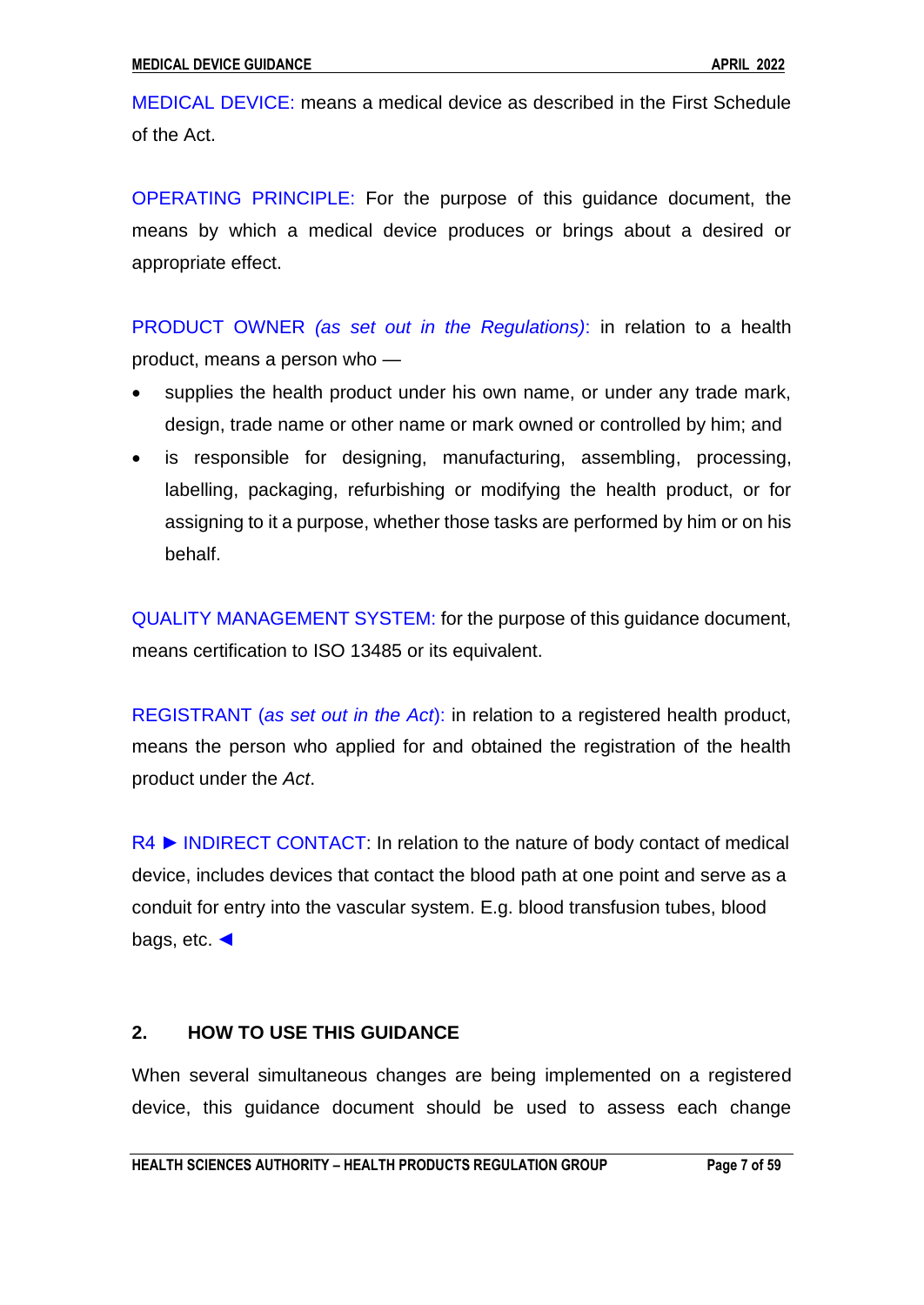MEDICAL DEVICE: means a medical device as described in the First Schedule of the Act.

OPERATING PRINCIPLE: For the purpose of this guidance document, the means by which a medical device produces or brings about a desired or appropriate effect.

PRODUCT OWNER *(as set out in the Regulations)*: in relation to a health product, means a person who —

- supplies the health product under his own name, or under any trade mark, design, trade name or other name or mark owned or controlled by him; and
- is responsible for designing, manufacturing, assembling, processing, labelling, packaging, refurbishing or modifying the health product, or for assigning to it a purpose, whether those tasks are performed by him or on his behalf.

QUALITY MANAGEMENT SYSTEM: for the purpose of this guidance document, means certification to ISO 13485 or its equivalent.

REGISTRANT (*as set out in the Act*): in relation to a registered health product, means the person who applied for and obtained the registration of the health product under the *Act*.

R4 ► INDIRECT CONTACT: In relation to the nature of body contact of medical device, includes devices that contact the blood path at one point and serve as a conduit for entry into the vascular system. E.g. blood transfusion tubes, blood bags, etc. ◄

## 2. HOW TO USE THIS GUIDANCE

When several simultaneous changes are being implemented on a registered device, this guidance document should be used to assess each change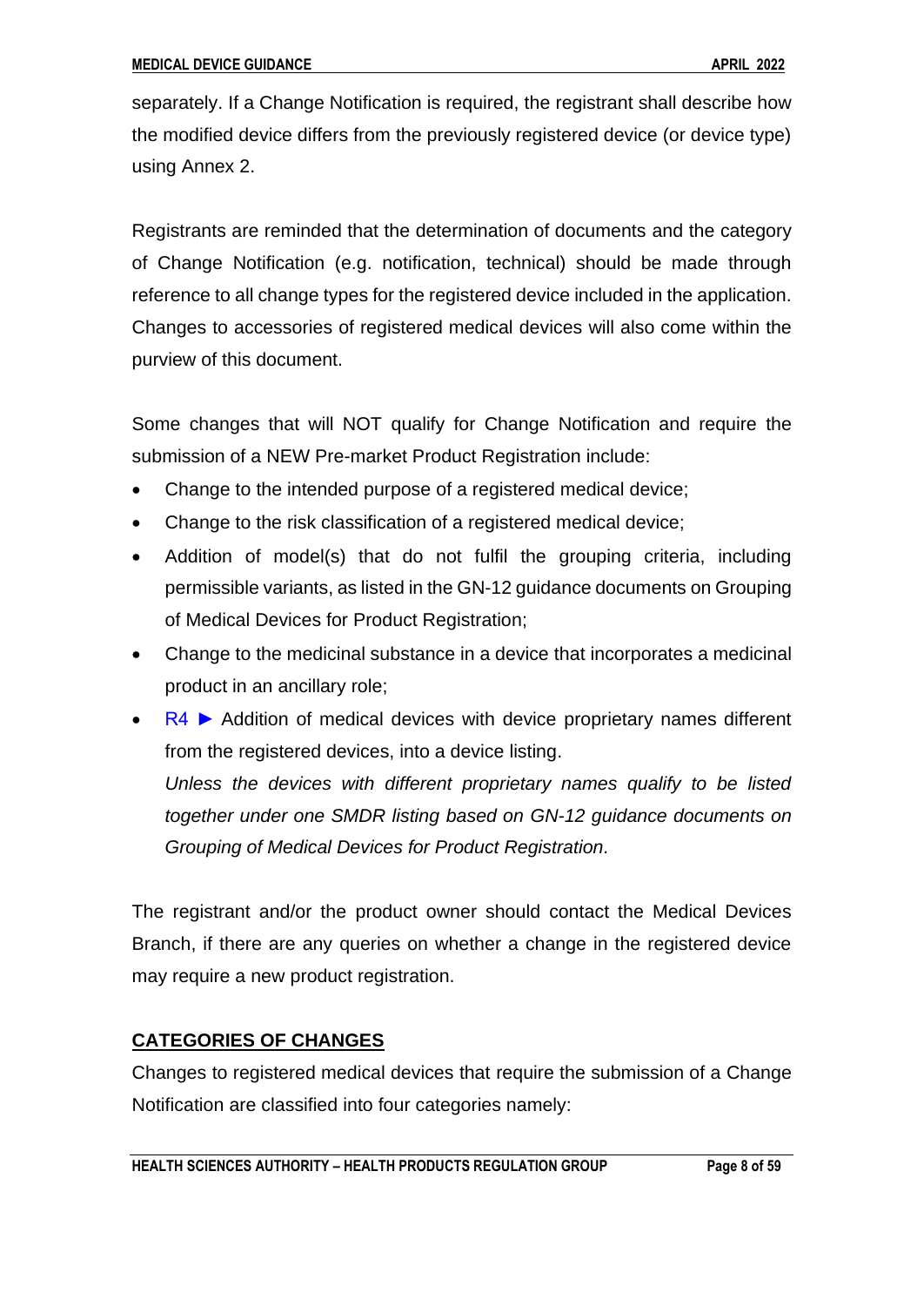separately. If a Change Notification is required, the registrant shall describe how the modified device differs from the previously registered device (or device type) using Annex 2.

Registrants are reminded that the determination of documents and the category of Change Notification (e.g. notification, technical) should be made through reference to all change types for the registered device included in the application. Changes to accessories of registered medical devices will also come within the purview of this document.

Some changes that will NOT qualify for Change Notification and require the submission of a NEW Pre-market Product Registration include:

- Change to the intended purpose of a registered medical device;
- Change to the risk classification of a registered medical device;
- Addition of model(s) that do not fulfil the grouping criteria, including permissible variants, as listed in the GN-12 guidance documents on Grouping of Medical Devices for Product Registration;
- Change to the medicinal substance in a device that incorporates a medicinal product in an ancillary role;
- R4 ► Addition of medical devices with device proprietary names different from the registered devices, into a device listing.
  *Unless the devices with different proprietary names qualify to be listed together under one SMDR listing based on GN-12 guidance documents on Grouping of Medical Devices for Product Registration.*

The registrant and/or the product owner should contact the Medical Devices Branch, if there are any queries on whether a change in the registered device may require a new product registration.

## CATEGORIES OF CHANGES

Changes to registered medical devices that require the submission of a Change Notification are classified into four categories namely: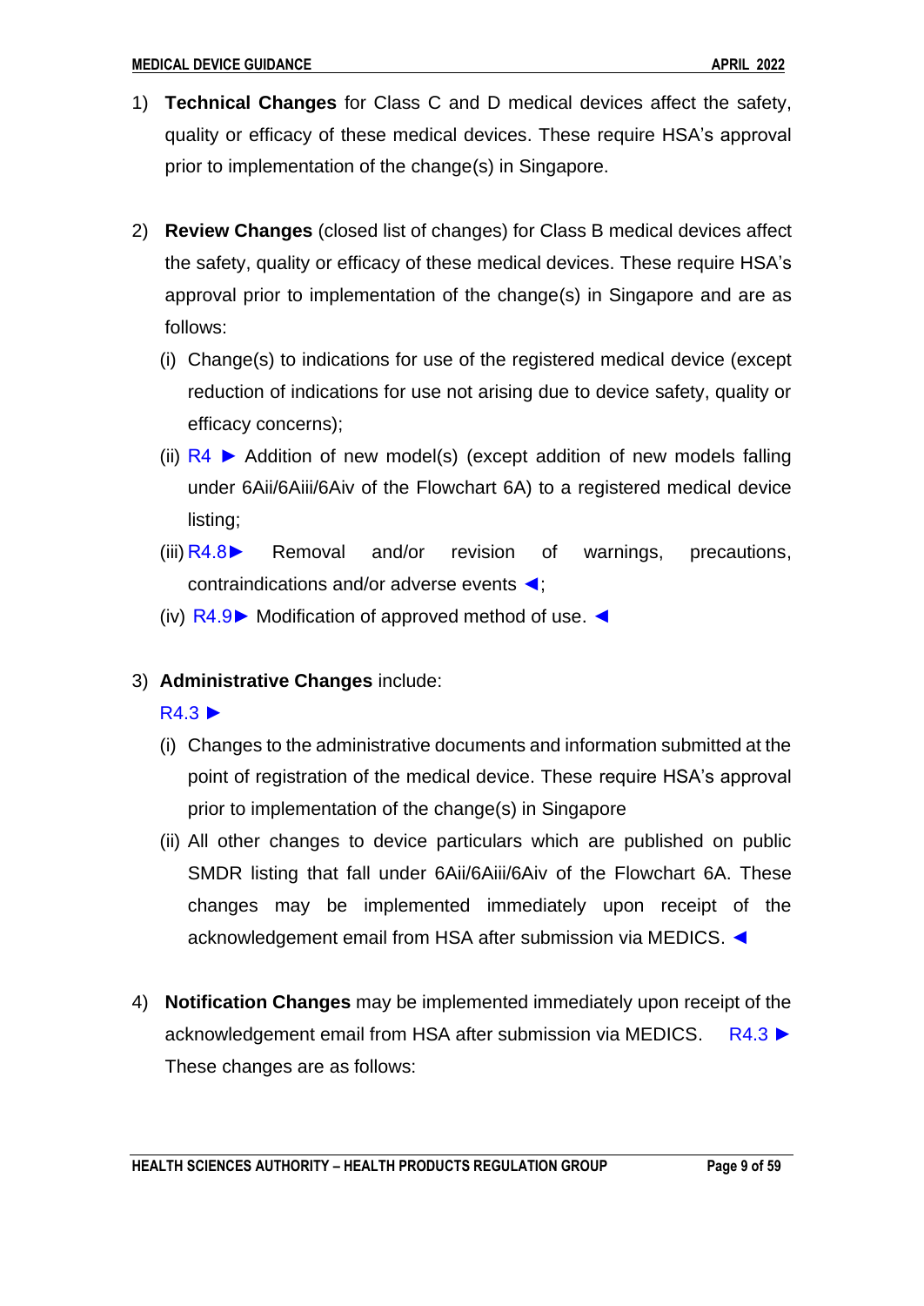1) **Technical Changes** for Class C and D medical devices affect the safety, quality or efficacy of these medical devices. These require HSA's approval prior to implementation of the change(s) in Singapore.

2) **Review Changes** (closed list of changes) for Class B medical devices affect the safety, quality or efficacy of these medical devices. These require HSA's approval prior to implementation of the change(s) in Singapore and are as follows:

   (i) Change(s) to indications for use of the registered medical device (except reduction of indications for use not arising due to device safety, quality or efficacy concerns);

   (ii) R4 ► Addition of new model(s) (except addition of new models falling under 6Aii/6Aiii/6Aiv of the Flowchart 6A) to a registered medical device listing;

   (iii) R4.8► Removal and/or revision of warnings, precautions, contraindications and/or adverse events ◄;

   (iv) R4.9► Modification of approved method of use. ◄

3) **Administrative Changes** include:

   R4.3 ►

   (i) Changes to the administrative documents and information submitted at the point of registration of the medical device. These require HSA's approval prior to implementation of the change(s) in Singapore

   (ii) All other changes to device particulars which are published on public SMDR listing that fall under 6Aii/6Aiii/6Aiv of the Flowchart 6A. These changes may be implemented immediately upon receipt of the acknowledgement email from HSA after submission via MEDICS. ◄

4) **Notification Changes** may be implemented immediately upon receipt of the acknowledgement email from HSA after submission via MEDICS. R4.3 ► These changes are as follows: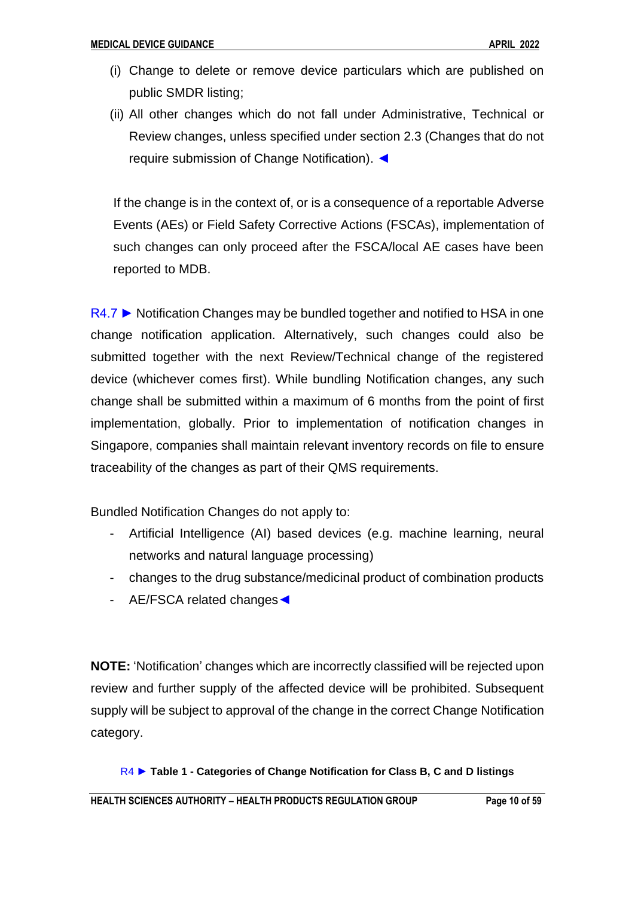(i) Change to delete or remove device particulars which are published on public SMDR listing;

(ii) All other changes which do not fall under Administrative, Technical or Review changes, unless specified under section 2.3 (Changes that do not require submission of Change Notification). ◄

If the change is in the context of, or is a consequence of a reportable Adverse Events (AEs) or Field Safety Corrective Actions (FSCAs), implementation of such changes can only proceed after the FSCA/local AE cases have been reported to MDB.

R4.7 ► Notification Changes may be bundled together and notified to HSA in one change notification application. Alternatively, such changes could also be submitted together with the next Review/Technical change of the registered device (whichever comes first). While bundling Notification changes, any such change shall be submitted within a maximum of 6 months from the point of first implementation, globally. Prior to implementation of notification changes in Singapore, companies shall maintain relevant inventory records on file to ensure traceability of the changes as part of their QMS requirements.

Bundled Notification Changes do not apply to:

- Artificial Intelligence (AI) based devices (e.g. machine learning, neural networks and natural language processing)
- changes to the drug substance/medicinal product of combination products
- AE/FSCA related changes◄

**NOTE:** 'Notification' changes which are incorrectly classified will be rejected upon review and further supply of the affected device will be prohibited. Subsequent supply will be subject to approval of the change in the correct Change Notification category.

R4 ► **Table 1 - Categories of Change Notification for Class B, C and D listings**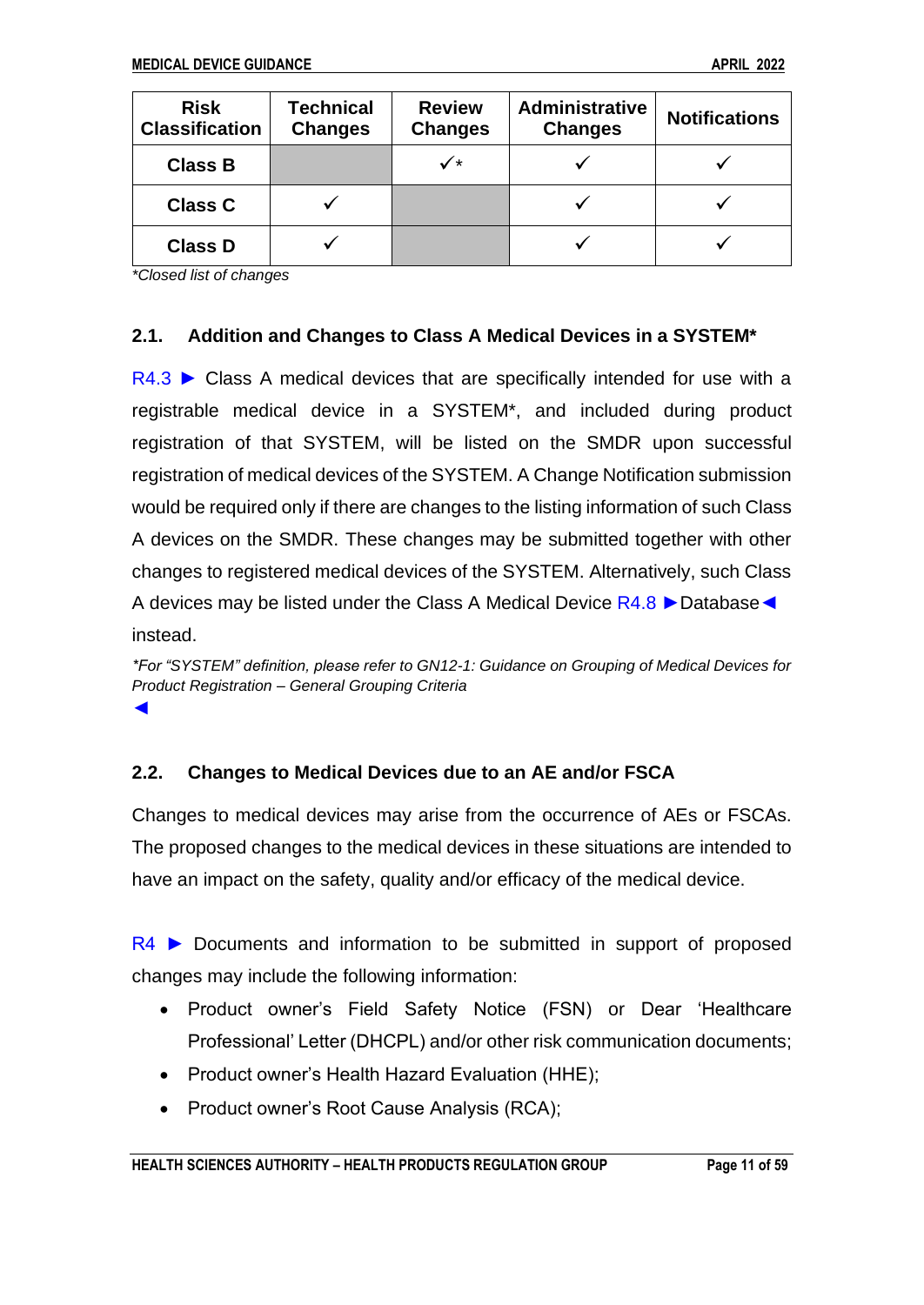| Risk Classification | Technical Changes | Review Changes | Administrative Changes | Notifications |
|---|---|---|---|---|
| **Class B** | | ✓* | ✓ | ✓ |
| **Class C** | ✓ | | ✓ | ✓ |
| **Class D** | ✓ | | ✓ | ✓ |

*\*Closed list of changes*

### 2.1. Addition and Changes to Class A Medical Devices in a SYSTEM*

R4.3 ► Class A medical devices that are specifically intended for use with a registrable medical device in a SYSTEM*, and included during product registration of that SYSTEM, will be listed on the SMDR upon successful registration of medical devices of the SYSTEM. A Change Notification submission would be required only if there are changes to the listing information of such Class A devices on the SMDR. These changes may be submitted together with other changes to registered medical devices of the SYSTEM. Alternatively, such Class A devices may be listed under the Class A Medical Device R4.8 ►Database◄ instead.

*\*For "SYSTEM" definition, please refer to GN12-1: Guidance on Grouping of Medical Devices for Product Registration – General Grouping Criteria*

◄

### 2.2. Changes to Medical Devices due to an AE and/or FSCA

Changes to medical devices may arise from the occurrence of AEs or FSCAs. The proposed changes to the medical devices in these situations are intended to have an impact on the safety, quality and/or efficacy of the medical device.

R4 ► Documents and information to be submitted in support of proposed changes may include the following information:

- Product owner's Field Safety Notice (FSN) or Dear 'Healthcare Professional' Letter (DHCPL) and/or other risk communication documents;
- Product owner's Health Hazard Evaluation (HHE);
- Product owner's Root Cause Analysis (RCA);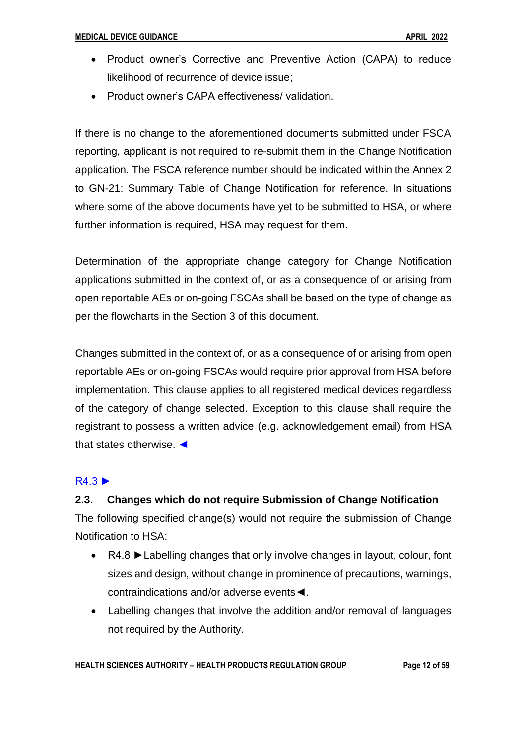- Product owner's Corrective and Preventive Action (CAPA) to reduce likelihood of recurrence of device issue;
- Product owner's CAPA effectiveness/ validation.

If there is no change to the aforementioned documents submitted under FSCA reporting, applicant is not required to re-submit them in the Change Notification application. The FSCA reference number should be indicated within the Annex 2 to GN-21: Summary Table of Change Notification for reference. In situations where some of the above documents have yet to be submitted to HSA, or where further information is required, HSA may request for them.

Determination of the appropriate change category for Change Notification applications submitted in the context of, or as a consequence of or arising from open reportable AEs or on-going FSCAs shall be based on the type of change as per the flowcharts in the Section 3 of this document.

Changes submitted in the context of, or as a consequence of or arising from open reportable AEs or on-going FSCAs would require prior approval from HSA before implementation. This clause applies to all registered medical devices regardless of the category of change selected. Exception to this clause shall require the registrant to possess a written advice (e.g. acknowledgement email) from HSA that states otherwise. ◄

R4.3 ►

## 2.3. Changes which do not require Submission of Change Notification

The following specified change(s) would not require the submission of Change Notification to HSA:

- R4.8 ►Labelling changes that only involve changes in layout, colour, font sizes and design, without change in prominence of precautions, warnings, contraindications and/or adverse events◄.
- Labelling changes that involve the addition and/or removal of languages not required by the Authority.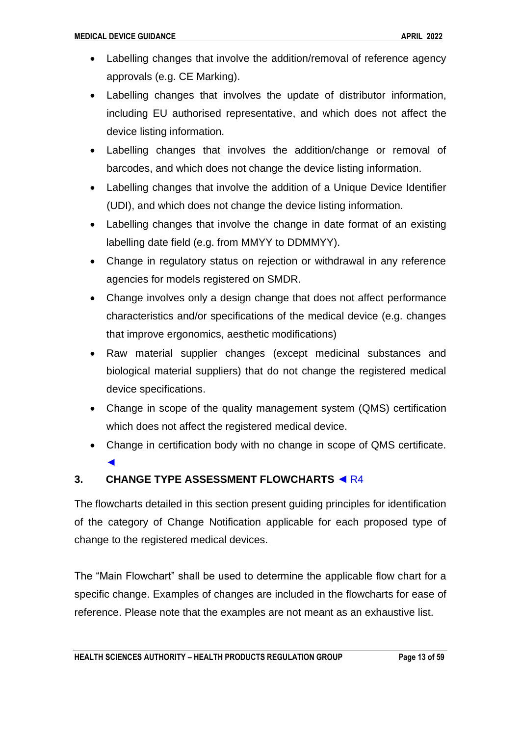- Labelling changes that involve the addition/removal of reference agency approvals (e.g. CE Marking).
- Labelling changes that involves the update of distributor information, including EU authorised representative, and which does not affect the device listing information.
- Labelling changes that involves the addition/change or removal of barcodes, and which does not change the device listing information.
- Labelling changes that involve the addition of a Unique Device Identifier (UDI), and which does not change the device listing information.
- Labelling changes that involve the change in date format of an existing labelling date field (e.g. from MMYY to DDMMYY).
- Change in regulatory status on rejection or withdrawal in any reference agencies for models registered on SMDR.
- Change involves only a design change that does not affect performance characteristics and/or specifications of the medical device (e.g. changes that improve ergonomics, aesthetic modifications)
- Raw material supplier changes (except medicinal substances and biological material suppliers) that do not change the registered medical device specifications.
- Change in scope of the quality management system (QMS) certification which does not affect the registered medical device.
- Change in certification body with no change in scope of QMS certificate. ◄

## 3. CHANGE TYPE ASSESSMENT FLOWCHARTS ◄ R4

The flowcharts detailed in this section present guiding principles for identification of the category of Change Notification applicable for each proposed type of change to the registered medical devices.

The "Main Flowchart" shall be used to determine the applicable flow chart for a specific change. Examples of changes are included in the flowcharts for ease of reference. Please note that the examples are not meant as an exhaustive list.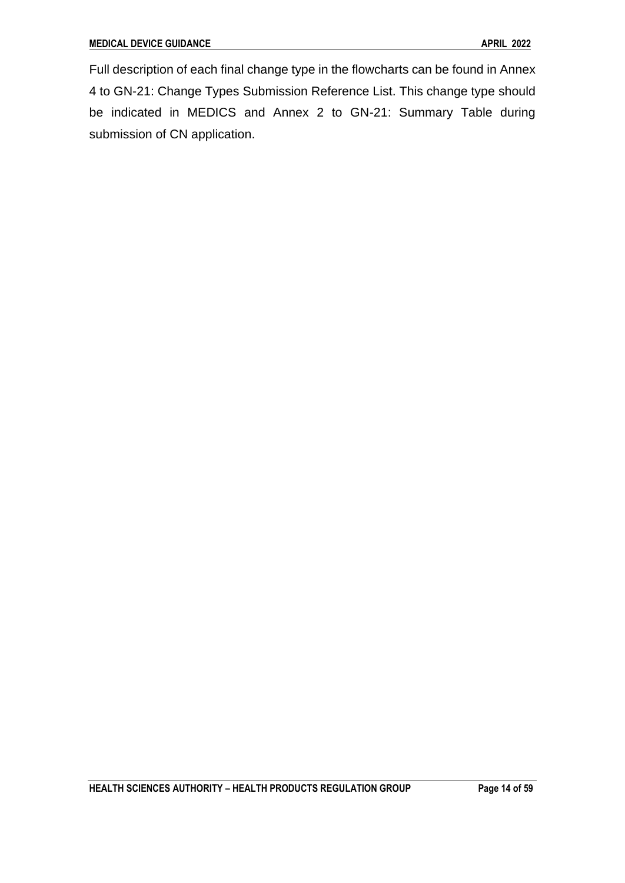Full description of each final change type in the flowcharts can be found in Annex 4 to GN-21: Change Types Submission Reference List. This change type should be indicated in MEDICS and Annex 2 to GN-21: Summary Table during submission of CN application.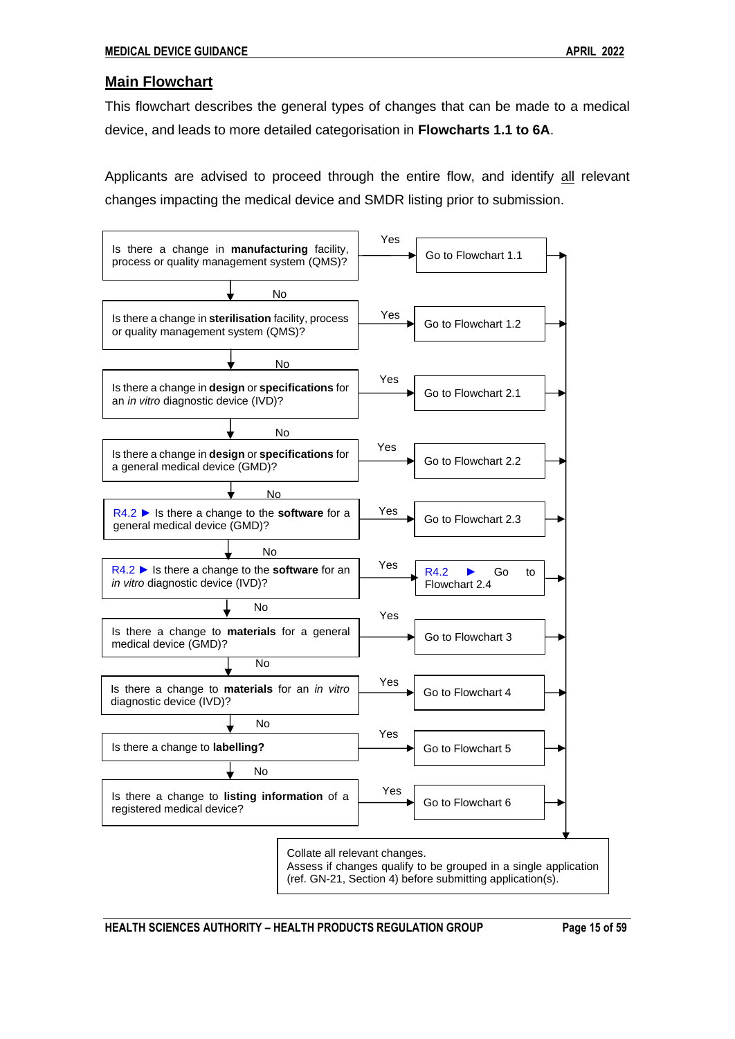## Main Flowchart

This flowchart describes the general types of changes that can be made to a medical device, and leads to more detailed categorisation in **Flowcharts 1.1 to 6A**.

Applicants are advised to proceed through the entire flow, and identify all relevant changes impacting the medical device and SMDR listing prior to submission.

| Question | If Yes |
|---|---|
| Is there a change in **manufacturing** facility, process or quality management system (QMS)? | Go to Flowchart 1.1 |
| No ↓ Is there a change in **sterilisation** facility, process or quality management system (QMS)? | Go to Flowchart 1.2 |
| No ↓ Is there a change in **design** or **specifications** for an *in vitro* diagnostic device (IVD)? | Go to Flowchart 2.1 |
| No ↓ Is there a change in **design** or **specifications** for a general medical device (GMD)? | Go to Flowchart 2.2 |
| No ↓ R4.2 ► Is there a change to the **software** for a general medical device (GMD)? | Go to Flowchart 2.3 |
| No ↓ R4.2 ► Is there a change to the **software** for an *in vitro* diagnostic device (IVD)? | R4.2 ► Go to Flowchart 2.4 |
| No ↓ Is there a change to **materials** for a general medical device (GMD)? | Go to Flowchart 3 |
| No ↓ Is there a change to **materials** for an *in vitro* diagnostic device (IVD)? | Go to Flowchart 4 |
| No ↓ Is there a change to **labelling?** | Go to Flowchart 5 |
| No ↓ Is there a change to **listing information** of a registered medical device? | Go to Flowchart 6 |

All flowchart outcomes lead to:

Collate all relevant changes.
Assess if changes qualify to be grouped in a single application (ref. GN-21, Section 4) before submitting application(s).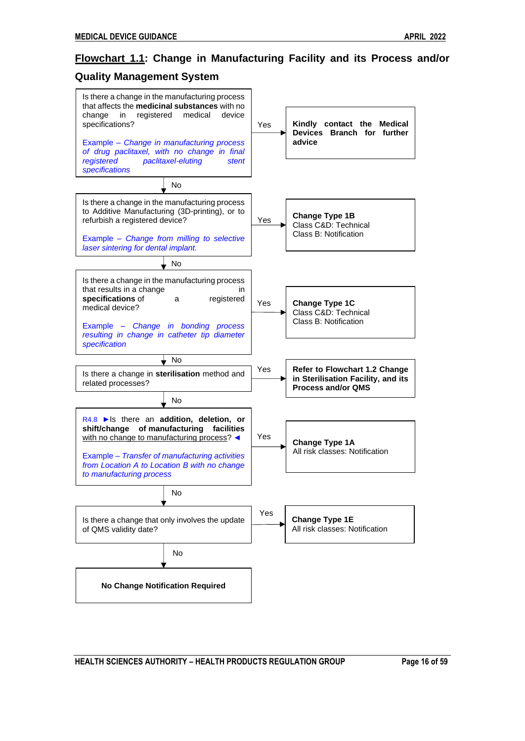## Flowchart 1.1: Change in Manufacturing Facility and its Process and/or Quality Management System

**Is there a change in the manufacturing process that affects the medicinal substances with no change in registered medical device specifications?**

*Example – Change in manufacturing process of drug paclitaxel, with no change in final registered paclitaxel-eluting stent specifications*

- **Yes** → **Kindly contact the Medical Devices Branch for further advice**
- **No** ↓

**Is there a change in the manufacturing process to Additive Manufacturing (3D-printing), or to refurbish a registered device?**

*Example – Change from milling to selective laser sintering for dental implant.*

- **Yes** → **Change Type 1B**
  Class C&D: Technical
  Class B: Notification
- **No** ↓

**Is there a change in the manufacturing process that results in a change in specifications of a registered medical device?**

*Example – Change in bonding process resulting in change in catheter tip diameter specification*

- **Yes** → **Change Type 1C**
  Class C&D: Technical
  Class B: Notification
- **No** ↓

**Is there a change in sterilisation method and related processes?**

- **Yes** → **Refer to Flowchart 1.2 Change in Sterilisation Facility, and its Process and/or QMS**
- **No** ↓

R4.8 ►Is there an **addition, deletion, or shift/change of manufacturing facilities** with no change to manufacturing process? ◄

*Example – Transfer of manufacturing activities from Location A to Location B with no change to manufacturing process*

- **Yes** → **Change Type 1A**
  All risk classes: Notification
- **No** ↓

**Is there a change that only involves the update of QMS validity date?**

- **Yes** → **Change Type 1E**
  All risk classes: Notification
- **No** ↓

**No Change Notification Required**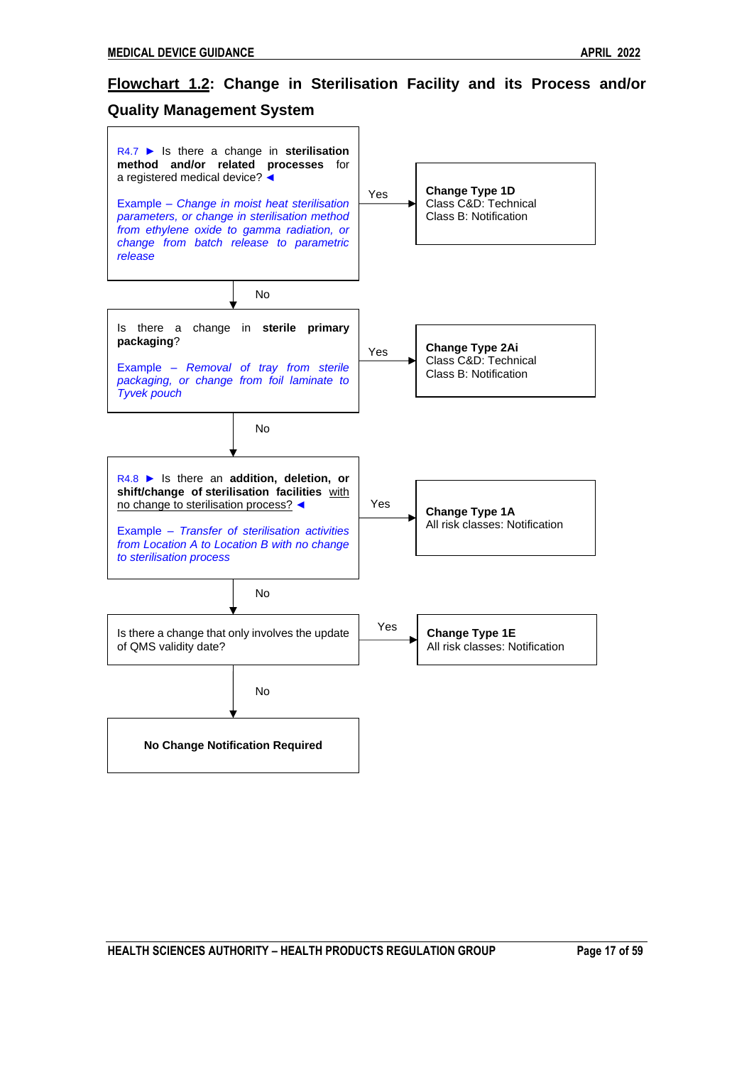## Flowchart 1.2: Change in Sterilisation Facility and its Process and/or Quality Management System

R4.7 ► Is there a change in **sterilisation method and/or related processes** for a registered medical device? ◄

*Example – Change in moist heat sterilisation parameters, or change in sterilisation method from ethylene oxide to gamma radiation, or change from batch release to parametric release*

- **Yes** → **Change Type 1D**
  Class C&D: Technical
  Class B: Notification
- **No** ↓

Is there a change in **sterile primary packaging**?

*Example – Removal of tray from sterile packaging, or change from foil laminate to Tyvek pouch*

- **Yes** → **Change Type 2Ai**
  Class C&D: Technical
  Class B: Notification
- **No** ↓

R4.8 ► Is there an **addition, deletion, or shift/change of sterilisation facilities** with no change to sterilisation process? ◄

*Example – Transfer of sterilisation activities from Location A to Location B with no change to sterilisation process*

- **Yes** → **Change Type 1A**
  All risk classes: Notification
- **No** ↓

Is there a change that only involves the update of QMS validity date?

- **Yes** → **Change Type 1E**
  All risk classes: Notification
- **No** ↓

**No Change Notification Required**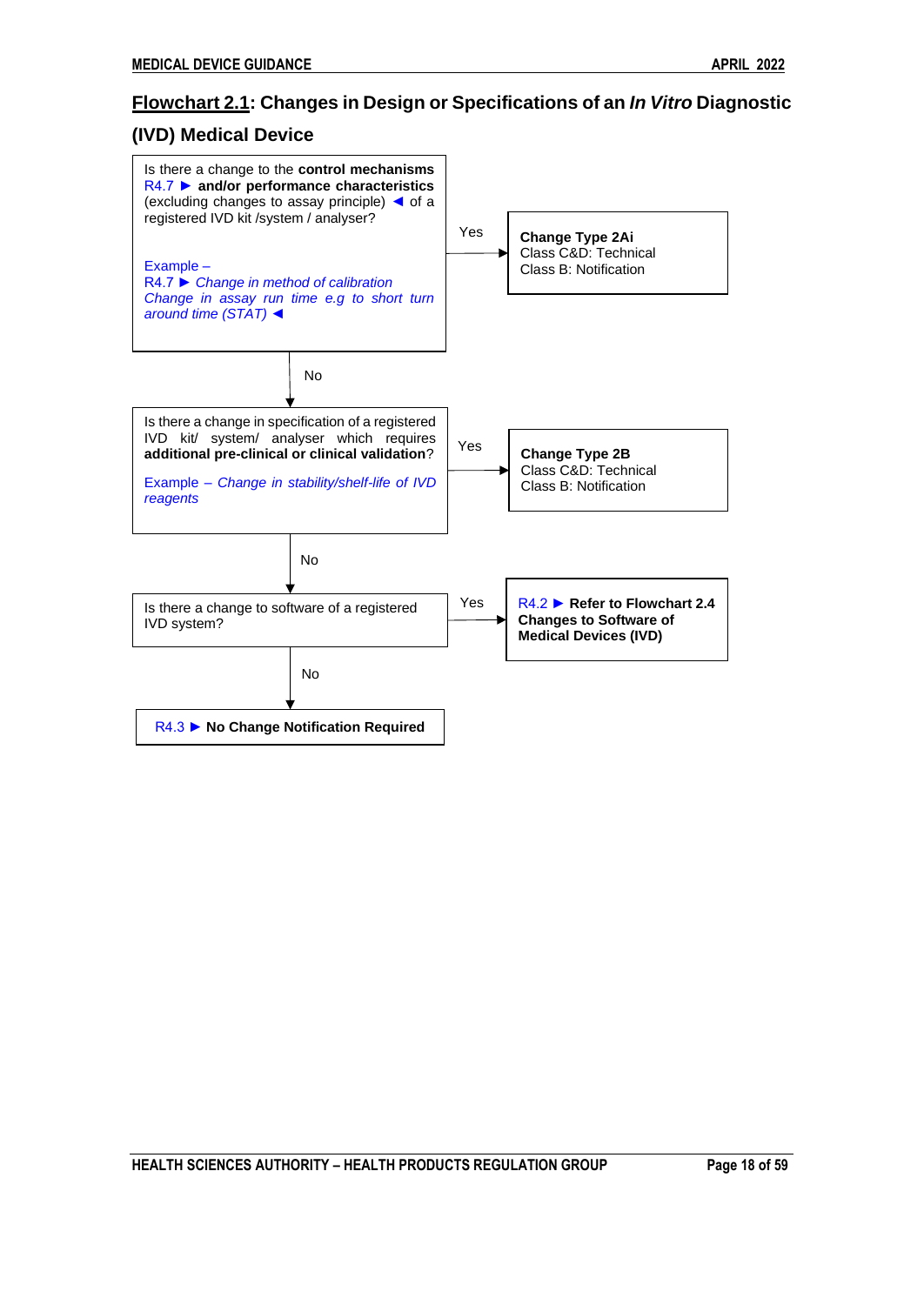## **Flowchart 2.1**: Changes in Design or Specifications of an *In Vitro* Diagnostic (IVD) Medical Device

Is there a change to the **control mechanisms** R4.7 ► **and/or performance characteristics** (excluding changes to assay principle) ◄ of a registered IVD kit /system / analyser?

Example –
R4.7 ► *Change in method of calibration*
*Change in assay run time e.g to short turn around time (STAT)* ◄

- **Yes** → **Change Type 2Ai**
  Class C&D: Technical
  Class B: Notification
- **No** ↓

Is there a change in specification of a registered IVD kit/ system/ analyser which requires **additional pre-clinical or clinical validation**?

Example – *Change in stability/shelf-life of IVD reagents*

- **Yes** → **Change Type 2B**
  Class C&D: Technical
  Class B: Notification
- **No** ↓

Is there a change to software of a registered IVD system?

- **Yes** → R4.2 ► **Refer to Flowchart 2.4 Changes to Software of Medical Devices (IVD)**
- **No** ↓

R4.3 ► **No Change Notification Required**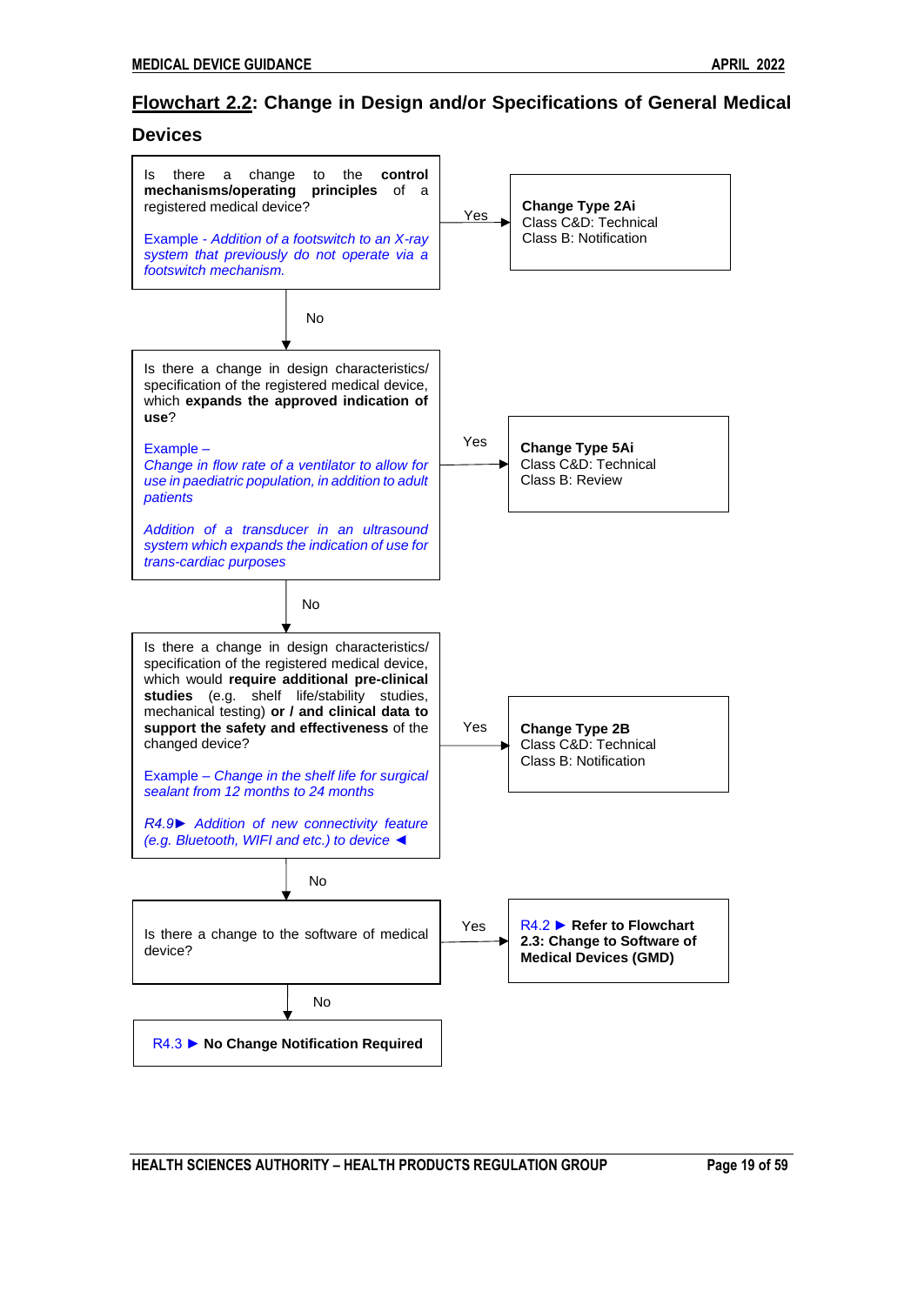## Flowchart 2.2: Change in Design and/or Specifications of General Medical Devices

Is there a change to the **control mechanisms/operating principles** of a registered medical device?

*Example - Addition of a footswitch to an X-ray system that previously do not operate via a footswitch mechanism.*

- **Yes** → **Change Type 2Ai**
  Class C&D: Technical
  Class B: Notification
- **No** ↓

Is there a change in design characteristics/ specification of the registered medical device, which **expands the approved indication of use**?

Example –
*Change in flow rate of a ventilator to allow for use in paediatric population, in addition to adult patients*

*Addition of a transducer in an ultrasound system which expands the indication of use for trans-cardiac purposes*

- **Yes** → **Change Type 5Ai**
  Class C&D: Technical
  Class B: Review
- **No** ↓

Is there a change in design characteristics/ specification of the registered medical device, which would **require additional pre-clinical studies** (e.g. shelf life/stability studies, mechanical testing) **or / and clinical data to support the safety and effectiveness** of the changed device?

Example – *Change in the shelf life for surgical sealant from 12 months to 24 months*

*R4.9► Addition of new connectivity feature (e.g. Bluetooth, WIFI and etc.) to device ◄*

- **Yes** → **Change Type 2B**
  Class C&D: Technical
  Class B: Notification
- **No** ↓

Is there a change to the software of medical device?

- **Yes** → R4.2 ► **Refer to Flowchart 2.3: Change to Software of Medical Devices (GMD)**
- **No** ↓

R4.3 ► **No Change Notification Required**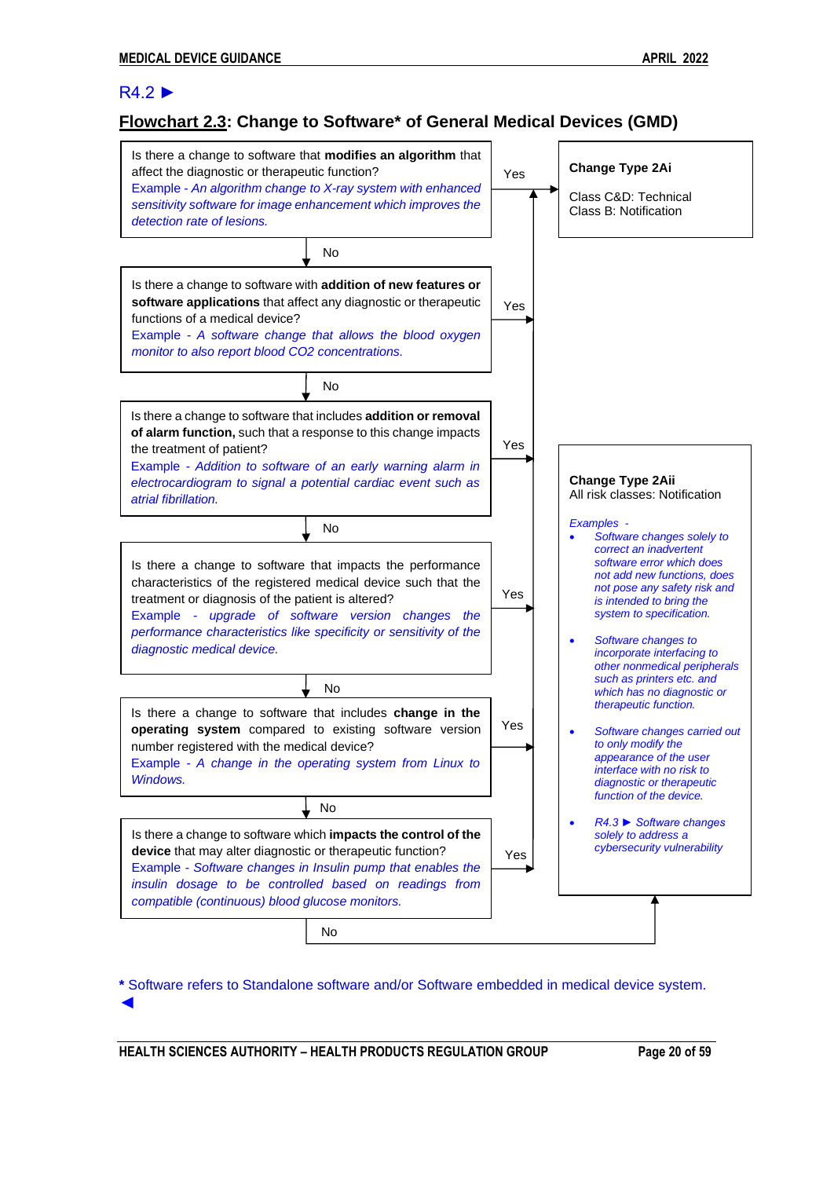R4.2 ►

## Flowchart 2.3: Change to Software* of General Medical Devices (GMD)

Is there a change to software that **modifies an algorithm** that affect the diagnostic or therapeutic function?
*Example - An algorithm change to X-ray system with enhanced sensitivity software for image enhancement which improves the detection rate of lesions.*

→ Yes: **Change Type 2Ai**
→ No: next question

Is there a change to software with **addition of new features or software applications** that affect any diagnostic or therapeutic functions of a medical device?
*Example - A software change that allows the blood oxygen monitor to also report blood CO2 concentrations.*

→ Yes: **Change Type 2Ai**
→ No: next question

Is there a change to software that includes **addition or removal of alarm function,** such that a response to this change impacts the treatment of patient?
*Example - Addition to software of an early warning alarm in electrocardiogram to signal a potential cardiac event such as atrial fibrillation.*

→ Yes: **Change Type 2Ai**
→ No: next question

Is there a change to software that impacts the performance characteristics of the registered medical device such that the treatment or diagnosis of the patient is altered?
*Example - upgrade of software version changes the performance characteristics like specificity or sensitivity of the diagnostic medical device.*

→ Yes: **Change Type 2Ai**
→ No: next question

Is there a change to software that includes **change in the operating system** compared to existing software version number registered with the medical device?
*Example - A change in the operating system from Linux to Windows.*

→ Yes: **Change Type 2Ai**
→ No: next question

Is there a change to software which **impacts the control of the device** that may alter diagnostic or therapeutic function?
*Example - Software changes in Insulin pump that enables the insulin dosage to be controlled based on readings from compatible (continuous) blood glucose monitors.*

→ Yes: **Change Type 2Ai**
→ No: **Change Type 2Aii**

**Change Type 2Ai**

Class C&D: Technical
Class B: Notification

**Change Type 2Aii**
All risk classes: Notification

*Examples -*

- *Software changes solely to correct an inadvertent software error which does not add new functions, does not pose any safety risk and is intended to bring the system to specification.*
- *Software changes to incorporate interfacing to other nonmedical peripherals such as printers etc. and which has no diagnostic or therapeutic function.*
- *Software changes carried out to only modify the appearance of the user interface with no risk to diagnostic or therapeutic function of the device.*
- *R4.3 ► Software changes solely to address a cybersecurity vulnerability*

\* Software refers to Standalone software and/or Software embedded in medical device system. ◄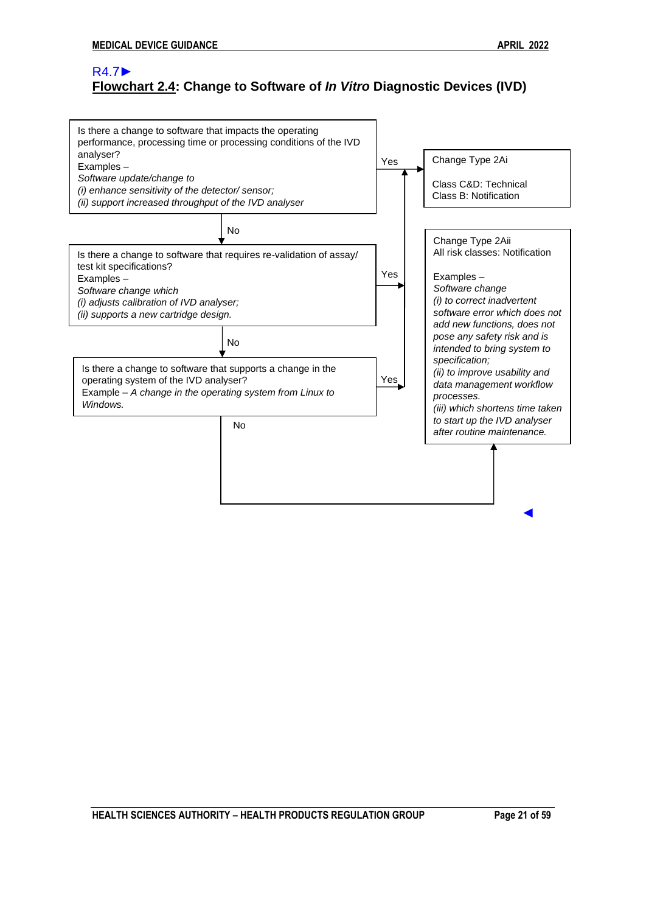R4.7►

## Flowchart 2.4: Change to Software of *In Vitro* Diagnostic Devices (IVD)

Is there a change to software that impacts the operating performance, processing time or processing conditions of the IVD analyser?
Examples –
*Software update/change to*
*(i) enhance sensitivity of the detector/ sensor;*
*(ii) support increased throughput of the IVD analyser*

→ Yes → **Change Type 2Ai**
Class C&D: Technical
Class B: Notification

↓ No

Is there a change to software that requires re-validation of assay/ test kit specifications?
Examples –
*Software change which*
*(i) adjusts calibration of IVD analyser;*
*(ii) supports a new cartridge design.*

→ Yes → **Change Type 2Ai**

↓ No

Is there a change to software that supports a change in the operating system of the IVD analyser?
Example – *A change in the operating system from Linux to Windows.*

→ Yes → **Change Type 2Ai**

↓ No → **Change Type 2Aii**

**Change Type 2Aii**
All risk classes: Notification

Examples –
*Software change*
*(i) to correct inadvertent software error which does not add new functions, does not pose any safety risk and is intended to bring system to specification;*
*(ii) to improve usability and data management workflow processes.*
*(iii) which shortens time taken to start up the IVD analyser after routine maintenance.*

◄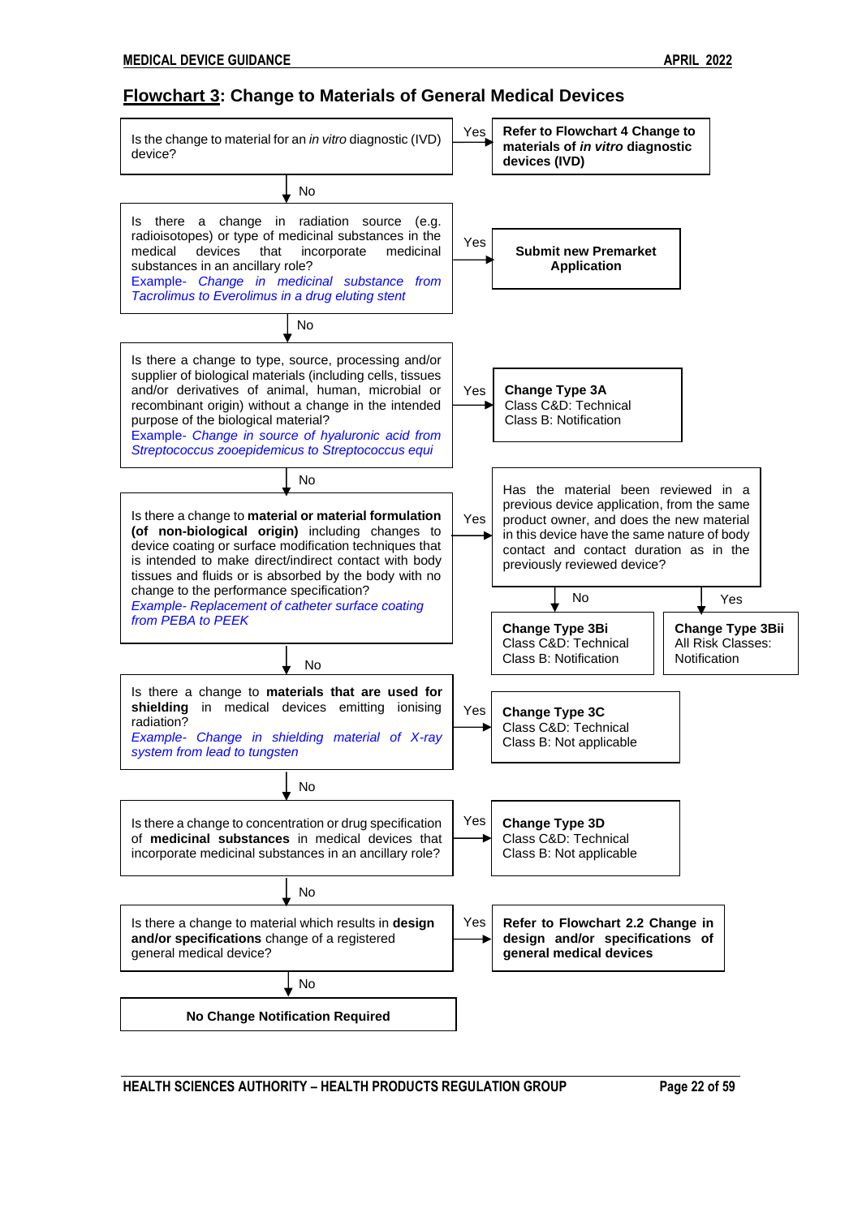## **Flowchart 3**: Change to Materials of General Medical Devices

Is the change to material for an *in vitro* diagnostic (IVD) device?

- **Yes** → **Refer to Flowchart 4 Change to materials of *in vitro* diagnostic devices (IVD)**
- **No** ↓

Is there a change in radiation source (e.g. radioisotopes) or type of medicinal substances in the medical devices that incorporate medicinal substances in an ancillary role?
*Example- Change in medicinal substance from Tacrolimus to Everolimus in a drug eluting stent*

- **Yes** → **Submit new Premarket Application**
- **No** ↓

Is there a change to type, source, processing and/or supplier of biological materials (including cells, tissues and/or derivatives of animal, human, microbial or recombinant origin) without a change in the intended purpose of the biological material?
*Example- Change in source of hyaluronic acid from Streptococcus zooepidemicus to Streptococcus equi*

- **Yes** → **Change Type 3A**
  Class C&D: Technical
  Class B: Notification
- **No** ↓

Is there a change to **material or material formulation (of non-biological origin)** including changes to device coating or surface modification techniques that is intended to make direct/indirect contact with body tissues and fluids or is absorbed by the body with no change to the performance specification?
*Example- Replacement of catheter surface coating from PEBA to PEEK*

- **Yes** → Has the material been reviewed in a previous device application, from the same product owner, and does the new material in this device have the same nature of body contact and contact duration as in the previously reviewed device?
  - **No** → **Change Type 3Bi**
    Class C&D: Technical
    Class B: Notification
  - **Yes** → **Change Type 3Bii**
    All Risk Classes: Notification
- **No** ↓

Is there a change to **materials that are used for shielding** in medical devices emitting ionising radiation?
*Example- Change in shielding material of X-ray system from lead to tungsten*

- **Yes** → **Change Type 3C**
  Class C&D: Technical
  Class B: Not applicable
- **No** ↓

Is there a change to concentration or drug specification of **medicinal substances** in medical devices that incorporate medicinal substances in an ancillary role?

- **Yes** → **Change Type 3D**
  Class C&D: Technical
  Class B: Not applicable
- **No** ↓

Is there a change to material which results in **design and/or specifications** change of a registered general medical device?

- **Yes** → **Refer to Flowchart 2.2 Change in design and/or specifications of general medical devices**
- **No** ↓

**No Change Notification Required**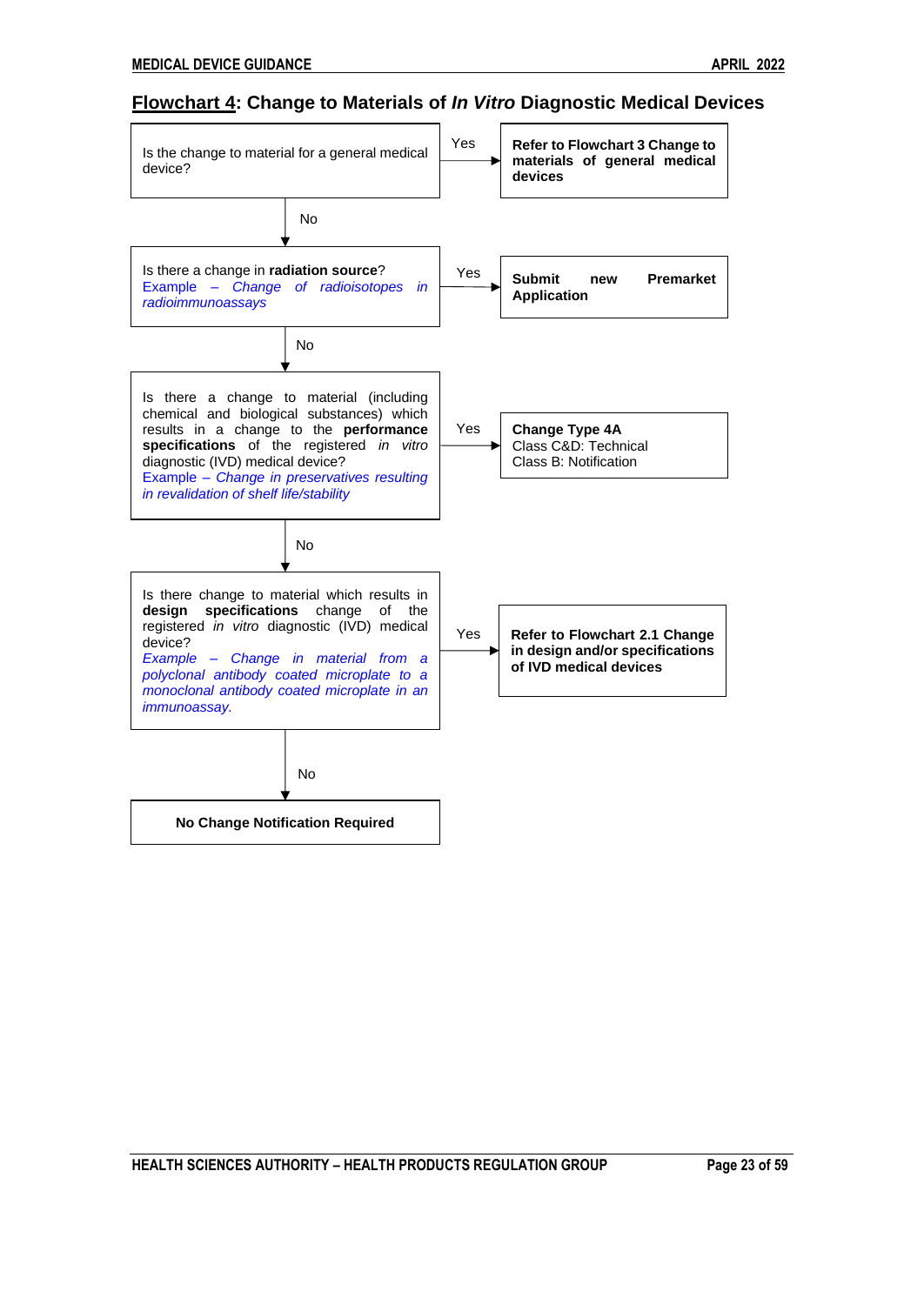## Flowchart 4: Change to Materials of *In Vitro* Diagnostic Medical Devices

Is the change to material for a general medical device?

- **Yes** → **Refer to Flowchart 3 Change to materials of general medical devices**
- **No** ↓

Is there a change in **radiation source**?
*Example – Change of radioisotopes in radioimmunoassays*

- **Yes** → **Submit new Premarket Application**
- **No** ↓

Is there a change to material (including chemical and biological substances) which results in a change to the **performance specifications** of the registered *in vitro* diagnostic (IVD) medical device?
*Example – Change in preservatives resulting in revalidation of shelf life/stability*

- **Yes** → **Change Type 4A**
  Class C&D: Technical
  Class B: Notification
- **No** ↓

Is there change to material which results in **design specifications** change of the registered *in vitro* diagnostic (IVD) medical device?
*Example – Change in material from a polyclonal antibody coated microplate to a monoclonal antibody coated microplate in an immunoassay.*

- **Yes** → **Refer to Flowchart 2.1 Change in design and/or specifications of IVD medical devices**
- **No** ↓

**No Change Notification Required**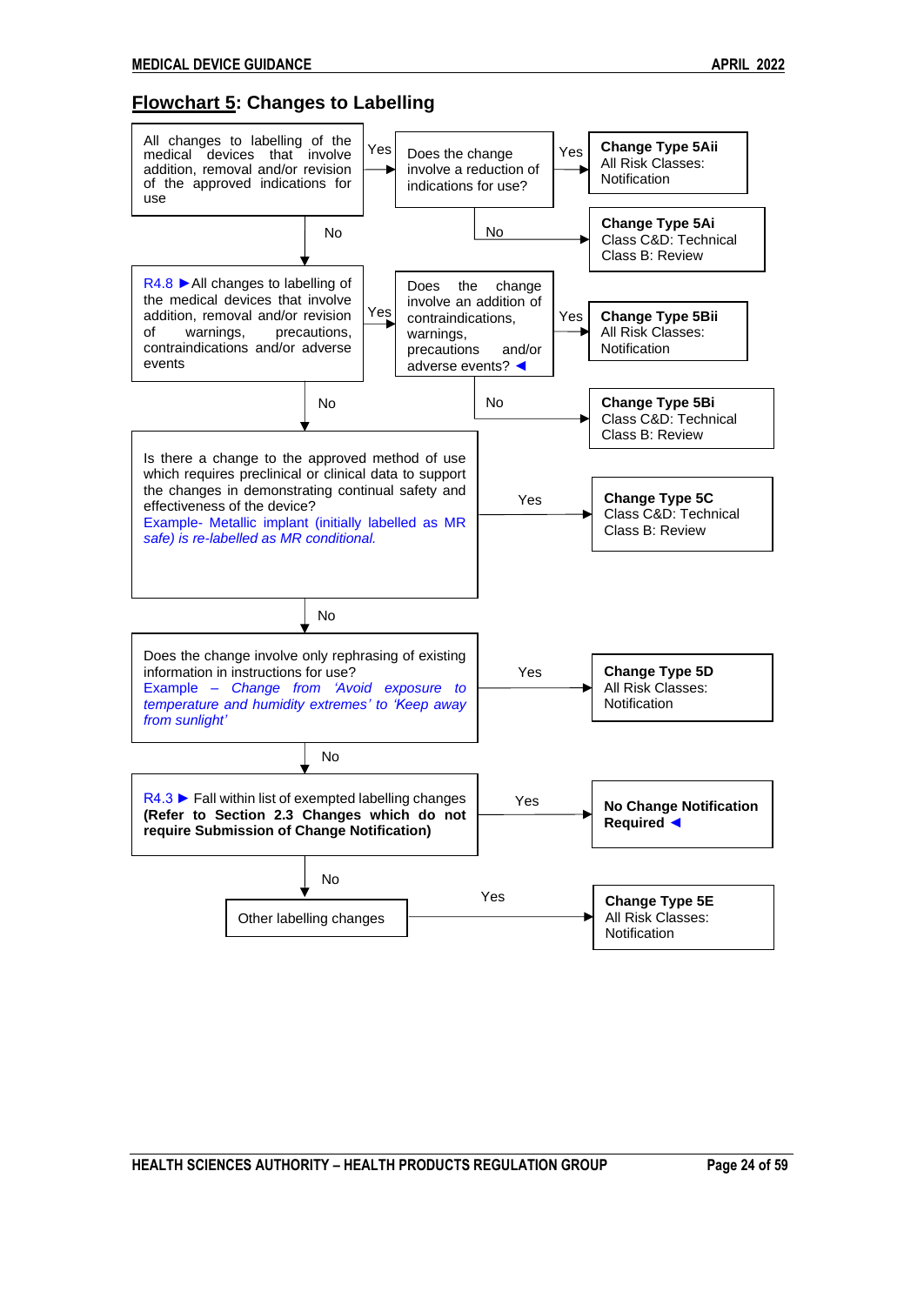## Flowchart 5: Changes to Labelling

All changes to labelling of the medical devices that involve addition, removal and/or revision of the approved indications for use

- **Yes** → Does the change involve a reduction of indications for use?
  - **Yes** → **Change Type 5Aii** All Risk Classes: Notification
  - **No** → **Change Type 5Ai** Class C&D: Technical Class B: Review
- **No** ↓

R4.8 ►All changes to labelling of the medical devices that involve addition, removal and/or revision of warnings, precautions, contraindications and/or adverse events

- **Yes** → Does the change involve an addition of contraindications, warnings, precautions and/or adverse events? ◄
  - **Yes** → **Change Type 5Bii** All Risk Classes: Notification
  - **No** → **Change Type 5Bi** Class C&D: Technical Class B: Review
- **No** ↓

Is there a change to the approved method of use which requires preclinical or clinical data to support the changes in demonstrating continual safety and effectiveness of the device?
Example- Metallic implant *(initially labelled as MR safe) is re-labelled as MR conditional.*

- **Yes** → **Change Type 5C** Class C&D: Technical Class B: Review
- **No** ↓

Does the change involve only rephrasing of existing information in instructions for use?
Example – *Change from 'Avoid exposure to temperature and humidity extremes' to 'Keep away from sunlight'*

- **Yes** → **Change Type 5D** All Risk Classes: Notification
- **No** ↓

R4.3 ► Fall within list of exempted labelling changes **(Refer to Section 2.3 Changes which do not require Submission of Change Notification)**

- **Yes** → **No Change Notification Required** ◄
- **No** ↓

Other labelling changes

- **Yes** → **Change Type 5E** All Risk Classes: Notification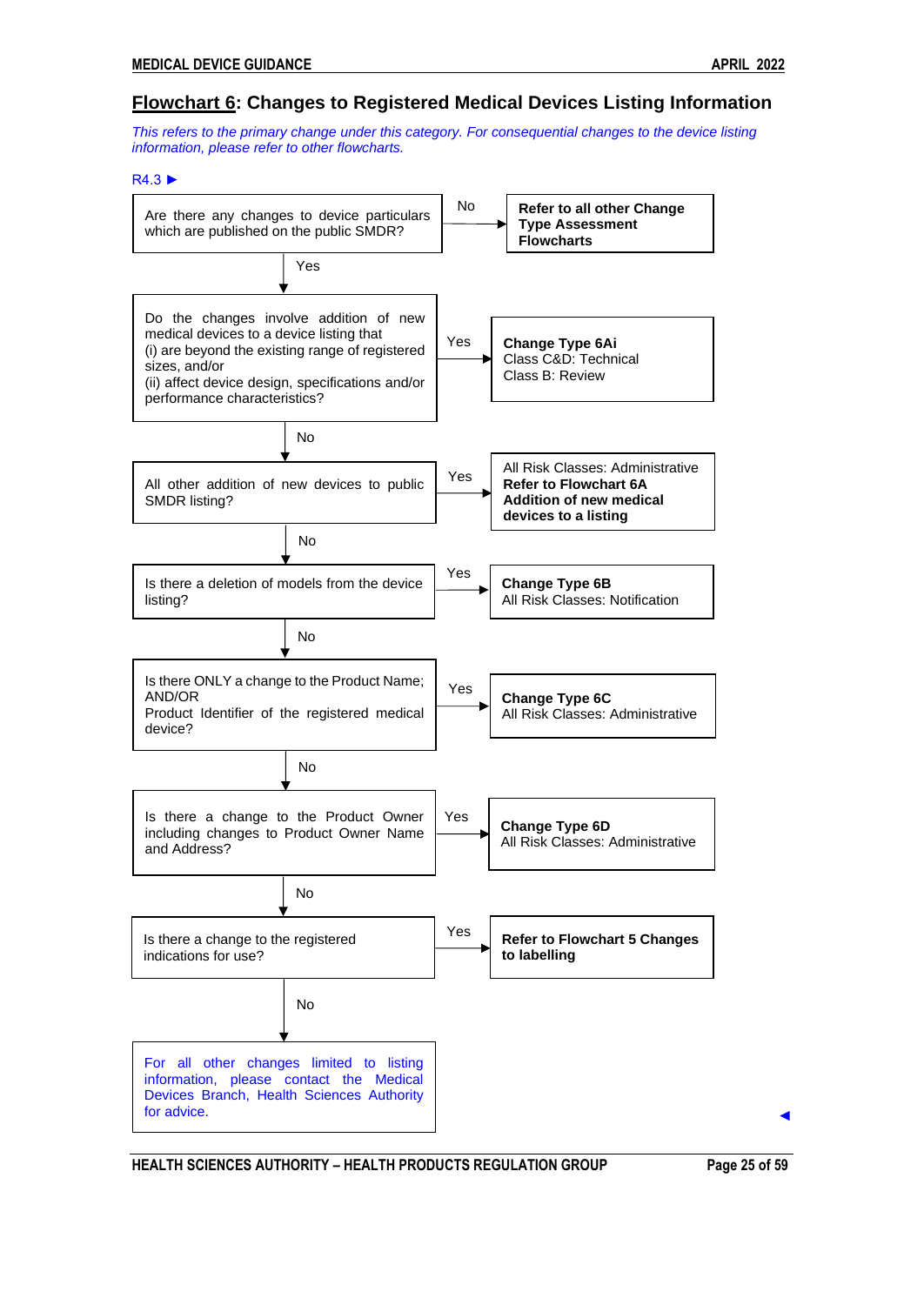## Flowchart 6: Changes to Registered Medical Devices Listing Information

*This refers to the primary change under this category. For consequential changes to the device listing information, please refer to other flowcharts.*

R4.3 ►

| Question | Answer | Outcome |
|---|---|---|
| Are there any changes to device particulars which are published on the public SMDR? | No | **Refer to all other Change Type Assessment Flowcharts** |
| | Yes | Proceed to next question |
| Do the changes involve addition of new medical devices to a device listing that (i) are beyond the existing range of registered sizes, and/or (ii) affect device design, specifications and/or performance characteristics? | Yes | **Change Type 6Ai** Class C&D: Technical Class B: Review |
| | No | Proceed to next question |
| All other addition of new devices to public SMDR listing? | Yes | All Risk Classes: Administrative **Refer to Flowchart 6A Addition of new medical devices to a listing** |
| | No | Proceed to next question |
| Is there a deletion of models from the device listing? | Yes | **Change Type 6B** All Risk Classes: Notification |
| | No | Proceed to next question |
| Is there ONLY a change to the Product Name; AND/OR Product Identifier of the registered medical device? | Yes | **Change Type 6C** All Risk Classes: Administrative |
| | No | Proceed to next question |
| Is there a change to the Product Owner including changes to Product Owner Name and Address? | Yes | **Change Type 6D** All Risk Classes: Administrative |
| | No | Proceed to next question |
| Is there a change to the registered indications for use? | Yes | **Refer to Flowchart 5 Changes to labelling** |
| | No | For all other changes limited to listing information, please contact the Medical Devices Branch, Health Sciences Authority for advice. |

◄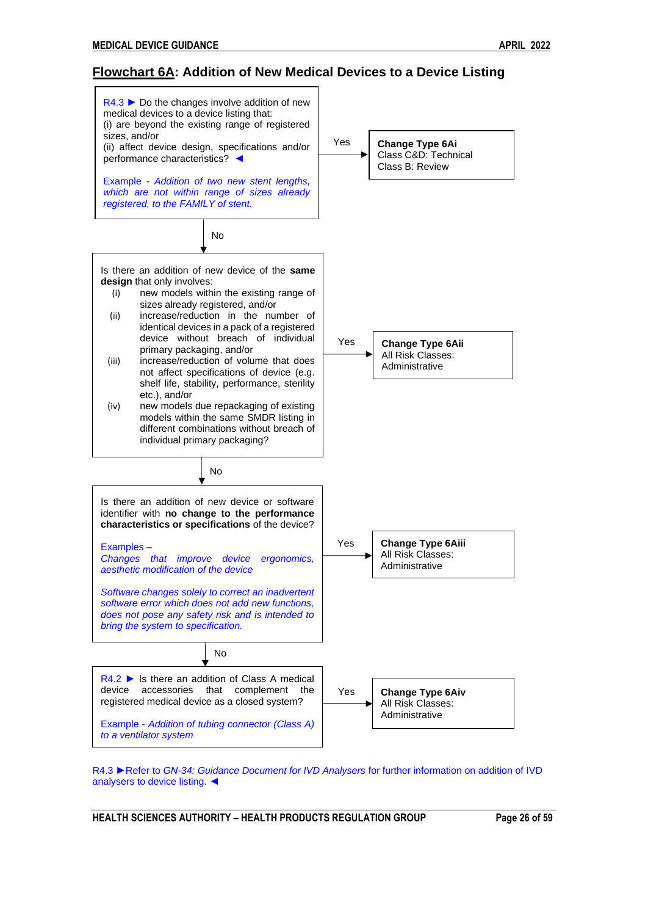## Flowchart 6A: Addition of New Medical Devices to a Device Listing

R4.3 ► Do the changes involve addition of new medical devices to a device listing that:
(i) are beyond the existing range of registered sizes, and/or
(ii) affect device design, specifications and/or performance characteristics? ◄

Example - *Addition of two new stent lengths, which are not within range of sizes already registered, to the FAMILY of stent.*

**Yes** → **Change Type 6Ai**
Class C&D: Technical
Class B: Review

**No** ↓

Is there an addition of new device of the **same design** that only involves:

- (i) new models within the existing range of sizes already registered, and/or
- (ii) increase/reduction in the number of identical devices in a pack of a registered device without breach of individual primary packaging, and/or
- (iii) increase/reduction of volume that does not affect specifications of device (e.g. shelf life, stability, performance, sterility etc.), and/or
- (iv) new models due repackaging of existing models within the same SMDR listing in different combinations without breach of individual primary packaging?

**Yes** → **Change Type 6Aii**
All Risk Classes: Administrative

**No** ↓

Is there an addition of new device or software identifier with **no change to the performance characteristics or specifications** of the device?

Examples –
*Changes that improve device ergonomics, aesthetic modification of the device*

*Software changes solely to correct an inadvertent software error which does not add new functions, does not pose any safety risk and is intended to bring the system to specification.*

**Yes** → **Change Type 6Aiii**
All Risk Classes: Administrative

**No** ↓

R4.2 ► Is there an addition of Class A medical device accessories that complement the registered medical device as a closed system?

Example - *Addition of tubing connector (Class A) to a ventilator system*

**Yes** → **Change Type 6Aiv**
All Risk Classes: Administrative

R4.3 ►Refer to *GN-34: Guidance Document for IVD Analysers* for further information on addition of IVD analysers to device listing. ◄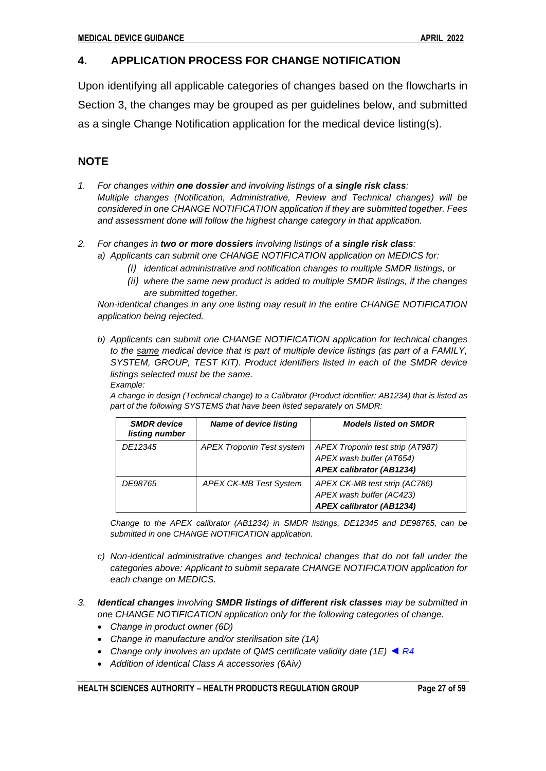## 4. APPLICATION PROCESS FOR CHANGE NOTIFICATION

Upon identifying all applicable categories of changes based on the flowcharts in Section 3, the changes may be grouped as per guidelines below, and submitted as a single Change Notification application for the medical device listing(s).

## NOTE

1. *For changes within **one dossier** and involving listings of **a single risk class**: Multiple changes (Notification, Administrative, Review and Technical changes) will be considered in one CHANGE NOTIFICATION application if they are submitted together. Fees and assessment done will follow the highest change category in that application.*

2. *For changes in **two or more dossiers** involving listings of **a single risk class**:*
   - *a) Applicants can submit one CHANGE NOTIFICATION application on MEDICS for:*
     - *(i) identical administrative and notification changes to multiple SMDR listings, or*
     - *(ii) where the same new product is added to multiple SMDR listings, if the changes are submitted together.*

   *Non-identical changes in any one listing may result in the entire CHANGE NOTIFICATION application being rejected.*

   - *b) Applicants can submit one CHANGE NOTIFICATION application for technical changes to the <u>same</u> medical device that is part of multiple device listings (as part of a FAMILY, SYSTEM, GROUP, TEST KIT). Product identifiers listed in each of the SMDR device listings selected must be the same.*

     *Example:*

     *A change in design (Technical change) to a Calibrator (Product identifier: AB1234) that is listed as part of the following SYSTEMS that have been listed separately on SMDR:*

| ***SMDR device listing number*** | ***Name of device listing*** | ***Models listed on SMDR*** |
|---|---|---|
| *DE12345* | *APEX Troponin Test system* | *APEX Troponin test strip (AT987)*<br>*APEX wash buffer (AT654)*<br>***APEX calibrator (AB1234)*** |
| *DE98765* | *APEX CK-MB Test System* | *APEX CK-MB test strip (AC786)*<br>*APEX wash buffer (AC423)*<br>***APEX calibrator (AB1234)*** |

     *Change to the APEX calibrator (AB1234) in SMDR listings, DE12345 and DE98765, can be submitted in one CHANGE NOTIFICATION application.*

   - *c) Non-identical administrative changes and technical changes that do not fall under the categories above: Applicant to submit separate CHANGE NOTIFICATION application for each change on MEDICS.*

3. ***Identical changes** involving **SMDR listings of different risk classes** may be submitted in one CHANGE NOTIFICATION application only for the following categories of change.*
   - *Change in product owner (6D)*
   - *Change in manufacture and/or sterilisation site (1A)*
   - *Change only involves an update of QMS certificate validity date (1E) ◄ R4*
   - *Addition of identical Class A accessories (6Aiv)*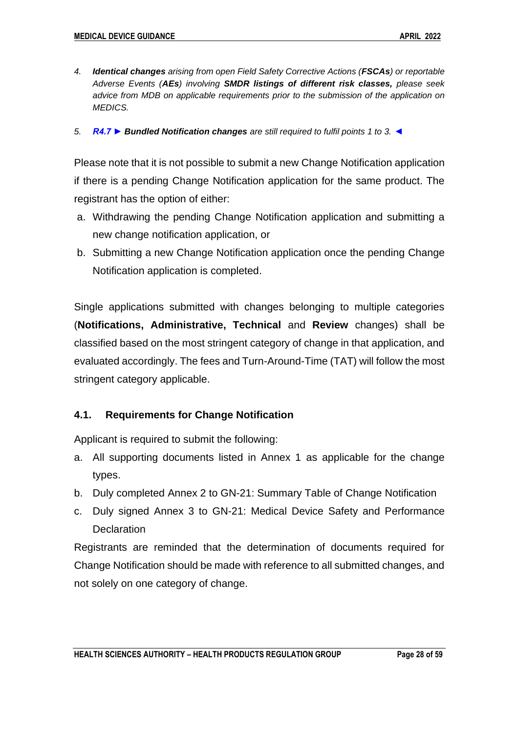4. ***Identical changes*** *arising from open Field Safety Corrective Actions (**FSCAs**) or reportable Adverse Events (**AEs**) involving **SMDR listings of different risk classes,** please seek advice from MDB on applicable requirements prior to the submission of the application on MEDICS.*

5. *R4.7 ► **Bundled Notification changes** are still required to fulfil points 1 to 3. ◄*

Please note that it is not possible to submit a new Change Notification application if there is a pending Change Notification application for the same product. The registrant has the option of either:

a. Withdrawing the pending Change Notification application and submitting a new change notification application, or
b. Submitting a new Change Notification application once the pending Change Notification application is completed.

Single applications submitted with changes belonging to multiple categories (**Notifications, Administrative, Technical** and **Review** changes) shall be classified based on the most stringent category of change in that application, and evaluated accordingly. The fees and Turn-Around-Time (TAT) will follow the most stringent category applicable.

### 4.1. Requirements for Change Notification

Applicant is required to submit the following:

a. All supporting documents listed in Annex 1 as applicable for the change types.
b. Duly completed Annex 2 to GN-21: Summary Table of Change Notification
c. Duly signed Annex 3 to GN-21: Medical Device Safety and Performance Declaration

Registrants are reminded that the determination of documents required for Change Notification should be made with reference to all submitted changes, and not solely on one category of change.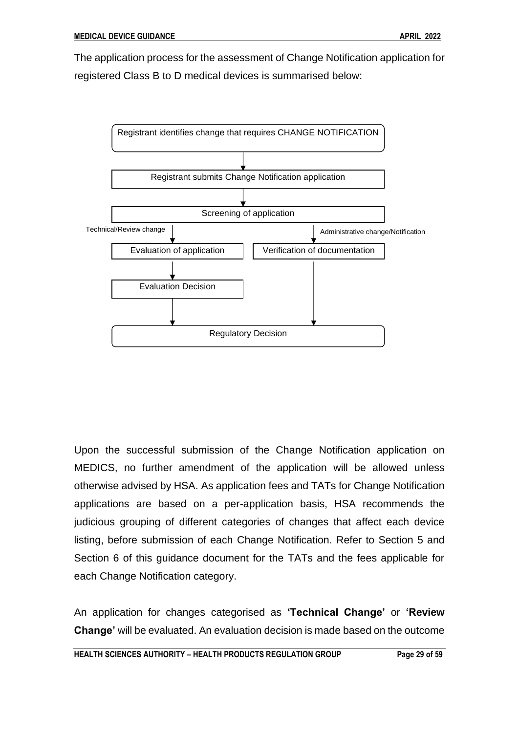The application process for the assessment of Change Notification application for registered Class B to D medical devices is summarised below:

```
Registrant identifies change that requires CHANGE NOTIFICATION
                    |
                    v
Registrant submits Change Notification application
                    |
                    v
          Screening of application
        |                           |
Technical/Review change     Administrative change/Notification
        v                           v
Evaluation of application   Verification of documentation
        |                           |
        v                           |
Evaluation Decision                 |
        |                           |
        v                           v
             Regulatory Decision
```

Upon the successful submission of the Change Notification application on MEDICS, no further amendment of the application will be allowed unless otherwise advised by HSA. As application fees and TATs for Change Notification applications are based on a per-application basis, HSA recommends the judicious grouping of different categories of changes that affect each device listing, before submission of each Change Notification. Refer to Section 5 and Section 6 of this guidance document for the TATs and the fees applicable for each Change Notification category.

An application for changes categorised as **'Technical Change'** or **'Review Change'** will be evaluated. An evaluation decision is made based on the outcome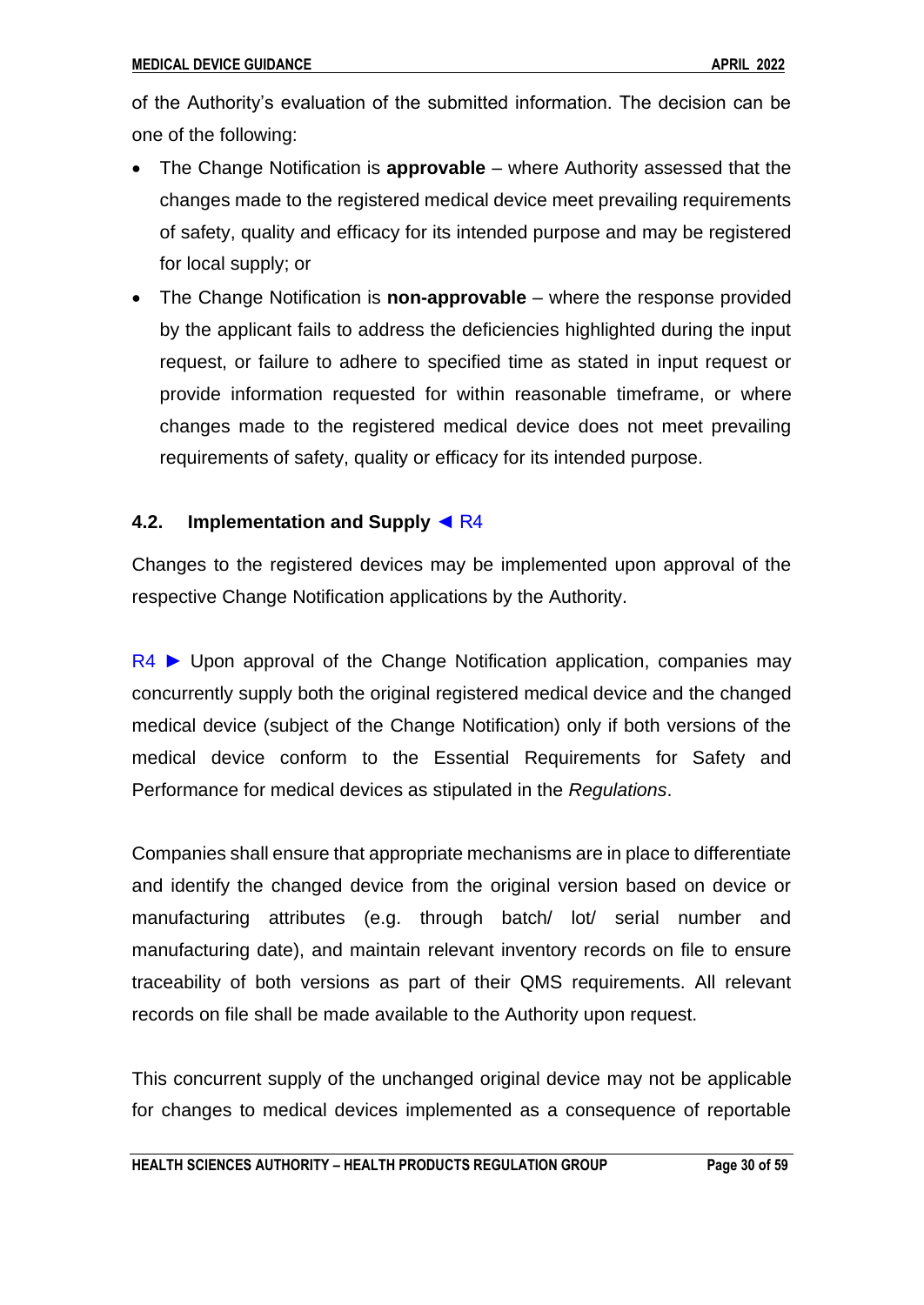of the Authority's evaluation of the submitted information. The decision can be one of the following:

- The Change Notification is **approvable** – where Authority assessed that the changes made to the registered medical device meet prevailing requirements of safety, quality and efficacy for its intended purpose and may be registered for local supply; or
- The Change Notification is **non-approvable** – where the response provided by the applicant fails to address the deficiencies highlighted during the input request, or failure to adhere to specified time as stated in input request or provide information requested for within reasonable timeframe, or where changes made to the registered medical device does not meet prevailing requirements of safety, quality or efficacy for its intended purpose.

### 4.2. Implementation and Supply ◄ R4

Changes to the registered devices may be implemented upon approval of the respective Change Notification applications by the Authority.

R4 ► Upon approval of the Change Notification application, companies may concurrently supply both the original registered medical device and the changed medical device (subject of the Change Notification) only if both versions of the medical device conform to the Essential Requirements for Safety and Performance for medical devices as stipulated in the *Regulations*.

Companies shall ensure that appropriate mechanisms are in place to differentiate and identify the changed device from the original version based on device or manufacturing attributes (e.g. through batch/ lot/ serial number and manufacturing date), and maintain relevant inventory records on file to ensure traceability of both versions as part of their QMS requirements. All relevant records on file shall be made available to the Authority upon request.

This concurrent supply of the unchanged original device may not be applicable for changes to medical devices implemented as a consequence of reportable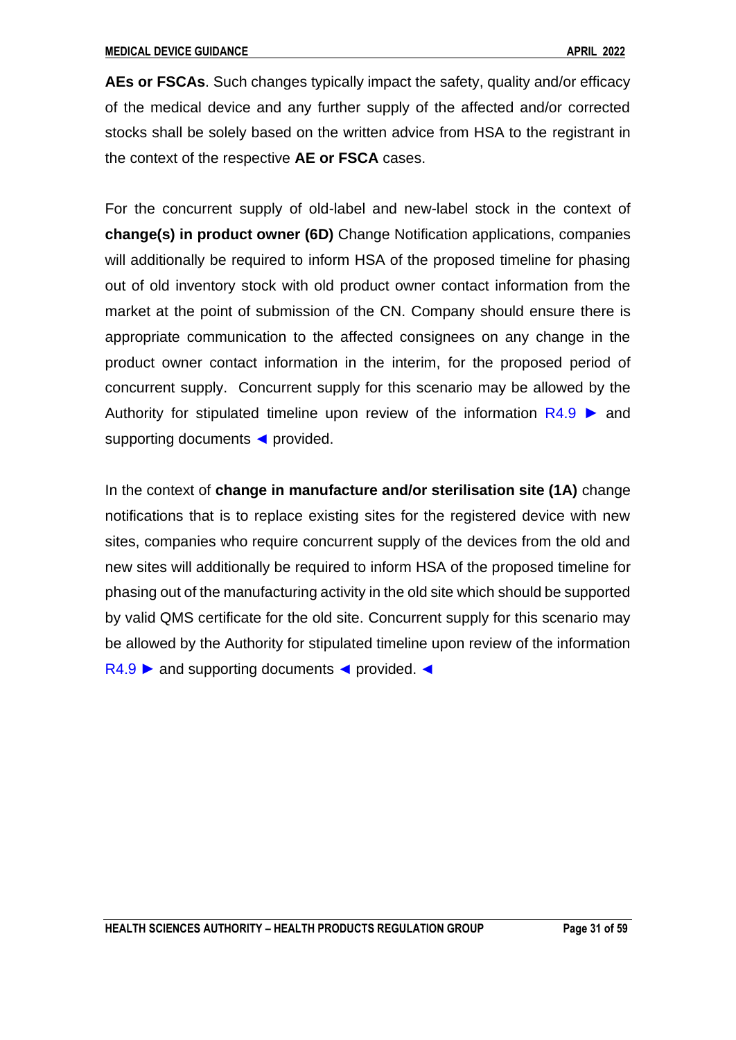**AEs or FSCAs**. Such changes typically impact the safety, quality and/or efficacy of the medical device and any further supply of the affected and/or corrected stocks shall be solely based on the written advice from HSA to the registrant in the context of the respective **AE or FSCA** cases.

For the concurrent supply of old-label and new-label stock in the context of **change(s) in product owner (6D)** Change Notification applications, companies will additionally be required to inform HSA of the proposed timeline for phasing out of old inventory stock with old product owner contact information from the market at the point of submission of the CN. Company should ensure there is appropriate communication to the affected consignees on any change in the product owner contact information in the interim, for the proposed period of concurrent supply. Concurrent supply for this scenario may be allowed by the Authority for stipulated timeline upon review of the information R4.9 ► and supporting documents ◄ provided.

In the context of **change in manufacture and/or sterilisation site (1A)** change notifications that is to replace existing sites for the registered device with new sites, companies who require concurrent supply of the devices from the old and new sites will additionally be required to inform HSA of the proposed timeline for phasing out of the manufacturing activity in the old site which should be supported by valid QMS certificate for the old site. Concurrent supply for this scenario may be allowed by the Authority for stipulated timeline upon review of the information R4.9 ► and supporting documents ◄ provided. ◄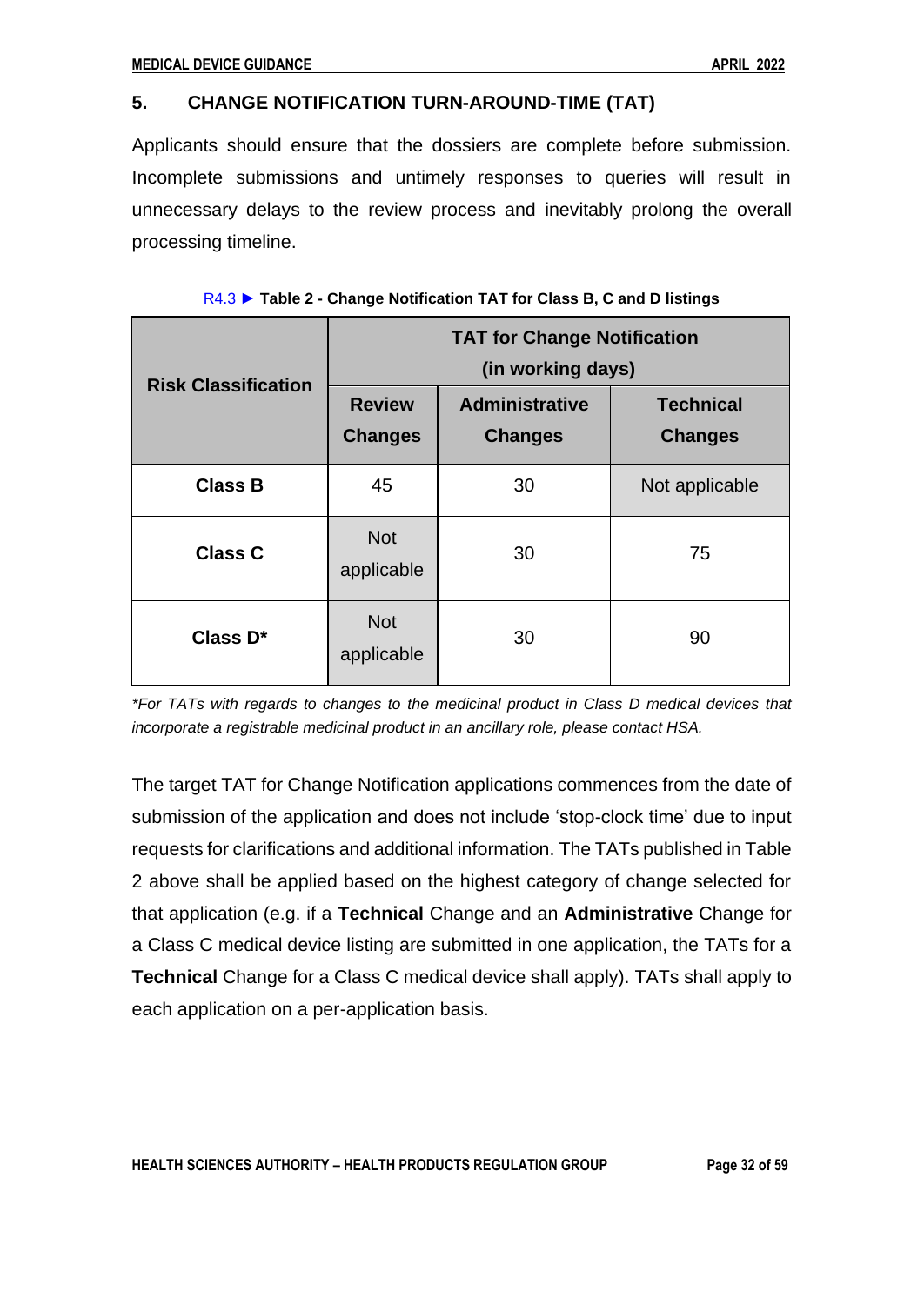## 5. CHANGE NOTIFICATION TURN-AROUND-TIME (TAT)

Applicants should ensure that the dossiers are complete before submission. Incomplete submissions and untimely responses to queries will result in unnecessary delays to the review process and inevitably prolong the overall processing timeline.

R4.3 ► **Table 2 - Change Notification TAT for Class B, C and D listings**

| Risk Classification | TAT for Change Notification (in working days) | | |
|---|---|---|---|
| | Review Changes | Administrative Changes | Technical Changes |
| **Class B** | 45 | 30 | Not applicable |
| **Class C** | Not applicable | 30 | 75 |
| **Class D*** | Not applicable | 30 | 90 |

**For TATs with regards to changes to the medicinal product in Class D medical devices that incorporate a registrable medicinal product in an ancillary role, please contact HSA.*

The target TAT for Change Notification applications commences from the date of submission of the application and does not include 'stop-clock time' due to input requests for clarifications and additional information. The TATs published in Table 2 above shall be applied based on the highest category of change selected for that application (e.g. if a **Technical** Change and an **Administrative** Change for a Class C medical device listing are submitted in one application, the TATs for a **Technical** Change for a Class C medical device shall apply). TATs shall apply to each application on a per-application basis.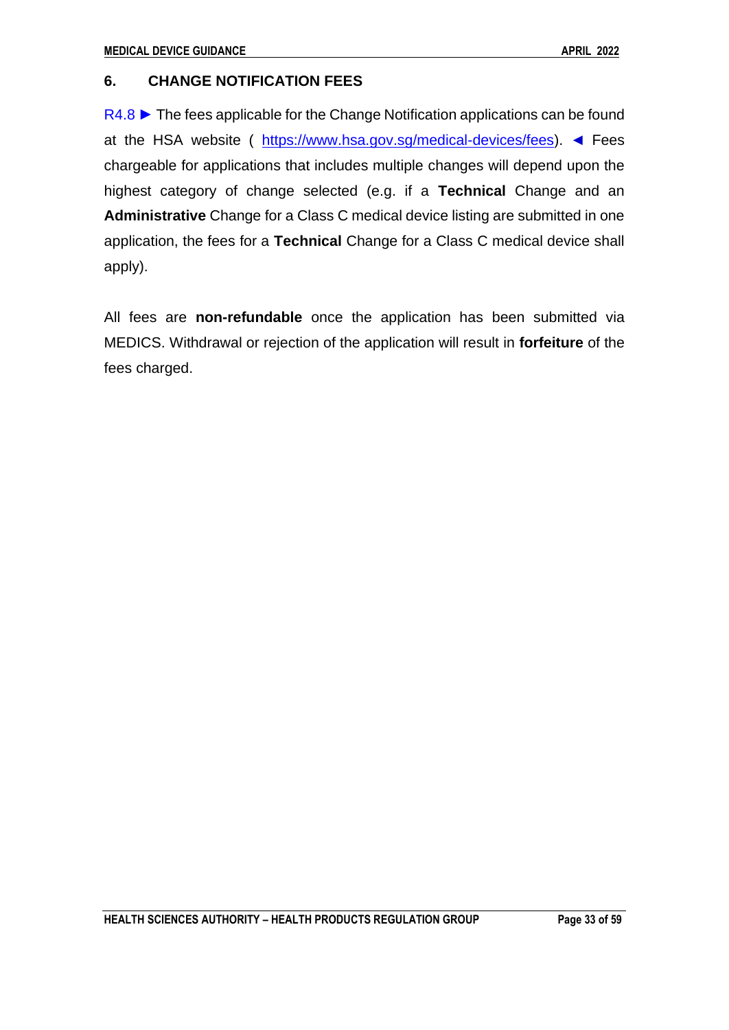## 6. CHANGE NOTIFICATION FEES

R4.8 ► The fees applicable for the Change Notification applications can be found at the HSA website ( https://www.hsa.gov.sg/medical-devices/fees). ◄ Fees chargeable for applications that includes multiple changes will depend upon the highest category of change selected (e.g. if a **Technical** Change and an **Administrative** Change for a Class C medical device listing are submitted in one application, the fees for a **Technical** Change for a Class C medical device shall apply).

All fees are **non-refundable** once the application has been submitted via MEDICS. Withdrawal or rejection of the application will result in **forfeiture** of the fees charged.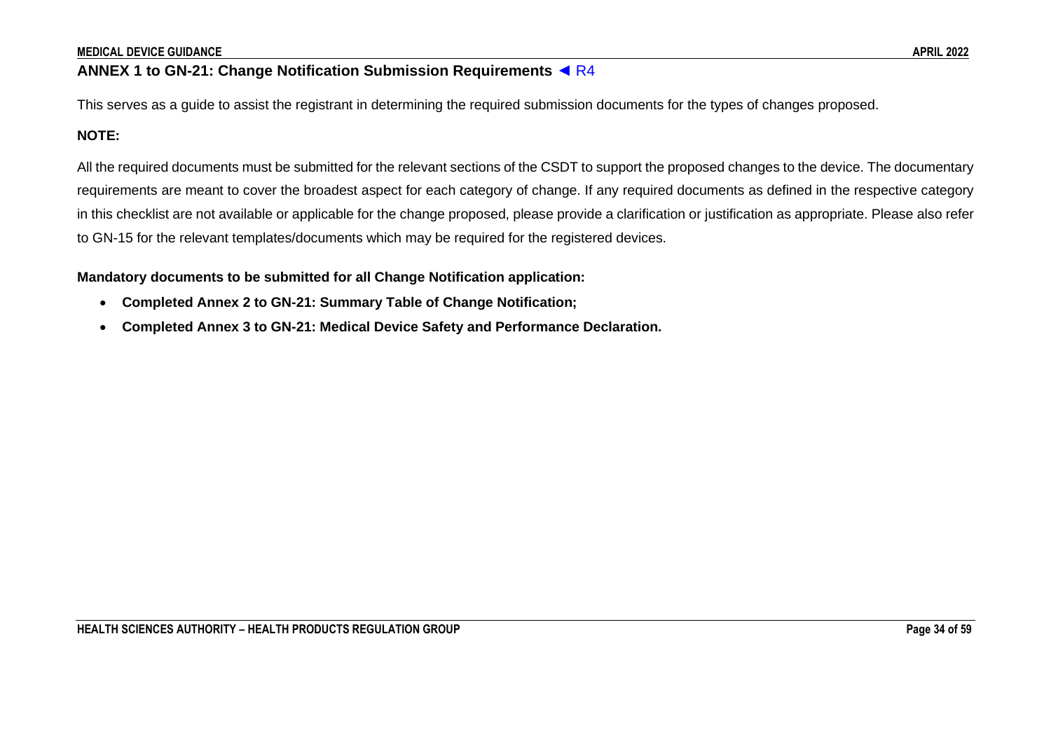## ANNEX 1 to GN-21: Change Notification Submission Requirements ◄ R4

This serves as a guide to assist the registrant in determining the required submission documents for the types of changes proposed.

**NOTE:**

All the required documents must be submitted for the relevant sections of the CSDT to support the proposed changes to the device. The documentary requirements are meant to cover the broadest aspect for each category of change. If any required documents as defined in the respective category in this checklist are not available or applicable for the change proposed, please provide a clarification or justification as appropriate. Please also refer to GN-15 for the relevant templates/documents which may be required for the registered devices.

**Mandatory documents to be submitted for all Change Notification application:**

- **Completed Annex 2 to GN-21: Summary Table of Change Notification;**
- **Completed Annex 3 to GN-21: Medical Device Safety and Performance Declaration.**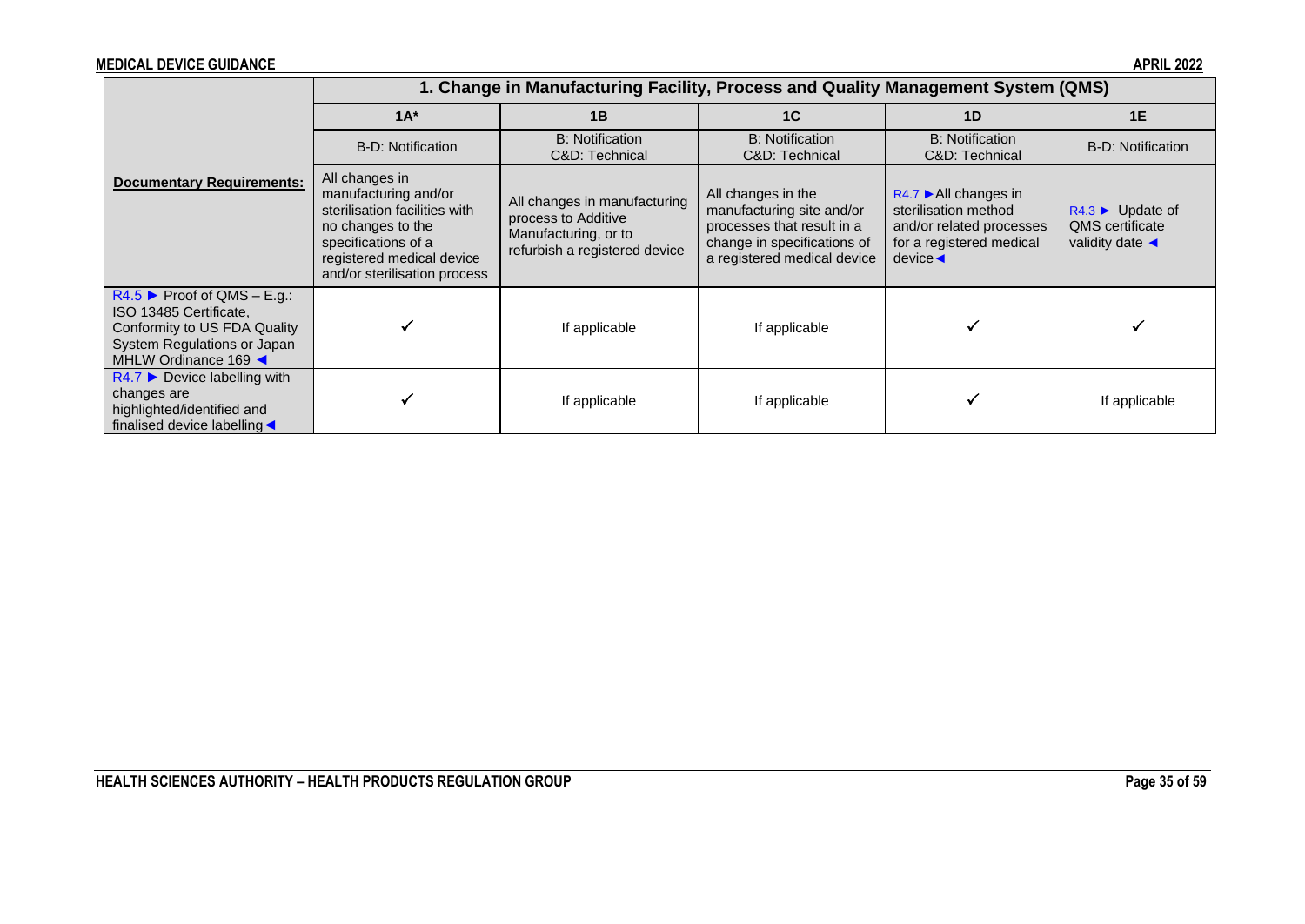| | 1. Change in Manufacturing Facility, Process and Quality Management System (QMS) | | | | |
|---|---|---|---|---|---|
| | **1A*** | **1B** | **1C** | **1D** | **1E** |
| | B-D: Notification | B: Notification C&D: Technical | B: Notification C&D: Technical | B: Notification C&D: Technical | B-D: Notification |
| **Documentary Requirements:** | All changes in manufacturing and/or sterilisation facilities with no changes to the specifications of a registered medical device and/or sterilisation process | All changes in manufacturing process to Additive Manufacturing, or to refurbish a registered device | All changes in the manufacturing site and/or processes that result in a change in specifications of a registered medical device | R4.7 ►All changes in sterilisation method and/or related processes for a registered medical device◄ | R4.3 ► Update of QMS certificate validity date ◄ |
| R4.5 ► Proof of QMS – E.g.: ISO 13485 Certificate, Conformity to US FDA Quality System Regulations or Japan MHLW Ordinance 169 ◄ | ✓ | If applicable | If applicable | ✓ | ✓ |
| R4.7 ► Device labelling with changes are highlighted/identified and finalised device labelling◄ | ✓ | If applicable | If applicable | ✓ | If applicable |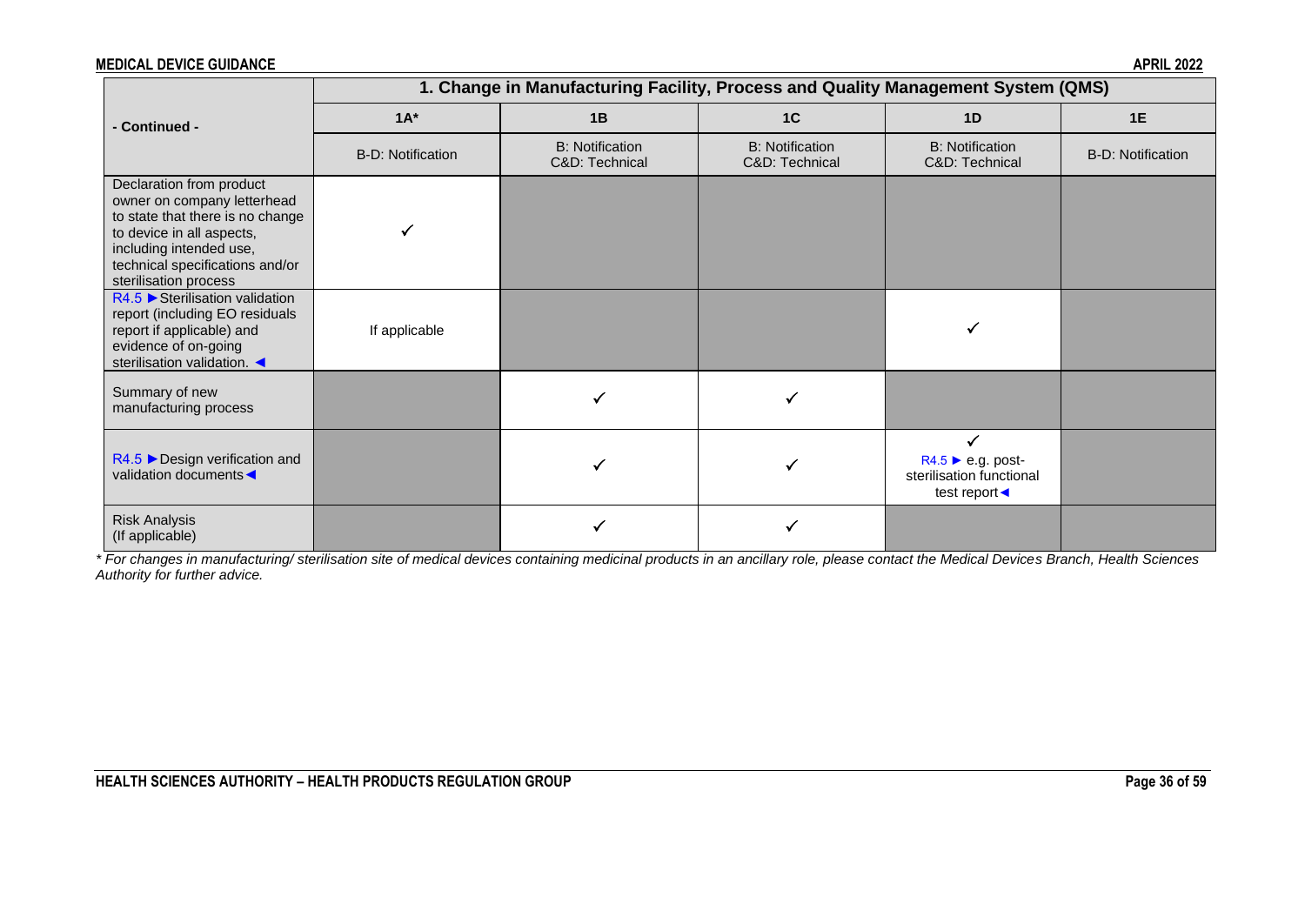| - Continued - | 1. Change in Manufacturing Facility, Process and Quality Management System (QMS) | | | | |
|---|---|---|---|---|---|
| | 1A* | 1B | 1C | 1D | 1E |
| | B-D: Notification | B: Notification C&D: Technical | B: Notification C&D: Technical | B: Notification C&D: Technical | B-D: Notification |
| Declaration from product owner on company letterhead to state that there is no change to device in all aspects, including intended use, technical specifications and/or sterilisation process | ✓ | | | | |
| R4.5 ►Sterilisation validation report (including EO residuals report if applicable) and evidence of on-going sterilisation validation. ◄ | If applicable | | | ✓ | |
| Summary of new manufacturing process | | ✓ | ✓ | | |
| R4.5 ►Design verification and validation documents◄ | | ✓ | ✓ | ✓ R4.5 ► e.g. post-sterilisation functional test report◄ | |
| Risk Analysis (If applicable) | | ✓ | ✓ | | |

*\* For changes in manufacturing/ sterilisation site of medical devices containing medicinal products in an ancillary role, please contact the Medical Devices Branch, Health Sciences Authority for further advice.*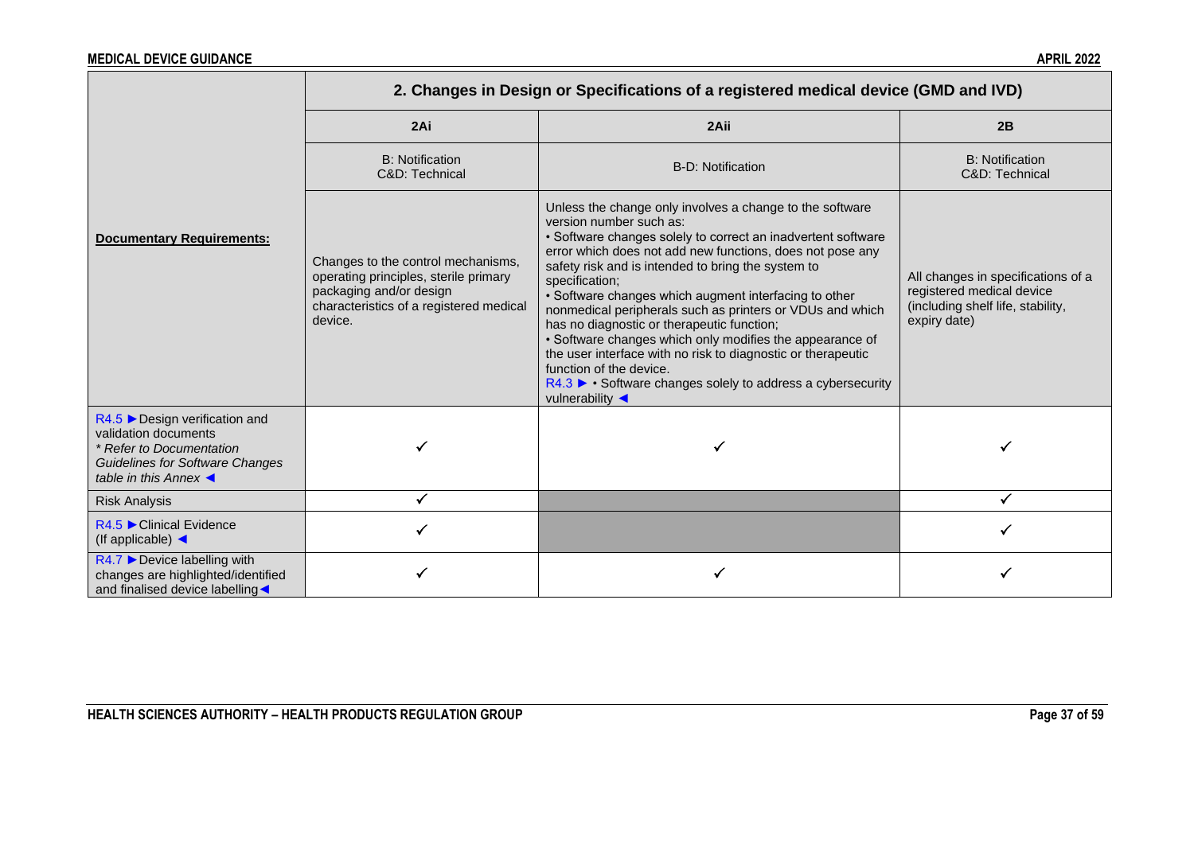| Documentary Requirements: | 2. Changes in Design or Specifications of a registered medical device (GMD and IVD) | | |
|---|---|---|---|
| | 2Ai | 2Aii | 2B |
| | B: Notification<br>C&D: Technical | B-D: Notification | B: Notification<br>C&D: Technical |
| | Changes to the control mechanisms, operating principles, sterile primary packaging and/or design characteristics of a registered medical device. | Unless the change only involves a change to the software version number such as:<br>• Software changes solely to correct an inadvertent software error which does not add new functions, does not pose any safety risk and is intended to bring the system to specification;<br>• Software changes which augment interfacing to other nonmedical peripherals such as printers or VDUs and which has no diagnostic or therapeutic function;<br>• Software changes which only modifies the appearance of the user interface with no risk to diagnostic or therapeutic function of the device.<br>R4.3 ► • Software changes solely to address a cybersecurity vulnerability ◄ | All changes in specifications of a registered medical device (including shelf life, stability, expiry date) |
| R4.5 ► Design verification and validation documents<br>*\* Refer to Documentation Guidelines for Software Changes table in this Annex* ◄ | ✓ | ✓ | ✓ |
| Risk Analysis | ✓ | | ✓ |
| R4.5 ► Clinical Evidence (If applicable) ◄ | ✓ | | ✓ |
| R4.7 ► Device labelling with changes are highlighted/identified and finalised device labelling ◄ | ✓ | ✓ | ✓ |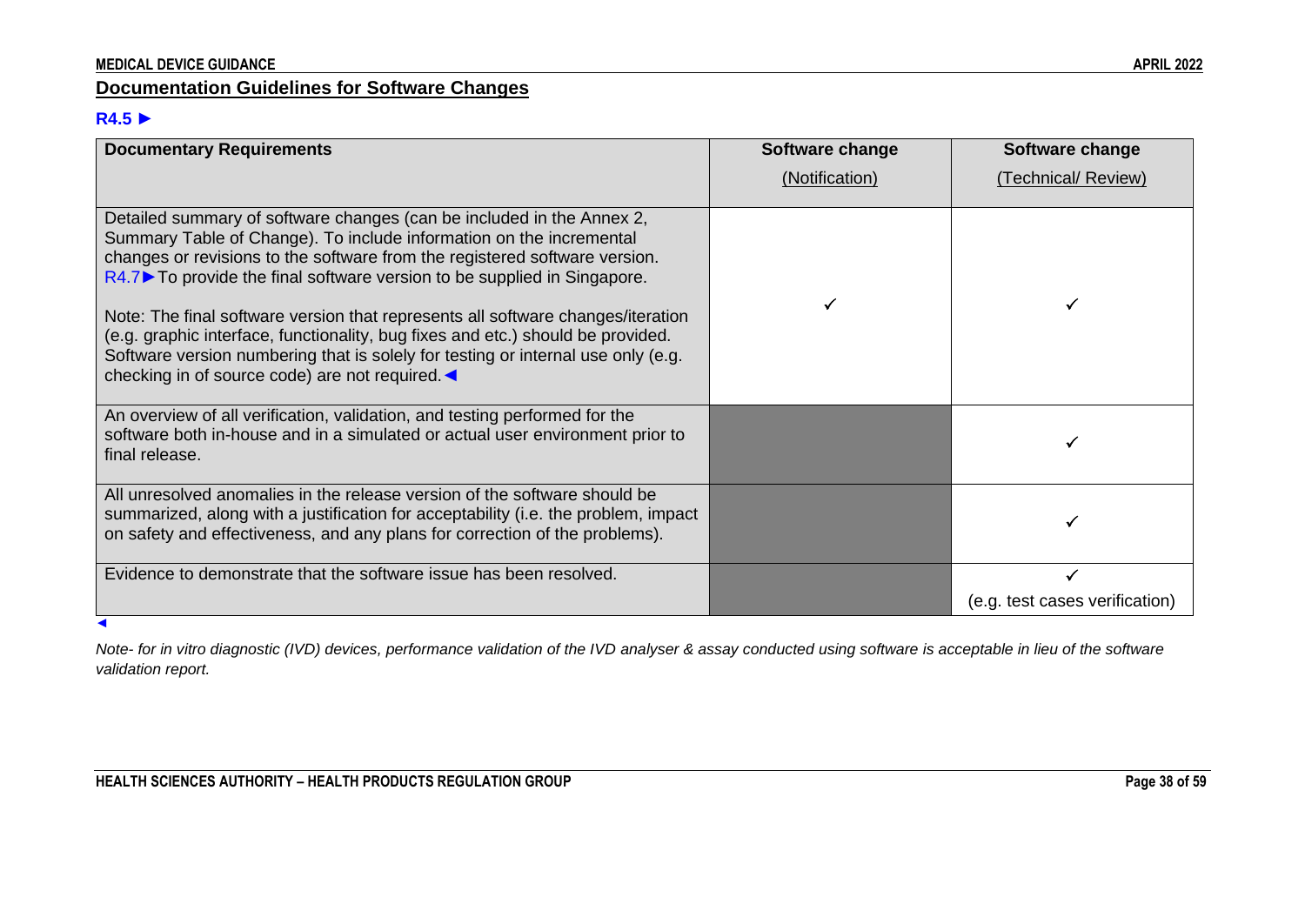## Documentation Guidelines for Software Changes

**R4.5 ►**

| Documentary Requirements | Software change (Notification) | Software change (Technical/ Review) |
|---|---|---|
| Detailed summary of software changes (can be included in the Annex 2, Summary Table of Change). To include information on the incremental changes or revisions to the software from the registered software version. R4.7► To provide the final software version to be supplied in Singapore.<br><br>Note: The final software version that represents all software changes/iteration (e.g. graphic interface, functionality, bug fixes and etc.) should be provided. Software version numbering that is solely for testing or internal use only (e.g. checking in of source code) are not required.◄ | ✓ | ✓ |
| An overview of all verification, validation, and testing performed for the software both in-house and in a simulated or actual user environment prior to final release. | | ✓ |
| All unresolved anomalies in the release version of the software should be summarized, along with a justification for acceptability (i.e. the problem, impact on safety and effectiveness, and any plans for correction of the problems). | | ✓ |
| Evidence to demonstrate that the software issue has been resolved. | | ✓ (e.g. test cases verification) |

◄

*Note- for in vitro diagnostic (IVD) devices, performance validation of the IVD analyser & assay conducted using software is acceptable in lieu of the software validation report.*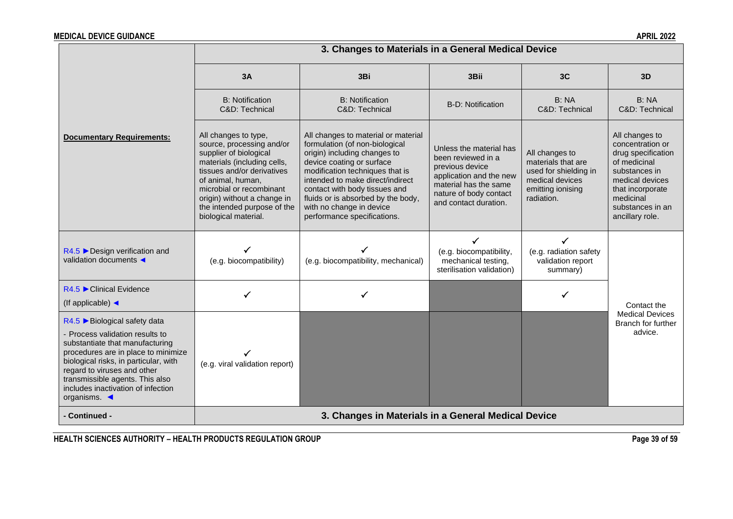| | 3. Changes to Materials in a General Medical Device | | | | |
|---|---|---|---|---|---|
| | 3A | 3Bi | 3Bii | 3C | 3D |
| | B: Notification<br>C&D: Technical | B: Notification<br>C&D: Technical | B-D: Notification | B: NA<br>C&D: Technical | B: NA<br>C&D: Technical |
| **Documentary Requirements:** | All changes to type, source, processing and/or supplier of biological materials (including cells, tissues and/or derivatives of animal, human, microbial or recombinant origin) without a change in the intended purpose of the biological material. | All changes to material or material formulation (of non-biological origin) including changes to device coating or surface modification techniques that is intended to make direct/indirect contact with body tissues and fluids or is absorbed by the body, with no change in device performance specifications. | Unless the material has been reviewed in a previous device application and the new material has the same nature of body contact and contact duration. | All changes to materials that are used for shielding in medical devices emitting ionising radiation. | All changes to concentration or drug specification of medicinal substances in medical devices that incorporate medicinal substances in an ancillary role. |
| R4.5 ►Design verification and validation documents ◄ | ✓<br>(e.g. biocompatibility) | ✓<br>(e.g. biocompatibility, mechanical) | ✓<br>(e.g. biocompatibility, mechanical testing, sterilisation validation) | ✓<br>(e.g. radiation safety validation report summary) | Contact the Medical Devices Branch for further advice. |
| R4.5 ►Clinical Evidence<br>(If applicable) ◄ | ✓ | ✓ | | ✓ | |
| R4.5 ►Biological safety data<br>- Process validation results to substantiate that manufacturing procedures are in place to minimize biological risks, in particular, with regard to viruses and other transmissible agents. This also includes inactivation of infection organisms. ◄ | ✓<br>(e.g. viral validation report) | | | | |
| **- Continued -** | **3. Changes in Materials in a General Medical Device** | | | | |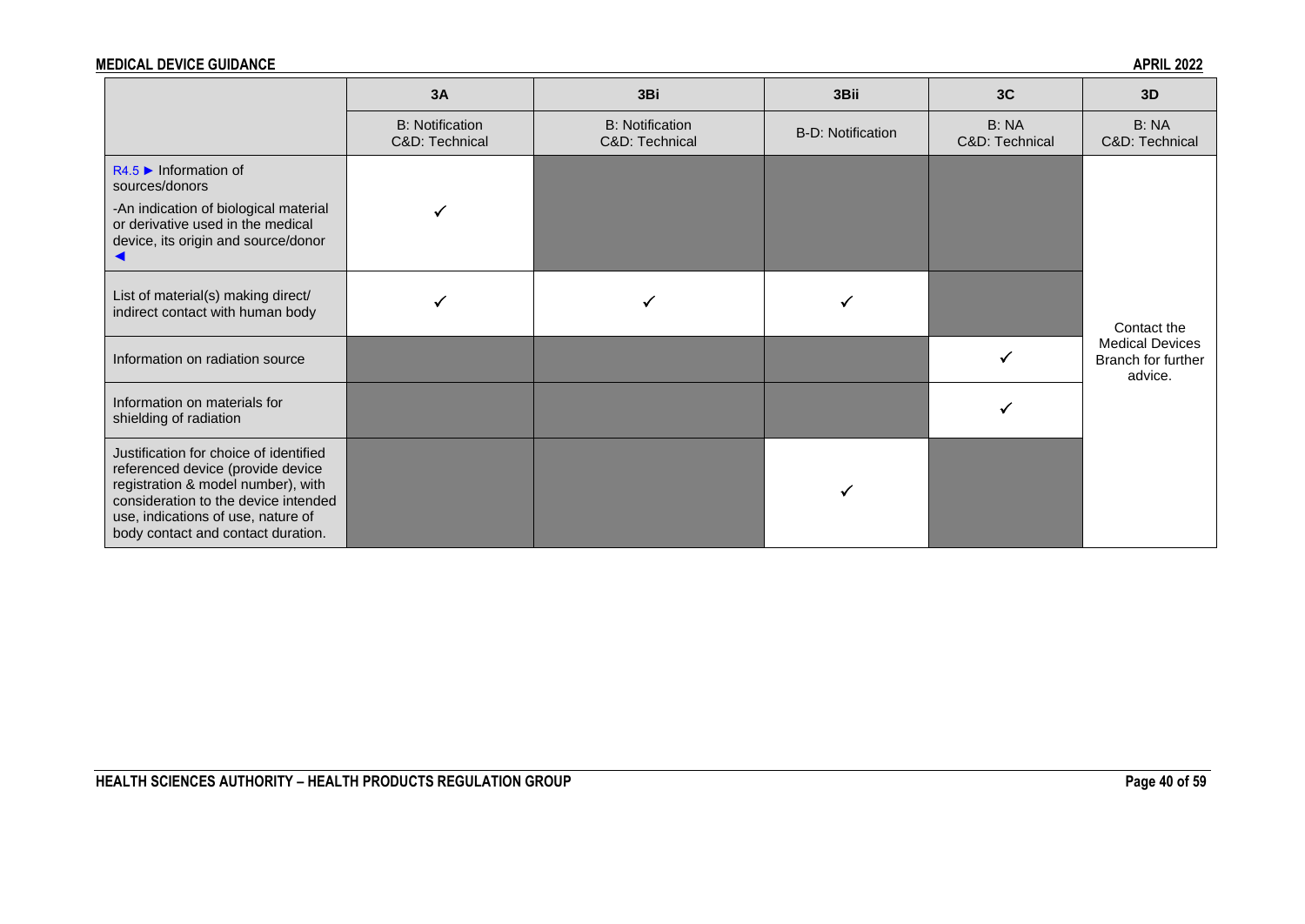| | 3A | 3Bi | 3Bii | 3C | 3D |
|---|---|---|---|---|---|
| | B: Notification<br>C&D: Technical | B: Notification<br>C&D: Technical | B-D: Notification | B: NA<br>C&D: Technical | B: NA<br>C&D: Technical |
| R4.5 ► Information of sources/donors<br>-An indication of biological material or derivative used in the medical device, its origin and source/donor ◄ | ✓ | | | | Contact the Medical Devices Branch for further advice. |
| List of material(s) making direct/ indirect contact with human body | ✓ | ✓ | ✓ | | |
| Information on radiation source | | | | ✓ | |
| Information on materials for shielding of radiation | | | | ✓ | |
| Justification for choice of identified referenced device (provide device registration & model number), with consideration to the device intended use, indications of use, nature of body contact and contact duration. | | | ✓ | | |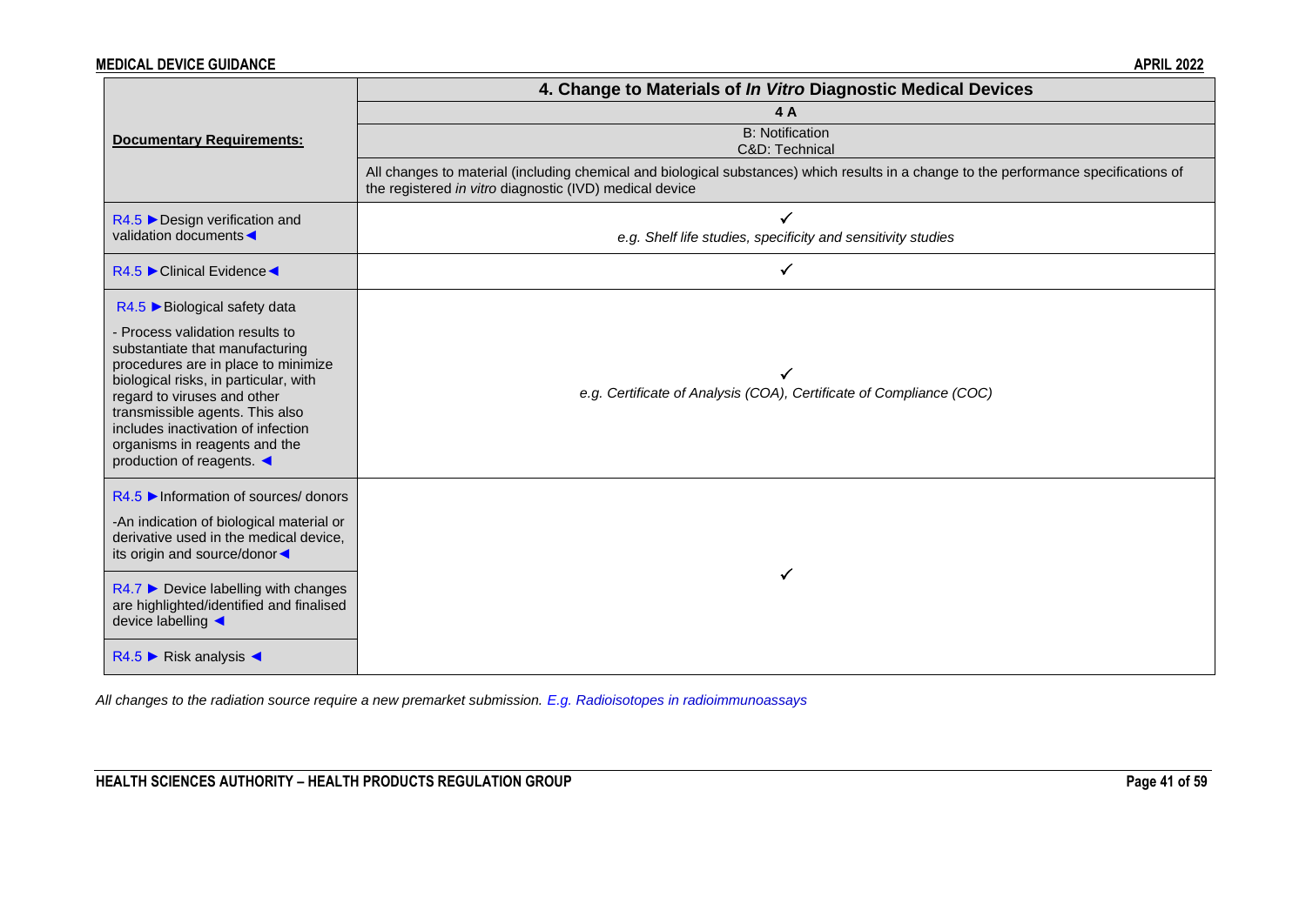| Documentary Requirements: | 4. Change to Materials of *In Vitro* Diagnostic Medical Devices |
|---|---|
| | 4 A |
| | B: Notification<br>C&D: Technical |
| | All changes to material (including chemical and biological substances) which results in a change to the performance specifications of the registered *in vitro* diagnostic (IVD) medical device |
| R4.5 ►Design verification and validation documents◄ | ✓<br>*e.g. Shelf life studies, specificity and sensitivity studies* |
| R4.5 ►Clinical Evidence◄ | ✓ |
| R4.5 ►Biological safety data<br><br>- Process validation results to substantiate that manufacturing procedures are in place to minimize biological risks, in particular, with regard to viruses and other transmissible agents. This also includes inactivation of infection organisms in reagents and the production of reagents. ◄ | ✓<br>*e.g. Certificate of Analysis (COA), Certificate of Compliance (COC)* |
| R4.5 ►Information of sources/ donors<br><br>-An indication of biological material or derivative used in the medical device, its origin and source/donor◄ | ✓ |
| R4.7 ► Device labelling with changes are highlighted/identified and finalised device labelling ◄ | |
| R4.5 ► Risk analysis ◄ | |

*All changes to the radiation source require a new premarket submission. E.g. Radioisotopes in radioimmunoassays*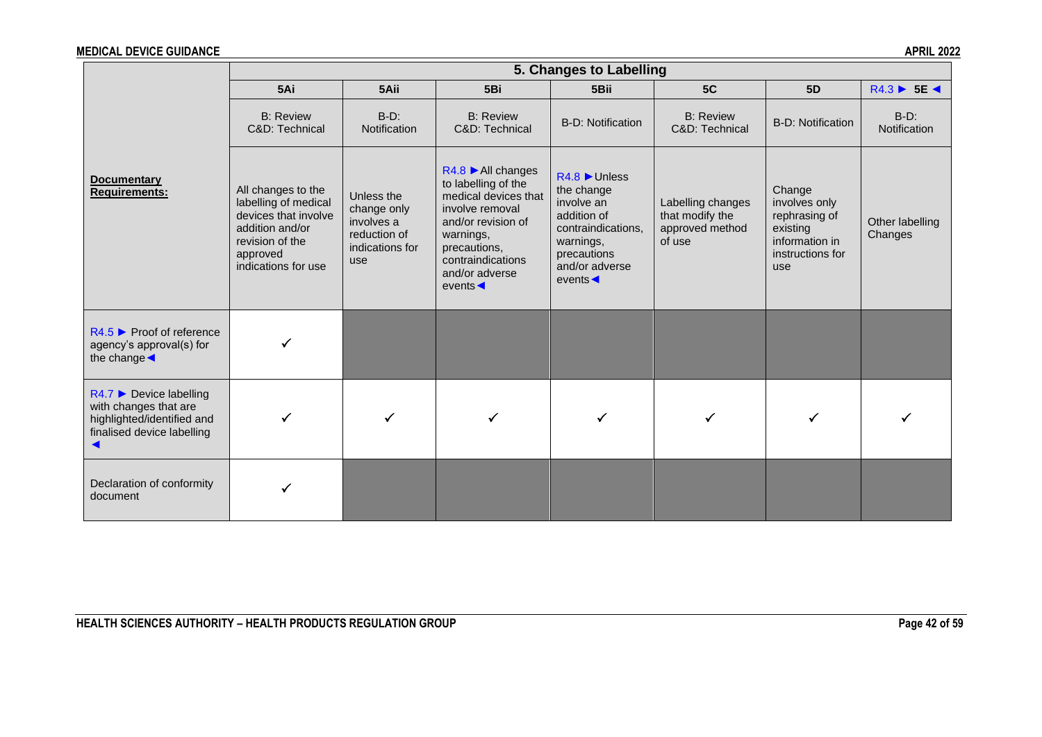| | 5. Changes to Labelling | | | | | | |
|---|---|---|---|---|---|---|---|
| | 5Ai | 5Aii | 5Bi | 5Bii | 5C | 5D | R4.3 ► 5E ◄ |
| | B: Review C&D: Technical | B-D: Notification | B: Review C&D: Technical | B-D: Notification | B: Review C&D: Technical | B-D: Notification | B-D: Notification |
| **Documentary Requirements:** | All changes to the labelling of medical devices that involve addition and/or revision of the approved indications for use | Unless the change only involves a reduction of indications for use | R4.8 ►All changes to labelling of the medical devices that involve removal and/or revision of warnings, precautions, contraindications and/or adverse events◄ | R4.8 ►Unless the change involve an addition of contraindications, warnings, precautions and/or adverse events◄ | Labelling changes that modify the approved method of use | Change involves only rephrasing of existing information in instructions for use | Other labelling Changes |
| R4.5 ► Proof of reference agency's approval(s) for the change◄ | ✓ | | | | | | |
| R4.7 ► Device labelling with changes that are highlighted/identified and finalised device labelling ◄ | ✓ | ✓ | ✓ | ✓ | ✓ | ✓ | ✓ |
| Declaration of conformity document | ✓ | | | | | | |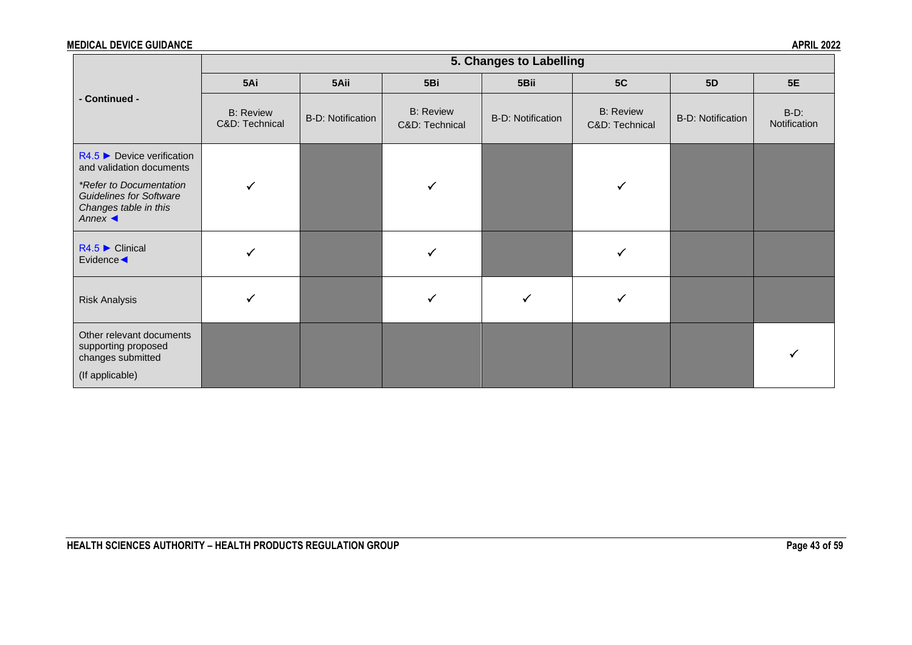| - Continued - | 5. Changes to Labelling | | | | | | |
|---|---|---|---|---|---|---|---|
| | 5Ai | 5Aii | 5Bi | 5Bii | 5C | 5D | 5E |
| | B: Review C&D: Technical | B-D: Notification | B: Review C&D: Technical | B-D: Notification | B: Review C&D: Technical | B-D: Notification | B-D: Notification |
| R4.5 ► Device verification and validation documents *\*Refer to Documentation Guidelines for Software Changes table in this Annex* ◄ | ✓ | | ✓ | | ✓ | | |
| R4.5 ► Clinical Evidence◄ | ✓ | | ✓ | | ✓ | | |
| Risk Analysis | ✓ | | ✓ | ✓ | ✓ | | |
| Other relevant documents supporting proposed changes submitted (If applicable) | | | | | | | ✓ |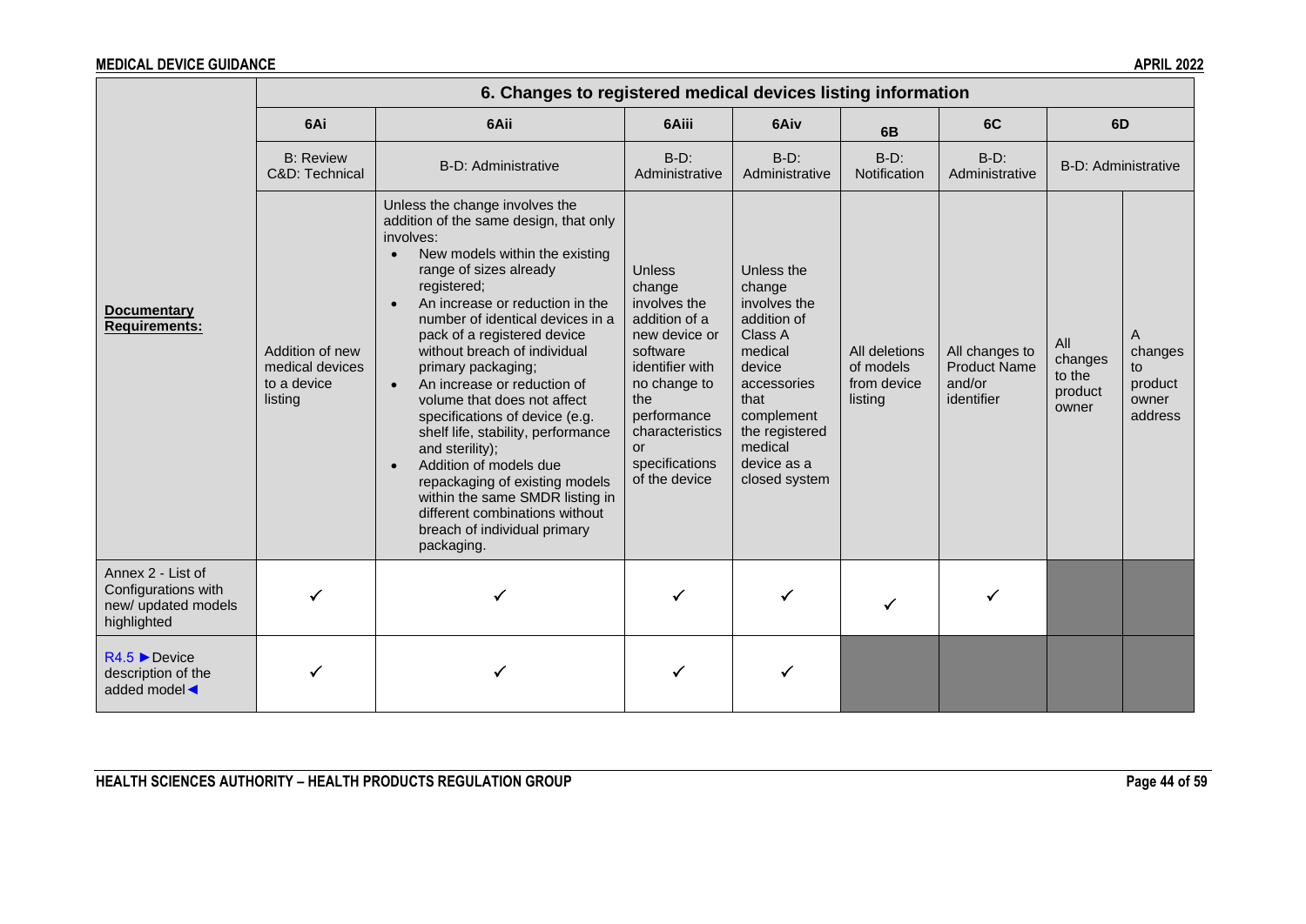| | 6. Changes to registered medical devices listing information | | | | | | | |
|---|---|---|---|---|---|---|---|---|
| | 6Ai | 6Aii | 6Aiii | 6Aiv | 6B | 6C | 6D | |
| | B: Review C&D: Technical | B-D: Administrative | B-D: Administrative | B-D: Administrative | B-D: Notification | B-D: Administrative | B-D: Administrative | |
| **Documentary Requirements:** | Addition of new medical devices to a device listing | Unless the change involves the addition of the same design, that only involves: • New models within the existing range of sizes already registered; • An increase or reduction in the number of identical devices in a pack of a registered device without breach of individual primary packaging; • An increase or reduction of volume that does not affect specifications of device (e.g. shelf life, stability, performance and sterility); • Addition of models due repackaging of existing models within the same SMDR listing in different combinations without breach of individual primary packaging. | Unless change involves the addition of a new device or software identifier with no change to the performance characteristics or specifications of the device | Unless the change involves the addition of Class A medical device accessories that complement the registered medical device as a closed system | All deletions of models from device listing | All changes to Product Name and/or identifier | All changes to the product owner | A changes to product owner address |
| Annex 2 - List of Configurations with new/ updated models highlighted | ✓ | ✓ | ✓ | ✓ | ✓ | ✓ | | |
| R4.5 ►Device description of the added model◄ | ✓ | ✓ | ✓ | ✓ | | | | |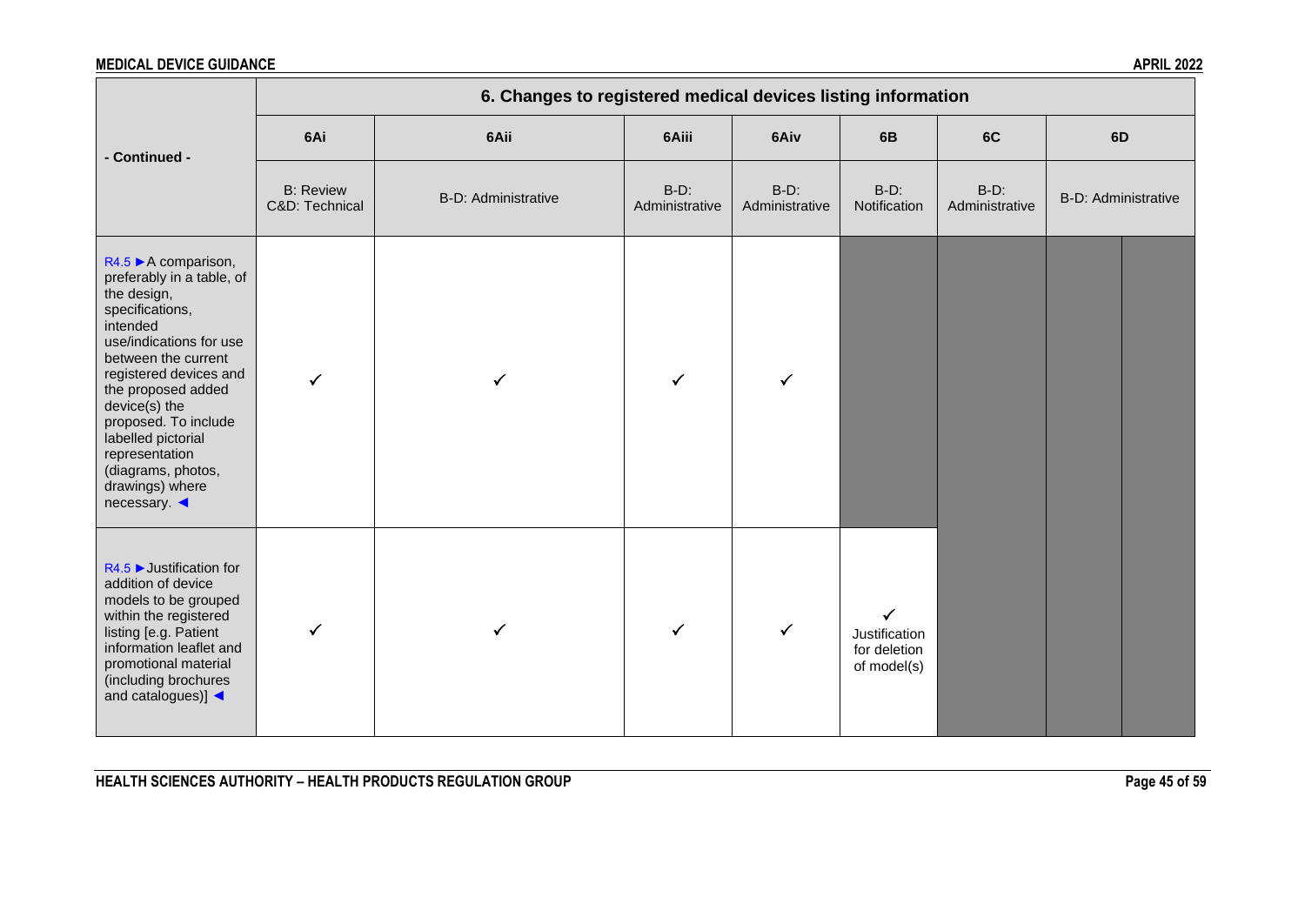| - Continued - | 6. Changes to registered medical devices listing information | | | | | | |
|---|---|---|---|---|---|---|---|
| | 6Ai | 6Aii | 6Aiii | 6Aiv | 6B | 6C | 6D |
| | B: Review C&D: Technical | B-D: Administrative | B-D: Administrative | B-D: Administrative | B-D: Notification | B-D: Administrative | B-D: Administrative |
| R4.5 ►A comparison, preferably in a table, of the design, specifications, intended use/indications for use between the current registered devices and the proposed added device(s) the proposed. To include labelled pictorial representation (diagrams, photos, drawings) where necessary. ◄ | ✓ | ✓ | ✓ | ✓ | | | |
| R4.5 ►Justification for addition of device models to be grouped within the registered listing [e.g. Patient information leaflet and promotional material (including brochures and catalogues)] ◄ | ✓ | ✓ | ✓ | ✓ | ✓ Justification for deletion of model(s) | | |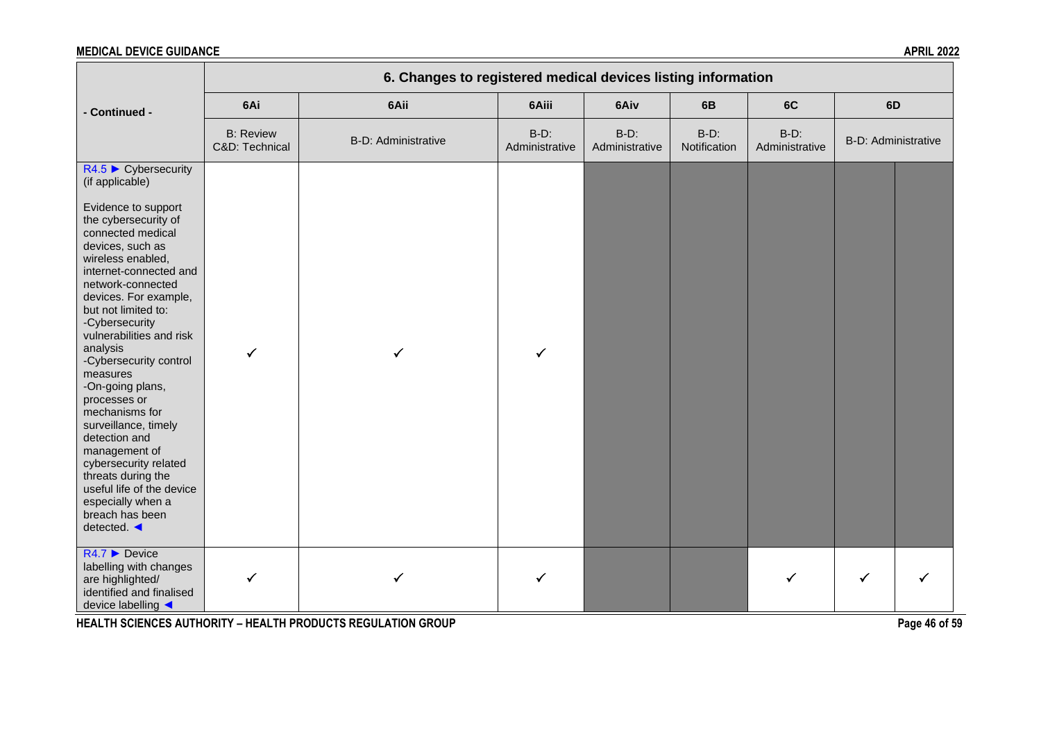| - Continued - | 6. Changes to registered medical devices listing information | | | | | | | |
|---|---|---|---|---|---|---|---|---|
| | 6Ai | 6Aii | 6Aiii | 6Aiv | 6B | 6C | 6D | |
| | B: Review C&D: Technical | B-D: Administrative | B-D: Administrative | B-D: Administrative | B-D: Notification | B-D: Administrative | B-D: Administrative | |
| R4.5 ► Cybersecurity (if applicable)<br><br>Evidence to support the cybersecurity of connected medical devices, such as wireless enabled, internet-connected and network-connected devices. For example, but not limited to:<br>-Cybersecurity vulnerabilities and risk analysis<br>-Cybersecurity control measures<br>-On-going plans, processes or mechanisms for surveillance, timely detection and management of cybersecurity related threats during the useful life of the device especially when a breach has been detected. ◄ | ✓ | ✓ | ✓ | | | | | |
| R4.7 ► Device labelling with changes are highlighted/ identified and finalised device labelling ◄ | ✓ | ✓ | ✓ | | | ✓ | ✓ | ✓ |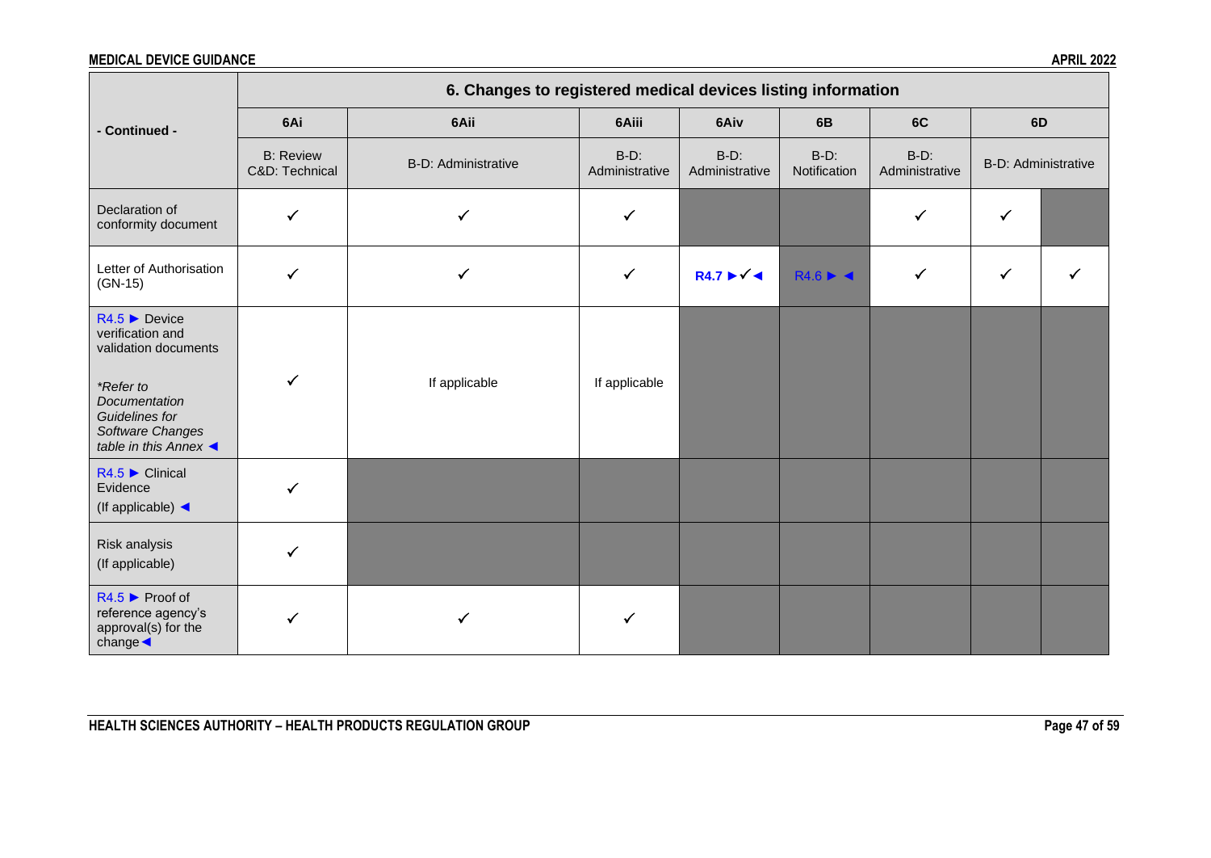| - Continued - | 6. Changes to registered medical devices listing information | | | | | | | |
|---|---|---|---|---|---|---|---|---|
| | 6Ai | 6Aii | 6Aiii | 6Aiv | 6B | 6C | 6D | |
| | B: Review C&D: Technical | B-D: Administrative | B-D: Administrative | B-D: Administrative | B-D: Notification | B-D: Administrative | B-D: Administrative | |
| Declaration of conformity document | ✓ | ✓ | ✓ | | | ✓ | ✓ | |
| Letter of Authorisation (GN-15) | ✓ | ✓ | ✓ | R4.7 ►✓◄ | R4.6 ► ◄ | ✓ | ✓ | ✓ |
| R4.5 ► Device verification and validation documents *Refer to Documentation Guidelines for Software Changes table in this Annex* ◄ | ✓ | If applicable | If applicable | | | | | |
| R4.5 ► Clinical Evidence (If applicable) ◄ | ✓ | | | | | | | |
| Risk analysis (If applicable) | ✓ | | | | | | | |
| R4.5 ► Proof of reference agency's approval(s) for the change◄ | ✓ | ✓ | ✓ | | | | | |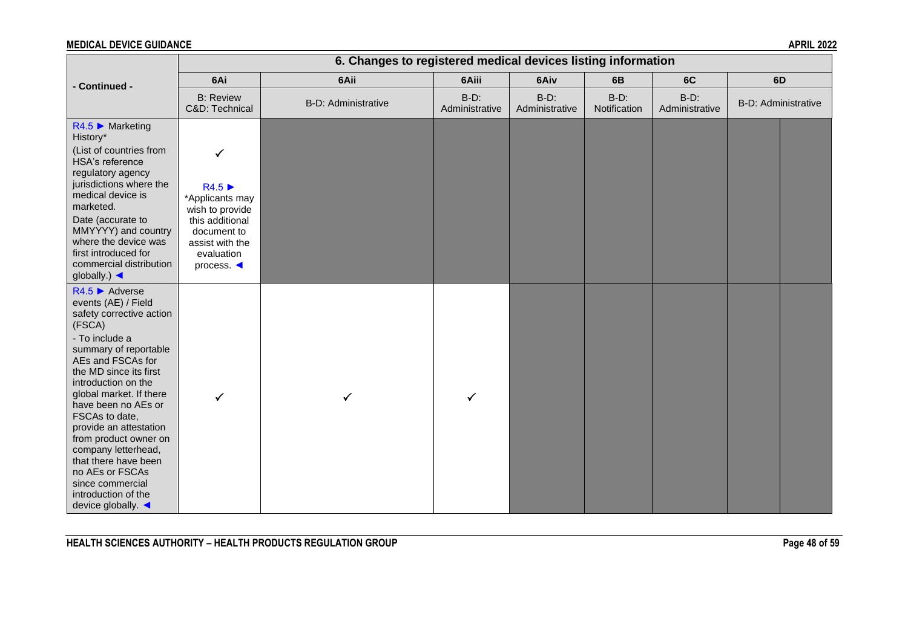| - Continued - | 6. Changes to registered medical devices listing information | | | | | | |
|---|---|---|---|---|---|---|---|
| | 6Ai | 6Aii | 6Aiii | 6Aiv | 6B | 6C | 6D |
| | B: Review C&D: Technical | B-D: Administrative | B-D: Administrative | B-D: Administrative | B-D: Notification | B-D: Administrative | B-D: Administrative |
| R4.5 ► Marketing History* (List of countries from HSA's reference regulatory agency jurisdictions where the medical device is marketed. Date (accurate to MMYYYY) and country where the device was first introduced for commercial distribution globally.) ◄ | ✓ R4.5 ► *Applicants may wish to provide this additional document to assist with the evaluation process. ◄ | | | | | | |
| R4.5 ► Adverse events (AE) / Field safety corrective action (FSCA) - To include a summary of reportable AEs and FSCAs for the MD since its first introduction on the global market. If there have been no AEs or FSCAs to date, provide an attestation from product owner on company letterhead, that there have been no AEs or FSCAs since commercial introduction of the device globally. ◄ | ✓ | ✓ | ✓ | | | | |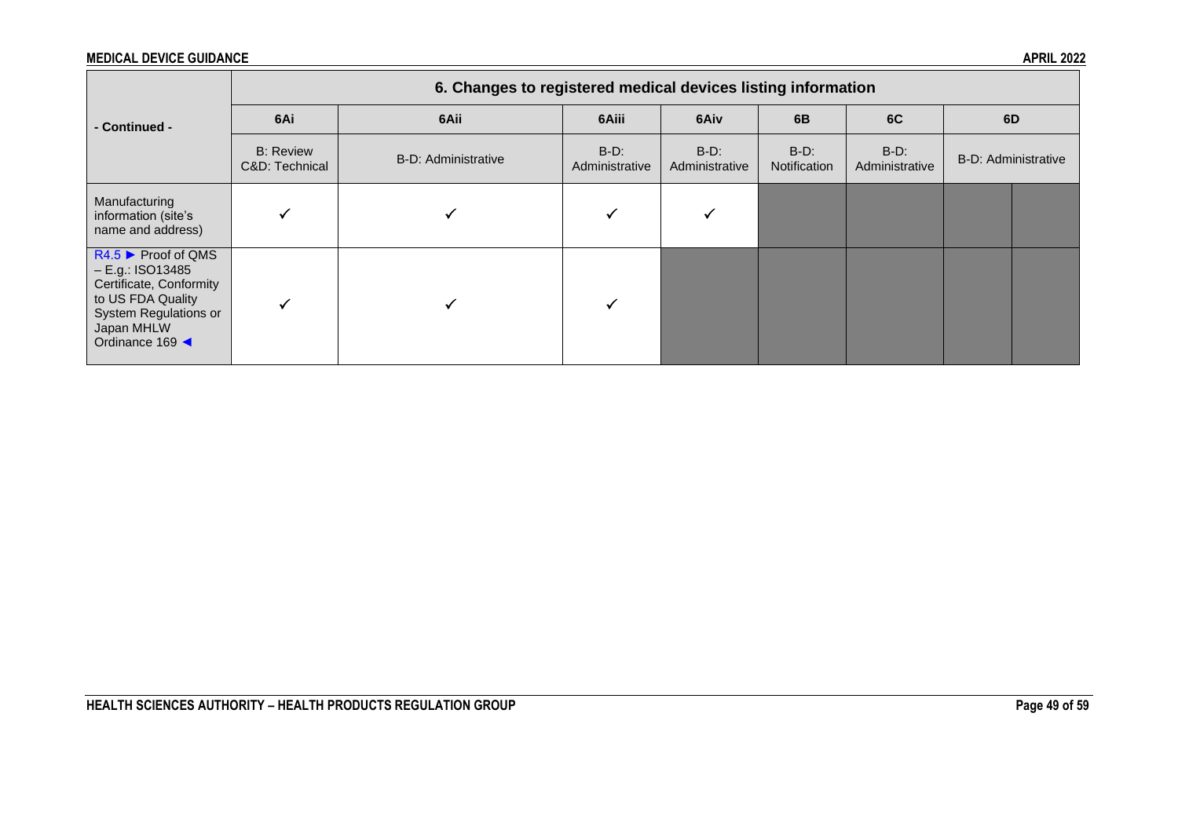| - Continued - | 6. Changes to registered medical devices listing information | | | | | | |
|---|---|---|---|---|---|---|---|
| | 6Ai | 6Aii | 6Aiii | 6Aiv | 6B | 6C | 6D |
| | B: Review C&D: Technical | B-D: Administrative | B-D: Administrative | B-D: Administrative | B-D: Notification | B-D: Administrative | B-D: Administrative |
| Manufacturing information (site's name and address) | ✓ | ✓ | ✓ | ✓ | | | |
| R4.5 ► Proof of QMS – E.g.: ISO13485 Certificate, Conformity to US FDA Quality System Regulations or Japan MHLW Ordinance 169 ◄ | ✓ | ✓ | ✓ | | | | |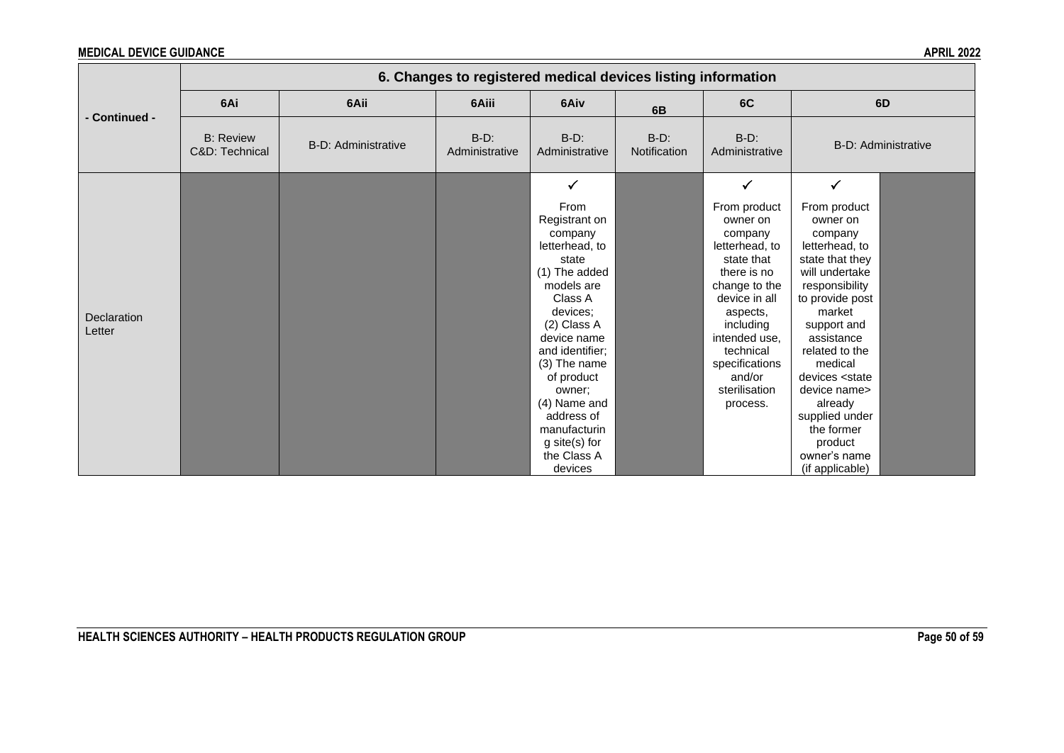| - Continued - | 6. Changes to registered medical devices listing information | | | | | | | |
|---|---|---|---|---|---|---|---|---|
| | 6Ai | 6Aii | 6Aiii | 6Aiv | 6B | 6C | 6D | |
| | B: Review C&D: Technical | B-D: Administrative | B-D: Administrative | B-D: Administrative | B-D: Notification | B-D: Administrative | B-D: Administrative | |
| Declaration Letter | | | | ✓ From Registrant on company letterhead, to state (1) The added models are Class A devices; (2) Class A device name and identifier; (3) The name of product owner; (4) Name and address of manufacturing site(s) for the Class A devices | | ✓ From product owner on company letterhead, to state that there is no change to the device in all aspects, including intended use, technical specifications and/or sterilisation process. | ✓ From product owner on company letterhead, to state that they will undertake responsibility to provide post market support and assistance related to the medical devices <state device name> already supplied under the former product owner's name (if applicable) | |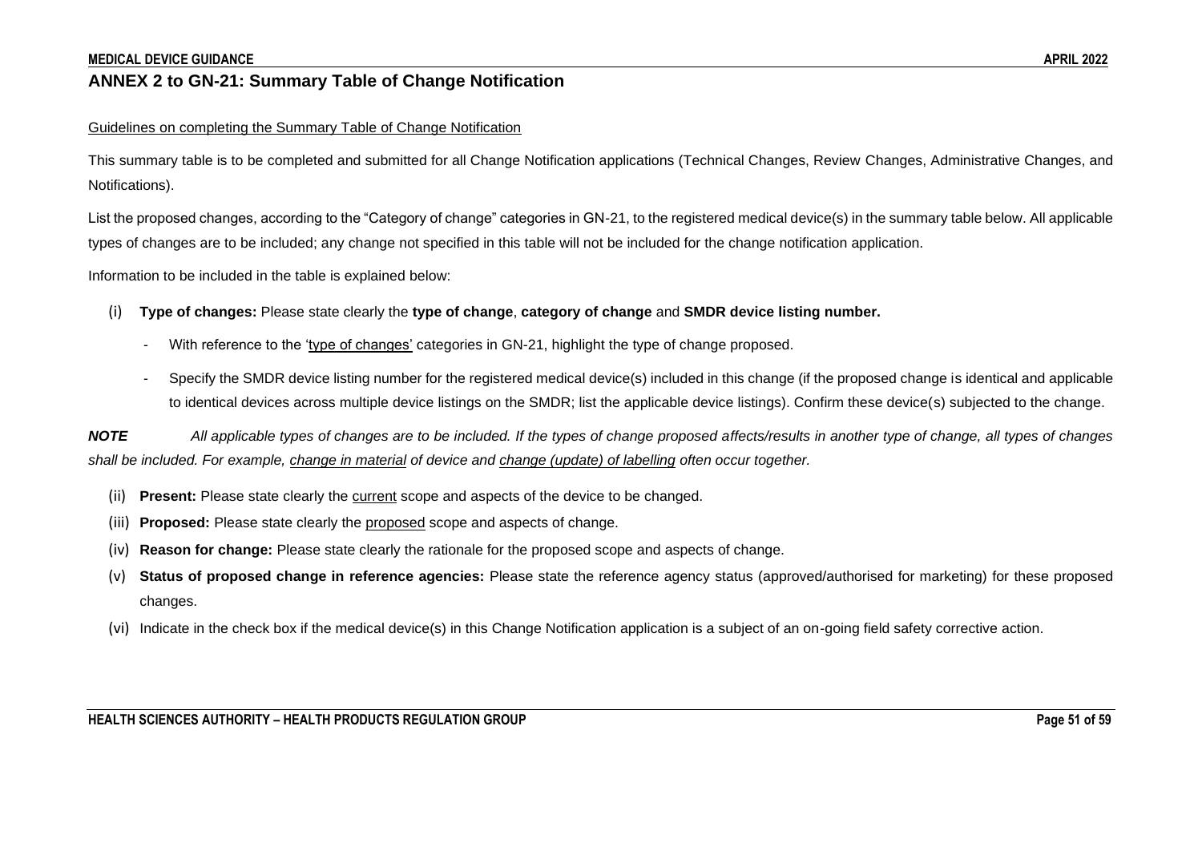## ANNEX 2 to GN-21: Summary Table of Change Notification

Guidelines on completing the Summary Table of Change Notification

This summary table is to be completed and submitted for all Change Notification applications (Technical Changes, Review Changes, Administrative Changes, and Notifications).

List the proposed changes, according to the "Category of change" categories in GN-21, to the registered medical device(s) in the summary table below. All applicable types of changes are to be included; any change not specified in this table will not be included for the change notification application.

Information to be included in the table is explained below:

(i) **Type of changes:** Please state clearly the **type of change**, **category of change** and **SMDR device listing number.**

- With reference to the 'type of changes' categories in GN-21, highlight the type of change proposed.
- Specify the SMDR device listing number for the registered medical device(s) included in this change (if the proposed change is identical and applicable to identical devices across multiple device listings on the SMDR; list the applicable device listings). Confirm these device(s) subjected to the change.

***NOTE*** *All applicable types of changes are to be included. If the types of change proposed affects/results in another type of change, all types of changes shall be included. For example, change in material of device and change (update) of labelling often occur together.*

(ii) **Present:** Please state clearly the current scope and aspects of the device to be changed.

(iii) **Proposed:** Please state clearly the proposed scope and aspects of change.

(iv) **Reason for change:** Please state clearly the rationale for the proposed scope and aspects of change.

(v) **Status of proposed change in reference agencies:** Please state the reference agency status (approved/authorised for marketing) for these proposed changes.

(vi) Indicate in the check box if the medical device(s) in this Change Notification application is a subject of an on-going field safety corrective action.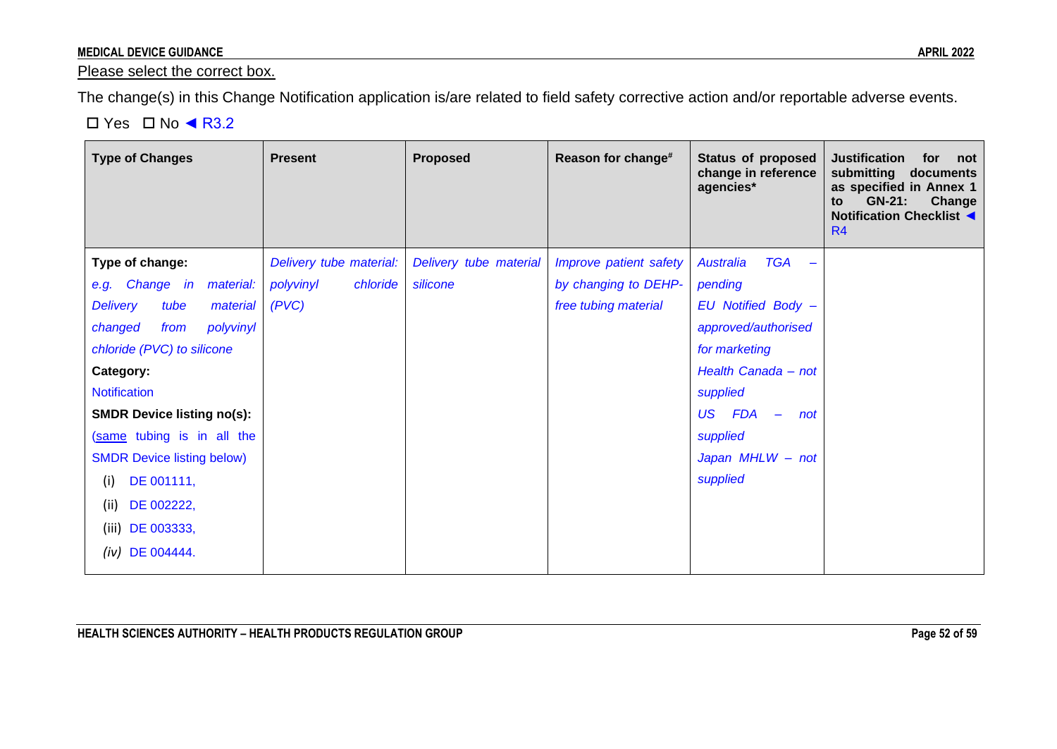Please select the correct box.

The change(s) in this Change Notification application is/are related to field safety corrective action and/or reportable adverse events.

☐ Yes ☐ No ◄ R3.2

| Type of Changes | Present | Proposed | Reason for change# | Status of proposed change in reference agencies* | Justification for not submitting documents as specified in Annex 1 to GN-21: Change Notification Checklist ◄ R4 |
|---|---|---|---|---|---|
| **Type of change:**<br>*e.g. Change in material: Delivery tube material changed from polyvinyl chloride (PVC) to silicone*<br>**Category:**<br>Notification<br>**SMDR Device listing no(s):**<br>(same tubing is in all the SMDR Device listing below)<br>(i) DE 001111,<br>(ii) DE 002222,<br>(iii) DE 003333,<br>*(iv)* DE 004444. | *Delivery tube material: polyvinyl chloride (PVC)* | *Delivery tube material silicone* | *Improve patient safety by changing to DEHP-free tubing material* | *Australia TGA – pending*<br>*EU Notified Body – approved/authorised for marketing*<br>*Health Canada – not supplied*<br>*US FDA – not supplied*<br>*Japan MHLW – not supplied* | |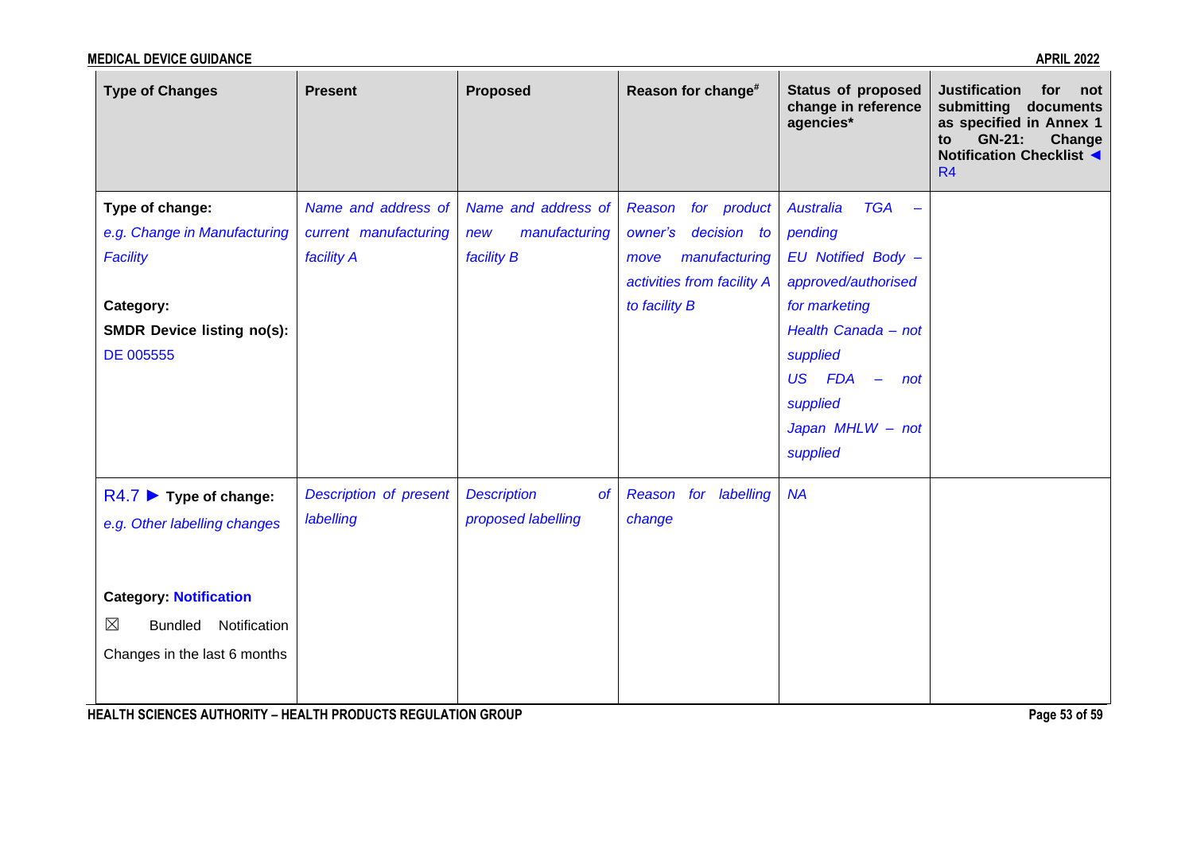| Type of Changes | Present | Proposed | Reason for change# | Status of proposed change in reference agencies* | Justification for not submitting documents as specified in Annex 1 to GN-21: Change Notification Checklist ◄ R4 |
|---|---|---|---|---|---|
| **Type of change:**<br>*e.g. Change in Manufacturing Facility*<br><br>**Category:**<br>**SMDR Device listing no(s):**<br>DE 005555 | *Name and address of current manufacturing facility A* | *Name and address of new manufacturing facility B* | *Reason for product owner's decision to move manufacturing activities from facility A to facility B* | *Australia TGA – pending*<br>*EU Notified Body – approved/authorised for marketing*<br>*Health Canada – not supplied*<br>*US FDA – not supplied*<br>*Japan MHLW – not supplied* | |
| R4.7 ► **Type of change:**<br>*e.g. Other labelling changes*<br><br>**Category: Notification**<br>☒ Bundled Notification Changes in the last 6 months | *Description of present labelling* | *Description of proposed labelling* | *Reason for labelling change* | *NA* | |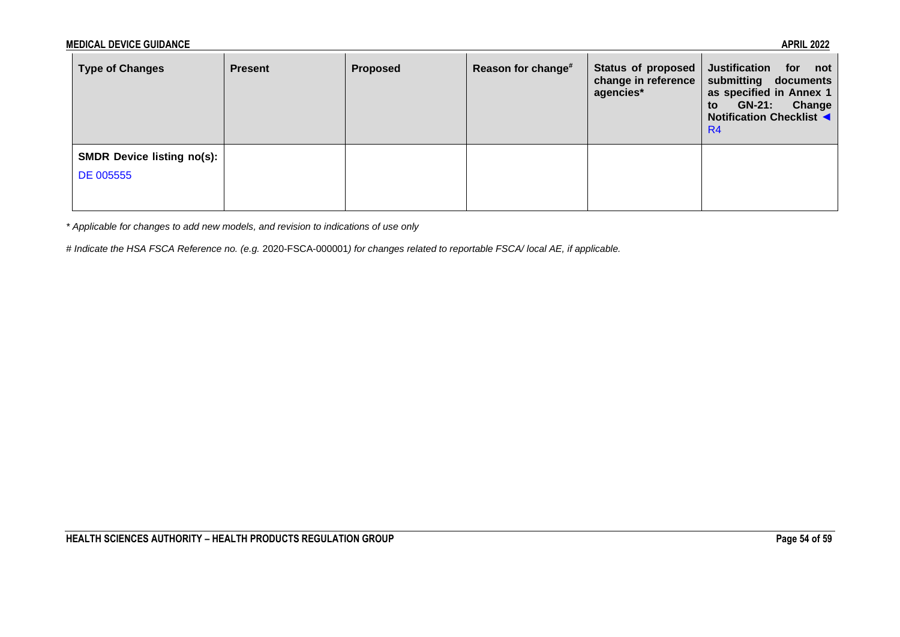| Type of Changes | Present | Proposed | Reason for change# | Status of proposed change in reference agencies* | Justification for not submitting documents as specified in Annex 1 to GN-21: Change Notification Checklist ◄ R4 |
|---|---|---|---|---|---|
| **SMDR Device listing no(s):** DE 005555 | | | | | |

*\* Applicable for changes to add new models, and revision to indications of use only*

*# Indicate the HSA FSCA Reference no. (e.g.* 2020-FSCA-000001*) for changes related to reportable FSCA/ local AE, if applicable.*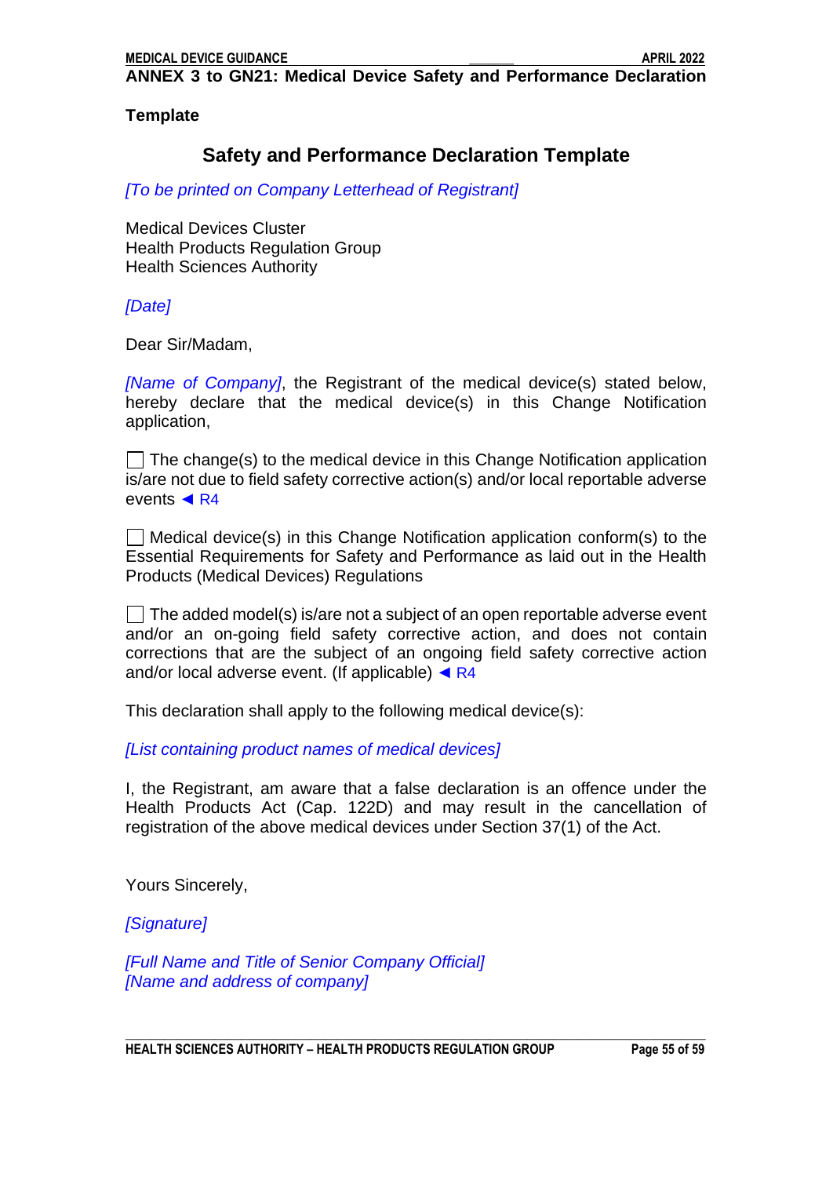**ANNEX 3 to GN21: Medical Device Safety and Performance Declaration**

**Template**

## Safety and Performance Declaration Template

*[To be printed on Company Letterhead of Registrant]*

Medical Devices Cluster
Health Products Regulation Group
Health Sciences Authority

*[Date]*

Dear Sir/Madam,

*[Name of Company]*, the Registrant of the medical device(s) stated below, hereby declare that the medical device(s) in this Change Notification application,

☐ The change(s) to the medical device in this Change Notification application is/are not due to field safety corrective action(s) and/or local reportable adverse events ◄ R4

☐ Medical device(s) in this Change Notification application conform(s) to the Essential Requirements for Safety and Performance as laid out in the Health Products (Medical Devices) Regulations

☐ The added model(s) is/are not a subject of an open reportable adverse event and/or an on-going field safety corrective action, and does not contain corrections that are the subject of an ongoing field safety corrective action and/or local adverse event. (If applicable) ◄ R4

This declaration shall apply to the following medical device(s):

*[List containing product names of medical devices]*

I, the Registrant, am aware that a false declaration is an offence under the Health Products Act (Cap. 122D) and may result in the cancellation of registration of the above medical devices under Section 37(1) of the Act.

Yours Sincerely,

*[Signature]*

*[Full Name and Title of Senior Company Official]*
*[Name and address of company]*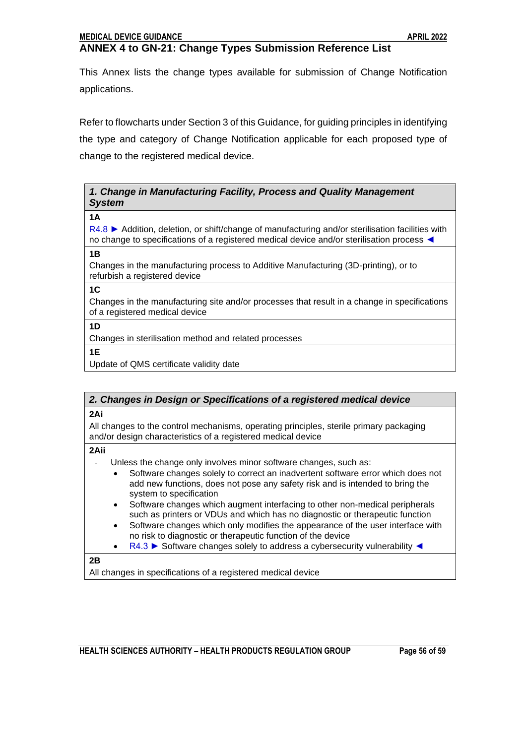## ANNEX 4 to GN-21: Change Types Submission Reference List

This Annex lists the change types available for submission of Change Notification applications.

Refer to flowcharts under Section 3 of this Guidance, for guiding principles in identifying the type and category of Change Notification applicable for each proposed type of change to the registered medical device.

| ***1. Change in Manufacturing Facility, Process and Quality Management System*** |
|---|
| **1A** |
| R4.8 ► Addition, deletion, or shift/change of manufacturing and/or sterilisation facilities with no change to specifications of a registered medical device and/or sterilisation process ◄ |
| **1B** |
| Changes in the manufacturing process to Additive Manufacturing (3D-printing), or to refurbish a registered device |
| **1C** |
| Changes in the manufacturing site and/or processes that result in a change in specifications of a registered medical device |
| **1D** |
| Changes in sterilisation method and related processes |
| **1E** |
| Update of QMS certificate validity date |

| ***2. Changes in Design or Specifications of a registered medical device*** |
|---|
| **2Ai** |
| All changes to the control mechanisms, operating principles, sterile primary packaging and/or design characteristics of a registered medical device |
| **2Aii** |
| - Unless the change only involves minor software changes, such as:<br>• Software changes solely to correct an inadvertent software error which does not add new functions, does not pose any safety risk and is intended to bring the system to specification<br>• Software changes which augment interfacing to other non-medical peripherals such as printers or VDUs and which has no diagnostic or therapeutic function<br>• Software changes which only modifies the appearance of the user interface with no risk to diagnostic or therapeutic function of the device<br>• R4.3 ► Software changes solely to address a cybersecurity vulnerability ◄ |
| **2B** |
| All changes in specifications of a registered medical device |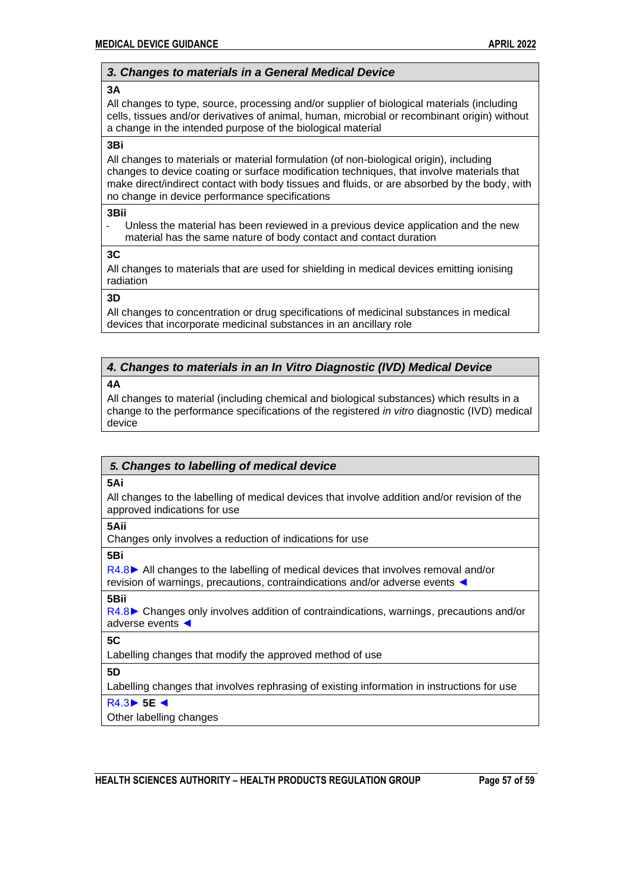| *3. Changes to materials in a General Medical Device* |
| --- |
| **3A** |
| All changes to type, source, processing and/or supplier of biological materials (including cells, tissues and/or derivatives of animal, human, microbial or recombinant origin) without a change in the intended purpose of the biological material |
| **3Bi** |
| All changes to materials or material formulation (of non-biological origin), including changes to device coating or surface modification techniques, that involve materials that make direct/indirect contact with body tissues and fluids, or are absorbed by the body, with no change in device performance specifications |
| **3Bii** |
| - Unless the material has been reviewed in a previous device application and the new material has the same nature of body contact and contact duration |
| **3C** |
| All changes to materials that are used for shielding in medical devices emitting ionising radiation |
| **3D** |
| All changes to concentration or drug specifications of medicinal substances in medical devices that incorporate medicinal substances in an ancillary role |

| *4. Changes to materials in an In Vitro Diagnostic (IVD) Medical Device* |
| --- |
| **4A** |
| All changes to material (including chemical and biological substances) which results in a change to the performance specifications of the registered *in vitro* diagnostic (IVD) medical device |

| *5. Changes to labelling of medical device* |
| --- |
| **5Ai** |
| All changes to the labelling of medical devices that involve addition and/or revision of the approved indications for use |
| **5Aii** |
| Changes only involves a reduction of indications for use |
| **5Bi** |
| R4.8► All changes to the labelling of medical devices that involves removal and/or revision of warnings, precautions, contraindications and/or adverse events ◄ |
| **5Bii** |
| R4.8► Changes only involves addition of contraindications, warnings, precautions and/or adverse events ◄ |
| **5C** |
| Labelling changes that modify the approved method of use |
| **5D** |
| Labelling changes that involves rephrasing of existing information in instructions for use |
| R4.3► **5E** ◄ |
| Other labelling changes |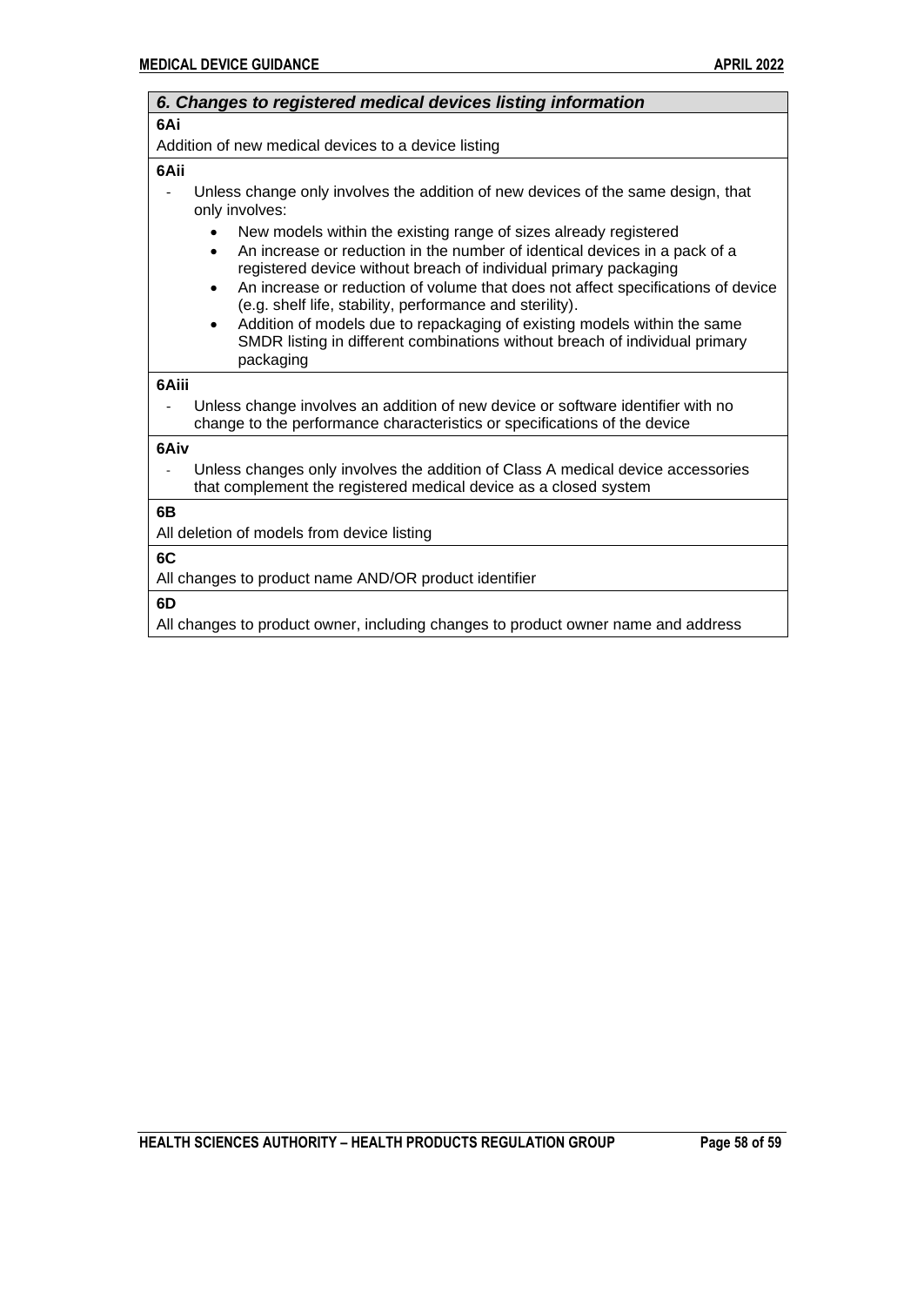| ***6. Changes to registered medical devices listing information*** |
|---|
| **6Ai**<br>Addition of new medical devices to a device listing |
| **6Aii**<br>- Unless change only involves the addition of new devices of the same design, that only involves:<br>• New models within the existing range of sizes already registered<br>• An increase or reduction in the number of identical devices in a pack of a registered device without breach of individual primary packaging<br>• An increase or reduction of volume that does not affect specifications of device (e.g. shelf life, stability, performance and sterility).<br>• Addition of models due to repackaging of existing models within the same SMDR listing in different combinations without breach of individual primary packaging |
| **6Aiii**<br>- Unless change involves an addition of new device or software identifier with no change to the performance characteristics or specifications of the device |
| **6Aiv**<br>- Unless changes only involves the addition of Class A medical device accessories that complement the registered medical device as a closed system |
| **6B**<br>All deletion of models from device listing |
| **6C**<br>All changes to product name AND/OR product identifier |
| **6D**<br>All changes to product owner, including changes to product owner name and address |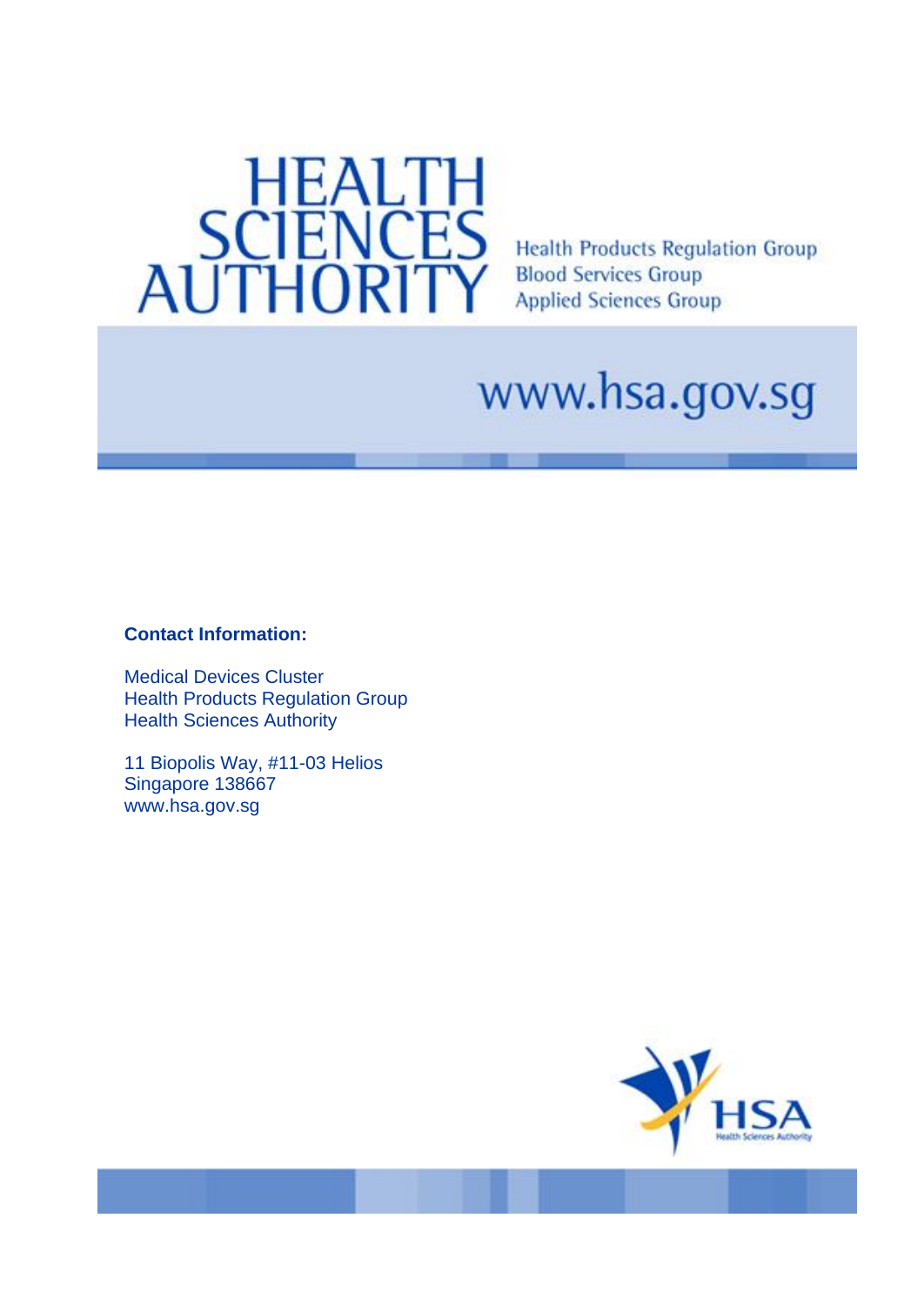HEALTH SCIENCES AUTHORITY

Health Products Regulation Group
Blood Services Group
Applied Sciences Group

www.hsa.gov.sg

**Contact Information:**

Medical Devices Cluster
Health Products Regulation Group
Health Sciences Authority

11 Biopolis Way, #11-03 Helios
Singapore 138667
www.hsa.gov.sg

HSA
Health Sciences Authority